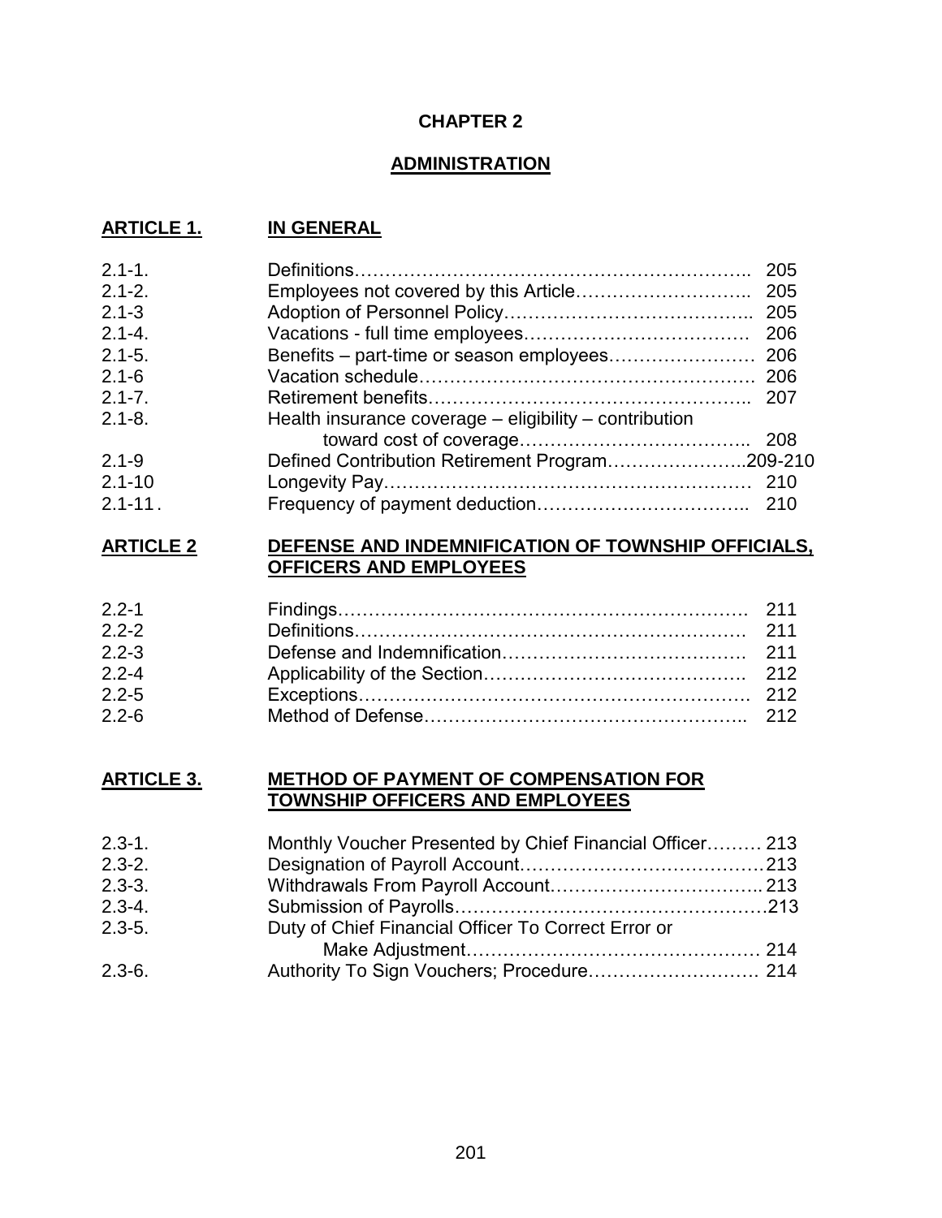# CHAPTER 2

## ADMINISTRATION

### ARTICLE 1. IN GENERAL

| | | |
|---|---|---|
| 2.1-1. | Definitions | 205 |
| 2.1-2. | Employees not covered by this Article | 205 |
| 2.1-3 | Adoption of Personnel Policy | 205 |
| 2.1-4. | Vacations - full time employees | 206 |
| 2.1-5. | Benefits – part-time or season employees | 206 |
| 2.1-6 | Vacation schedule | 206 |
| 2.1-7. | Retirement benefits | 207 |
| 2.1-8. | Health insurance coverage – eligibility – contribution toward cost of coverage | 208 |
| 2.1-9 | Defined Contribution Retirement Program | 209-210 |
| 2.1-10 | Longevity Pay | 210 |
| 2.1-11 . | Frequency of payment deduction | 210 |

### ARTICLE 2 DEFENSE AND INDEMNIFICATION OF TOWNSHIP OFFICIALS, OFFICERS AND EMPLOYEES

| | | |
|---|---|---|
| 2.2-1 | Findings | 211 |
| 2.2-2 | Definitions | 211 |
| 2.2-3 | Defense and Indemnification | 211 |
| 2.2-4 | Applicability of the Section | 212 |
| 2.2-5 | Exceptions | 212 |
| 2.2-6 | Method of Defense | 212 |

### ARTICLE 3. METHOD OF PAYMENT OF COMPENSATION FOR TOWNSHIP OFFICERS AND EMPLOYEES

| | | |
|---|---|---|
| 2.3-1. | Monthly Voucher Presented by Chief Financial Officer | 213 |
| 2.3-2. | Designation of Payroll Account | 213 |
| 2.3-3. | Withdrawals From Payroll Account | 213 |
| 2.3-4. | Submission of Payrolls | 213 |
| 2.3-5. | Duty of Chief Financial Officer To Correct Error or Make Adjustment | 214 |
| 2.3-6. | Authority To Sign Vouchers; Procedure | 214 |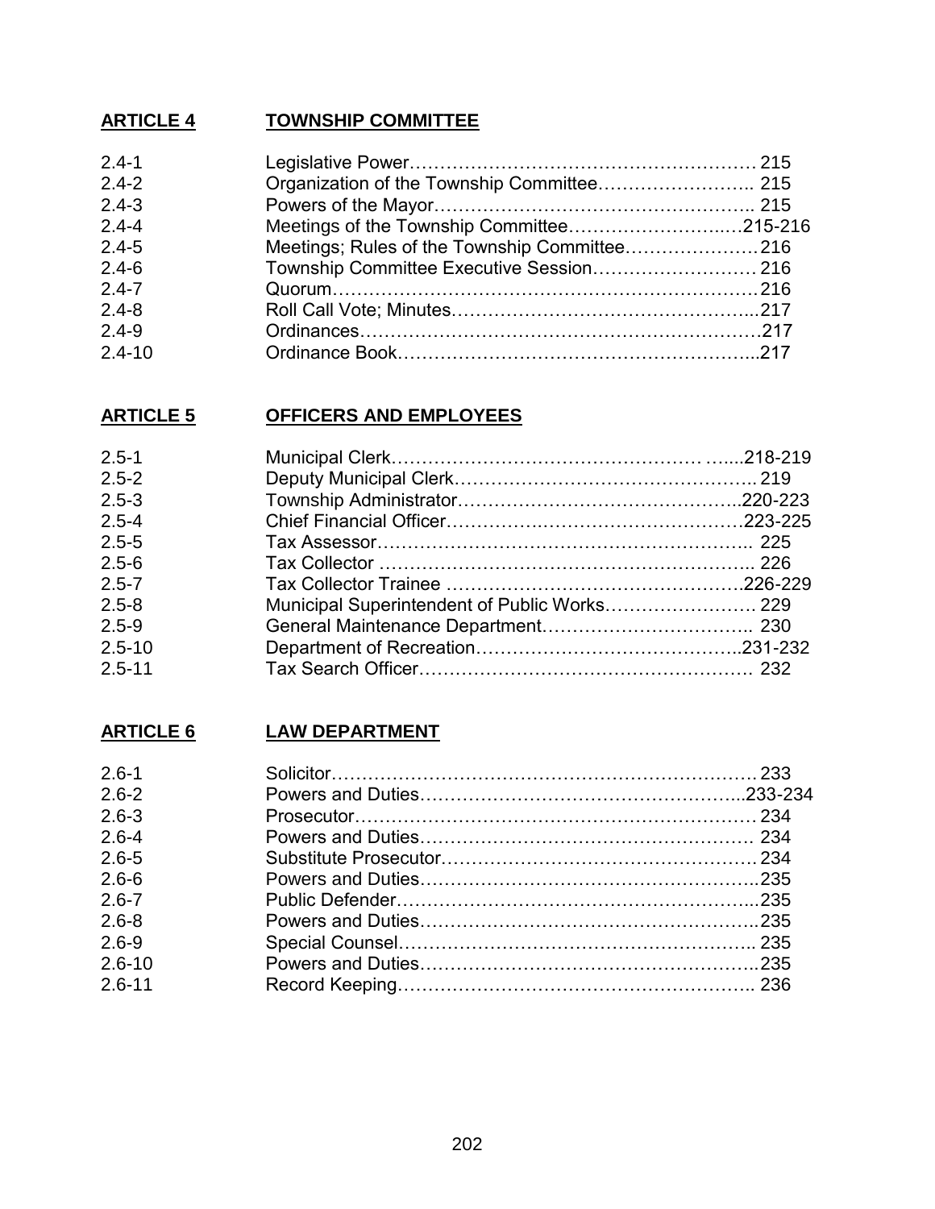## ARTICLE 4 TOWNSHIP COMMITTEE

| | | |
|---|---|---|
| 2.4-1 | Legislative Power | 215 |
| 2.4-2 | Organization of the Township Committee | 215 |
| 2.4-3 | Powers of the Mayor | 215 |
| 2.4-4 | Meetings of the Township Committee | 215-216 |
| 2.4-5 | Meetings; Rules of the Township Committee | 216 |
| 2.4-6 | Township Committee Executive Session | 216 |
| 2.4-7 | Quorum | 216 |
| 2.4-8 | Roll Call Vote; Minutes | 217 |
| 2.4-9 | Ordinances | 217 |
| 2.4-10 | Ordinance Book | 217 |

## ARTICLE 5 OFFICERS AND EMPLOYEES

| | | |
|---|---|---|
| 2.5-1 | Municipal Clerk | 218-219 |
| 2.5-2 | Deputy Municipal Clerk | 219 |
| 2.5-3 | Township Administrator | 220-223 |
| 2.5-4 | Chief Financial Officer | 223-225 |
| 2.5-5 | Tax Assessor | 225 |
| 2.5-6 | Tax Collector | 226 |
| 2.5-7 | Tax Collector Trainee | 226-229 |
| 2.5-8 | Municipal Superintendent of Public Works | 229 |
| 2.5-9 | General Maintenance Department | 230 |
| 2.5-10 | Department of Recreation | 231-232 |
| 2.5-11 | Tax Search Officer | 232 |

## ARTICLE 6 LAW DEPARTMENT

| | | |
|---|---|---|
| 2.6-1 | Solicitor | 233 |
| 2.6-2 | Powers and Duties | 233-234 |
| 2.6-3 | Prosecutor | 234 |
| 2.6-4 | Powers and Duties | 234 |
| 2.6-5 | Substitute Prosecutor | 234 |
| 2.6-6 | Powers and Duties | 235 |
| 2.6-7 | Public Defender | 235 |
| 2.6-8 | Powers and Duties | 235 |
| 2.6-9 | Special Counsel | 235 |
| 2.6-10 | Powers and Duties | 235 |
| 2.6-11 | Record Keeping | 236 |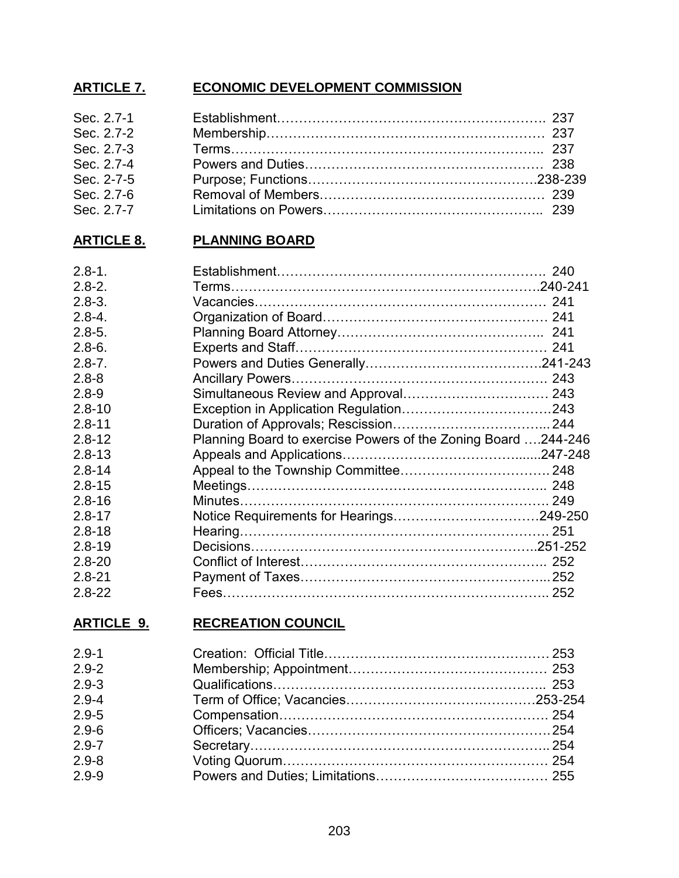## ARTICLE 7. ECONOMIC DEVELOPMENT COMMISSION

| | | |
|---|---|---|
| Sec. 2.7-1 | Establishment | 237 |
| Sec. 2.7-2 | Membership | 237 |
| Sec. 2.7-3 | Terms | 237 |
| Sec. 2.7-4 | Powers and Duties | 238 |
| Sec. 2-7-5 | Purpose; Functions | 238-239 |
| Sec. 2.7-6 | Removal of Members | 239 |
| Sec. 2.7-7 | Limitations on Powers | 239 |

## ARTICLE 8. PLANNING BOARD

| | | |
|---|---|---|
| 2.8-1. | Establishment | 240 |
| 2.8-2. | Terms | 240-241 |
| 2.8-3. | Vacancies | 241 |
| 2.8-4. | Organization of Board | 241 |
| 2.8-5. | Planning Board Attorney | 241 |
| 2.8-6. | Experts and Staff | 241 |
| 2.8-7. | Powers and Duties Generally | 241-243 |
| 2.8-8 | Ancillary Powers | 243 |
| 2.8-9 | Simultaneous Review and Approval | 243 |
| 2.8-10 | Exception in Application Regulation | 243 |
| 2.8-11 | Duration of Approvals; Rescission | 244 |
| 2.8-12 | Planning Board to exercise Powers of the Zoning Board | 244-246 |
| 2.8-13 | Appeals and Applications | 247-248 |
| 2.8-14 | Appeal to the Township Committee | 248 |
| 2.8-15 | Meetings | 248 |
| 2.8-16 | Minutes | 249 |
| 2.8-17 | Notice Requirements for Hearings | 249-250 |
| 2.8-18 | Hearing | 251 |
| 2.8-19 | Decisions | 251-252 |
| 2.8-20 | Conflict of Interest | 252 |
| 2.8-21 | Payment of Taxes | 252 |
| 2.8-22 | Fees | 252 |

## ARTICLE 9. RECREATION COUNCIL

| | | |
|---|---|---|
| 2.9-1 | Creation: Official Title | 253 |
| 2.9-2 | Membership; Appointment | 253 |
| 2.9-3 | Qualifications | 253 |
| 2.9-4 | Term of Office; Vacancies | 253-254 |
| 2.9-5 | Compensation | 254 |
| 2.9-6 | Officers; Vacancies | 254 |
| 2.9-7 | Secretary | 254 |
| 2.9-8 | Voting Quorum | 254 |
| 2.9-9 | Powers and Duties; Limitations | 255 |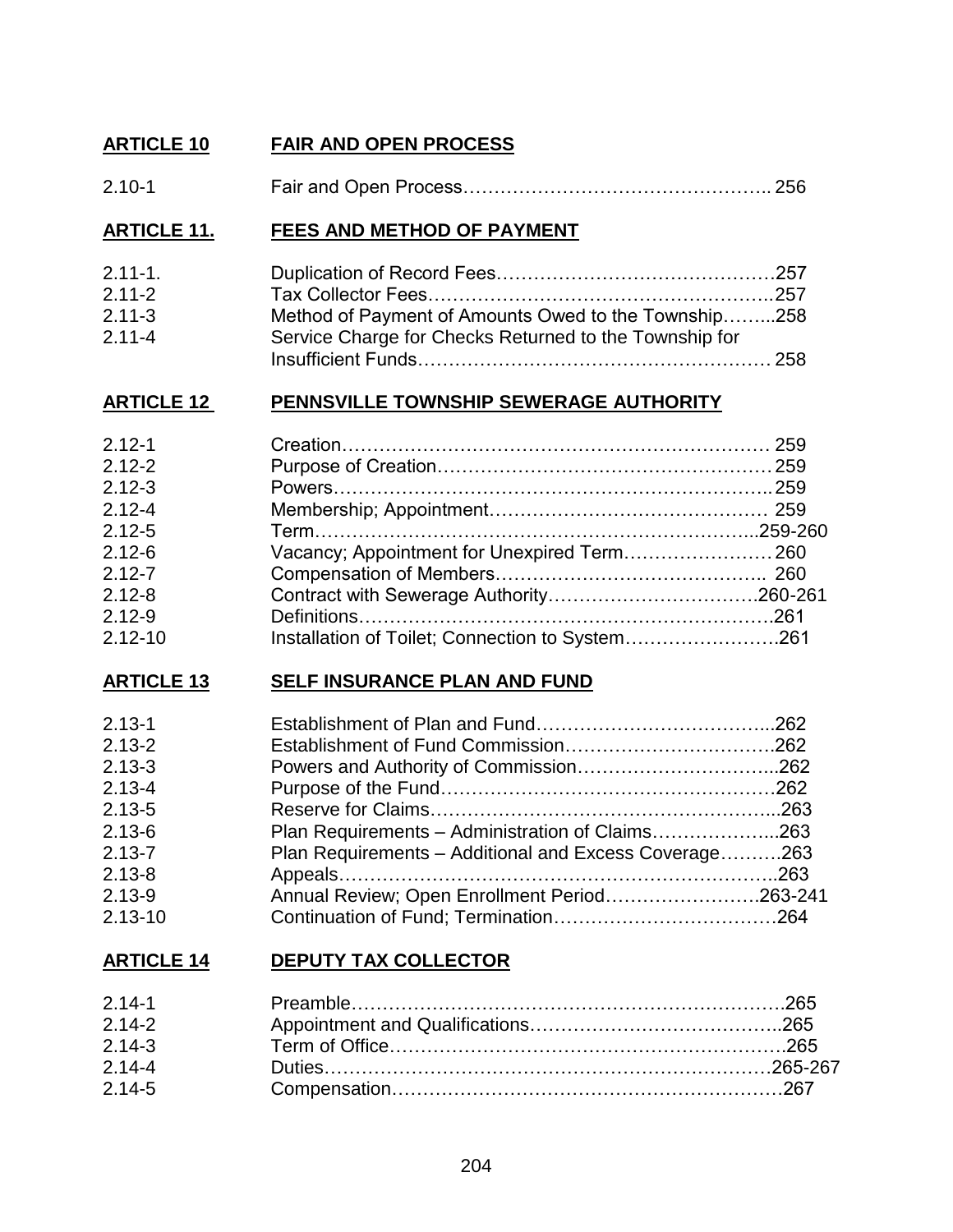## ARTICLE 10 FAIR AND OPEN PROCESS

| | | |
|---|---|---|
| 2.10-1 | Fair and Open Process | 256 |

## ARTICLE 11. FEES AND METHOD OF PAYMENT

| | | |
|---|---|---|
| 2.11-1. | Duplication of Record Fees | 257 |
| 2.11-2 | Tax Collector Fees | 257 |
| 2.11-3 | Method of Payment of Amounts Owed to the Township | 258 |
| 2.11-4 | Service Charge for Checks Returned to the Township for Insufficient Funds | 258 |

## ARTICLE 12 PENNSVILLE TOWNSHIP SEWERAGE AUTHORITY

| | | |
|---|---|---|
| 2.12-1 | Creation | 259 |
| 2.12-2 | Purpose of Creation | 259 |
| 2.12-3 | Powers | 259 |
| 2.12-4 | Membership; Appointment | 259 |
| 2.12-5 | Term | 259-260 |
| 2.12-6 | Vacancy; Appointment for Unexpired Term | 260 |
| 2.12-7 | Compensation of Members | 260 |
| 2.12-8 | Contract with Sewerage Authority | 260-261 |
| 2.12-9 | Definitions | 261 |
| 2.12-10 | Installation of Toilet; Connection to System | 261 |

## ARTICLE 13 SELF INSURANCE PLAN AND FUND

| | | |
|---|---|---|
| 2.13-1 | Establishment of Plan and Fund | 262 |
| 2.13-2 | Establishment of Fund Commission | 262 |
| 2.13-3 | Powers and Authority of Commission | 262 |
| 2.13-4 | Purpose of the Fund | 262 |
| 2.13-5 | Reserve for Claims | 263 |
| 2.13-6 | Plan Requirements – Administration of Claims | 263 |
| 2.13-7 | Plan Requirements – Additional and Excess Coverage | 263 |
| 2.13-8 | Appeals | 263 |
| 2.13-9 | Annual Review; Open Enrollment Period | 263-241 |
| 2.13-10 | Continuation of Fund; Termination | 264 |

## ARTICLE 14 DEPUTY TAX COLLECTOR

| | | |
|---|---|---|
| 2.14-1 | Preamble | 265 |
| 2.14-2 | Appointment and Qualifications | 265 |
| 2.14-3 | Term of Office | 265 |
| 2.14-4 | Duties | 265-267 |
| 2.14-5 | Compensation | 267 |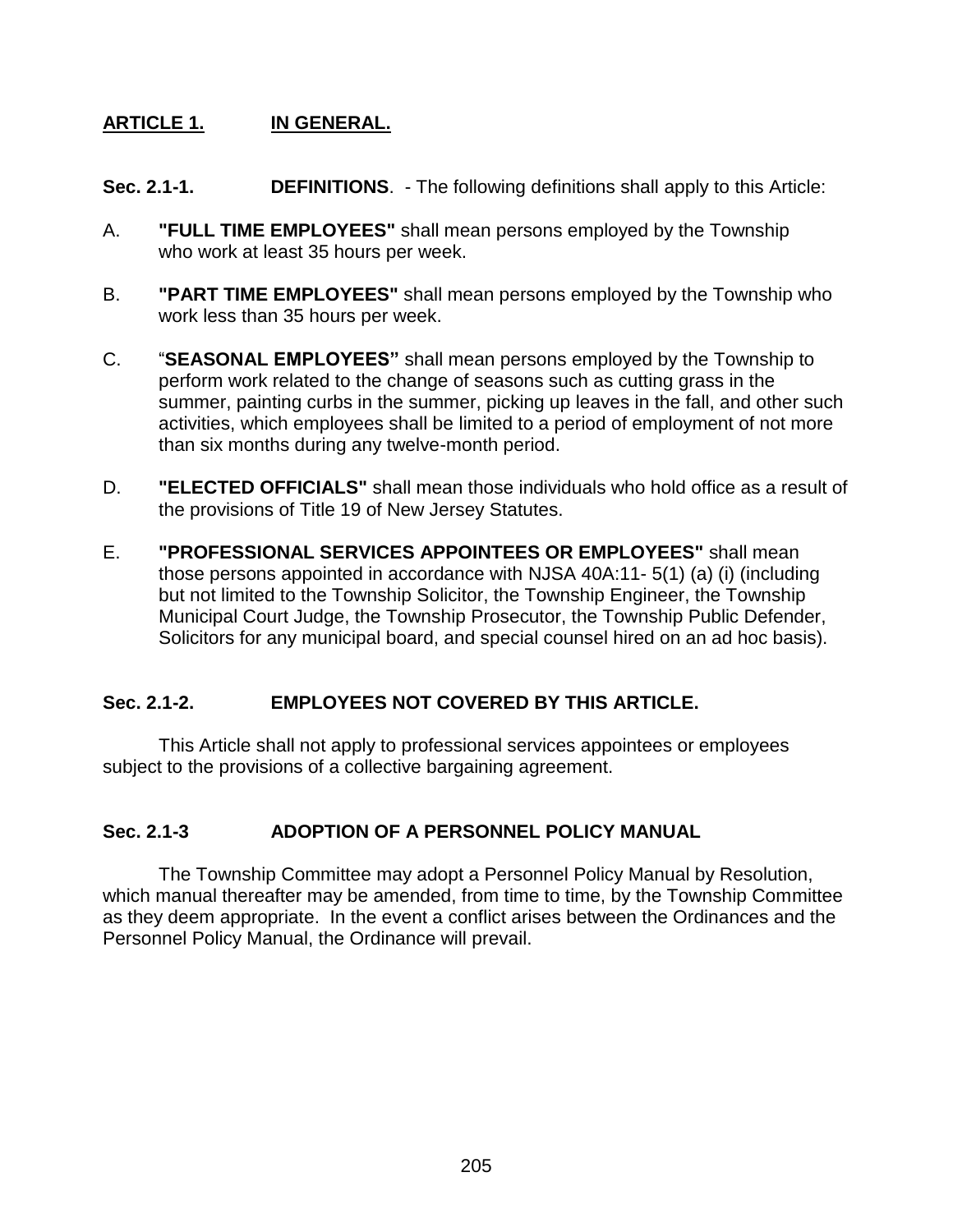## ARTICLE 1. IN GENERAL.

**Sec. 2.1-1. DEFINITIONS**. - The following definitions shall apply to this Article:

A. **"FULL TIME EMPLOYEES"** shall mean persons employed by the Township who work at least 35 hours per week.

B. **"PART TIME EMPLOYEES"** shall mean persons employed by the Township who work less than 35 hours per week.

C. **"SEASONAL EMPLOYEES"** shall mean persons employed by the Township to perform work related to the change of seasons such as cutting grass in the summer, painting curbs in the summer, picking up leaves in the fall, and other such activities, which employees shall be limited to a period of employment of not more than six months during any twelve-month period.

D. **"ELECTED OFFICIALS"** shall mean those individuals who hold office as a result of the provisions of Title 19 of New Jersey Statutes.

E. **"PROFESSIONAL SERVICES APPOINTEES OR EMPLOYEES"** shall mean those persons appointed in accordance with NJSA 40A:11- 5(1) (a) (i) (including but not limited to the Township Solicitor, the Township Engineer, the Township Municipal Court Judge, the Township Prosecutor, the Township Public Defender, Solicitors for any municipal board, and special counsel hired on an ad hoc basis).

### Sec. 2.1-2. EMPLOYEES NOT COVERED BY THIS ARTICLE.

This Article shall not apply to professional services appointees or employees subject to the provisions of a collective bargaining agreement.

### Sec. 2.1-3 ADOPTION OF A PERSONNEL POLICY MANUAL

The Township Committee may adopt a Personnel Policy Manual by Resolution, which manual thereafter may be amended, from time to time, by the Township Committee as they deem appropriate. In the event a conflict arises between the Ordinances and the Personnel Policy Manual, the Ordinance will prevail.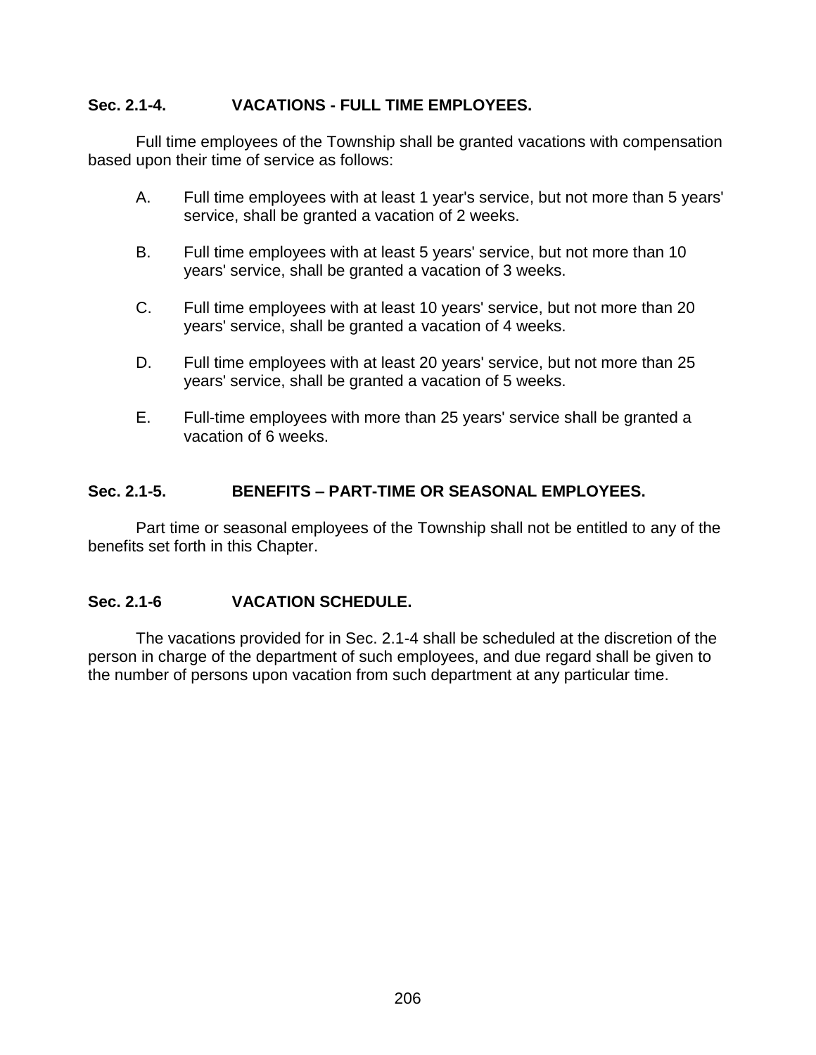## Sec. 2.1-4. VACATIONS - FULL TIME EMPLOYEES.

Full time employees of the Township shall be granted vacations with compensation based upon their time of service as follows:

A. Full time employees with at least 1 year's service, but not more than 5 years' service, shall be granted a vacation of 2 weeks.

B. Full time employees with at least 5 years' service, but not more than 10 years' service, shall be granted a vacation of 3 weeks.

C. Full time employees with at least 10 years' service, but not more than 20 years' service, shall be granted a vacation of 4 weeks.

D. Full time employees with at least 20 years' service, but not more than 25 years' service, shall be granted a vacation of 5 weeks.

E. Full-time employees with more than 25 years' service shall be granted a vacation of 6 weeks.

## Sec. 2.1-5. BENEFITS – PART-TIME OR SEASONAL EMPLOYEES.

Part time or seasonal employees of the Township shall not be entitled to any of the benefits set forth in this Chapter.

## Sec. 2.1-6 VACATION SCHEDULE.

The vacations provided for in Sec. 2.1-4 shall be scheduled at the discretion of the person in charge of the department of such employees, and due regard shall be given to the number of persons upon vacation from such department at any particular time.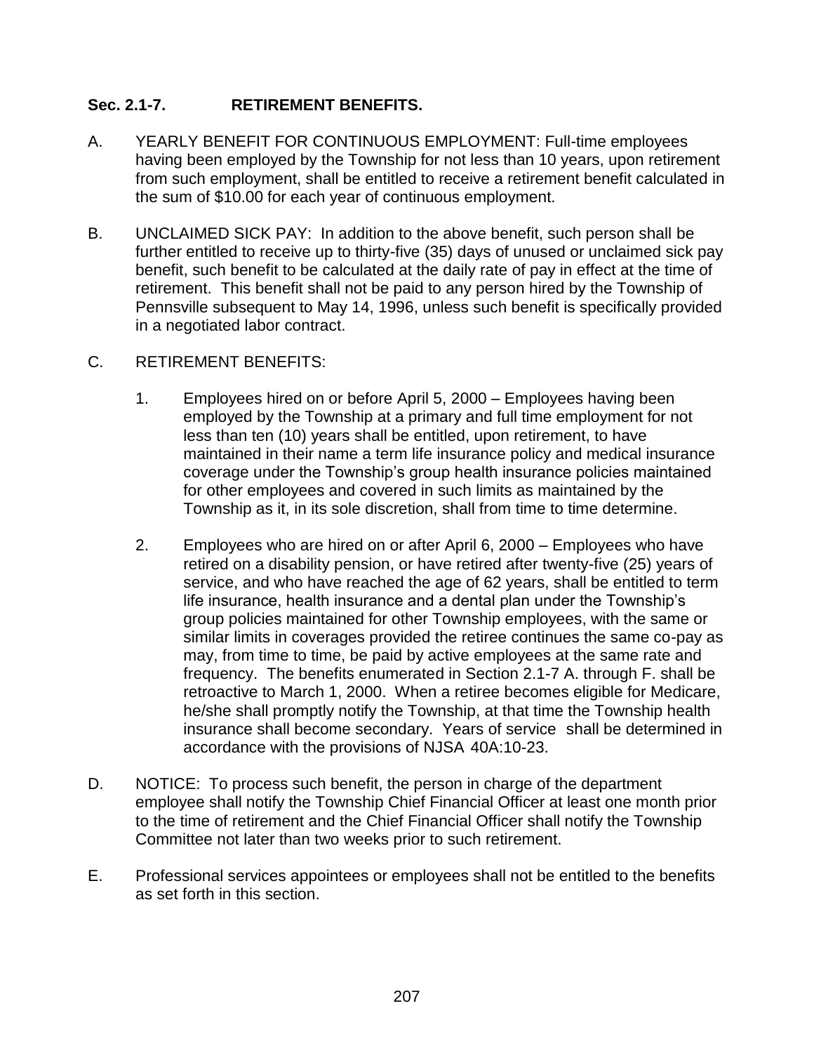### Sec. 2.1-7. RETIREMENT BENEFITS.

A. YEARLY BENEFIT FOR CONTINUOUS EMPLOYMENT: Full-time employees having been employed by the Township for not less than 10 years, upon retirement from such employment, shall be entitled to receive a retirement benefit calculated in the sum of $10.00 for each year of continuous employment.

B. UNCLAIMED SICK PAY: In addition to the above benefit, such person shall be further entitled to receive up to thirty-five (35) days of unused or unclaimed sick pay benefit, such benefit to be calculated at the daily rate of pay in effect at the time of retirement. This benefit shall not be paid to any person hired by the Township of Pennsville subsequent to May 14, 1996, unless such benefit is specifically provided in a negotiated labor contract.

C. RETIREMENT BENEFITS:

1. Employees hired on or before April 5, 2000 – Employees having been employed by the Township at a primary and full time employment for not less than ten (10) years shall be entitled, upon retirement, to have maintained in their name a term life insurance policy and medical insurance coverage under the Township's group health insurance policies maintained for other employees and covered in such limits as maintained by the Township as it, in its sole discretion, shall from time to time determine.

2. Employees who are hired on or after April 6, 2000 – Employees who have retired on a disability pension, or have retired after twenty-five (25) years of service, and who have reached the age of 62 years, shall be entitled to term life insurance, health insurance and a dental plan under the Township's group policies maintained for other Township employees, with the same or similar limits in coverages provided the retiree continues the same co-pay as may, from time to time, be paid by active employees at the same rate and frequency. The benefits enumerated in Section 2.1-7 A. through F. shall be retroactive to March 1, 2000. When a retiree becomes eligible for Medicare, he/she shall promptly notify the Township, at that time the Township health insurance shall become secondary. Years of service shall be determined in accordance with the provisions of NJSA 40A:10-23.

D. NOTICE: To process such benefit, the person in charge of the department employee shall notify the Township Chief Financial Officer at least one month prior to the time of retirement and the Chief Financial Officer shall notify the Township Committee not later than two weeks prior to such retirement.

E. Professional services appointees or employees shall not be entitled to the benefits as set forth in this section.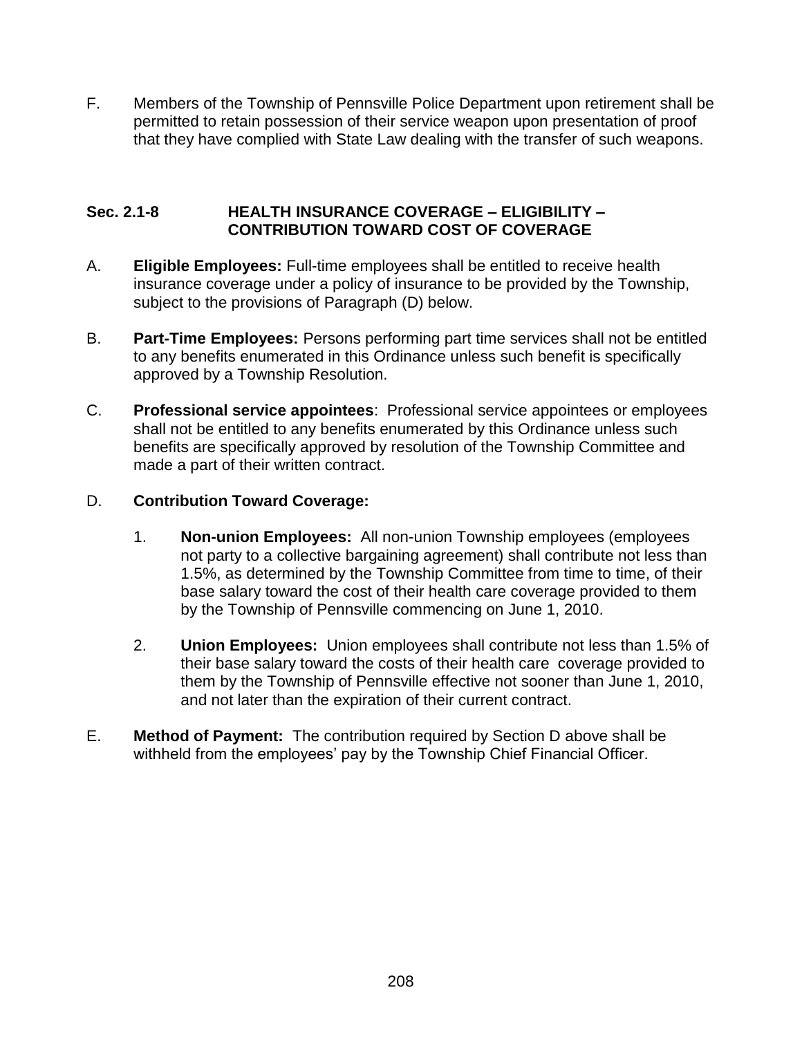F. Members of the Township of Pennsville Police Department upon retirement shall be permitted to retain possession of their service weapon upon presentation of proof that they have complied with State Law dealing with the transfer of such weapons.

## Sec. 2.1-8 HEALTH INSURANCE COVERAGE – ELIGIBILITY – CONTRIBUTION TOWARD COST OF COVERAGE

A. **Eligible Employees:** Full-time employees shall be entitled to receive health insurance coverage under a policy of insurance to be provided by the Township, subject to the provisions of Paragraph (D) below.

B. **Part-Time Employees:** Persons performing part time services shall not be entitled to any benefits enumerated in this Ordinance unless such benefit is specifically approved by a Township Resolution.

C. **Professional service appointees**: Professional service appointees or employees shall not be entitled to any benefits enumerated by this Ordinance unless such benefits are specifically approved by resolution of the Township Committee and made a part of their written contract.

D. **Contribution Toward Coverage:**

1. **Non-union Employees:** All non-union Township employees (employees not party to a collective bargaining agreement) shall contribute not less than 1.5%, as determined by the Township Committee from time to time, of their base salary toward the cost of their health care coverage provided to them by the Township of Pennsville commencing on June 1, 2010.

2. **Union Employees:** Union employees shall contribute not less than 1.5% of their base salary toward the costs of their health care coverage provided to them by the Township of Pennsville effective not sooner than June 1, 2010, and not later than the expiration of their current contract.

E. **Method of Payment:** The contribution required by Section D above shall be withheld from the employees' pay by the Township Chief Financial Officer.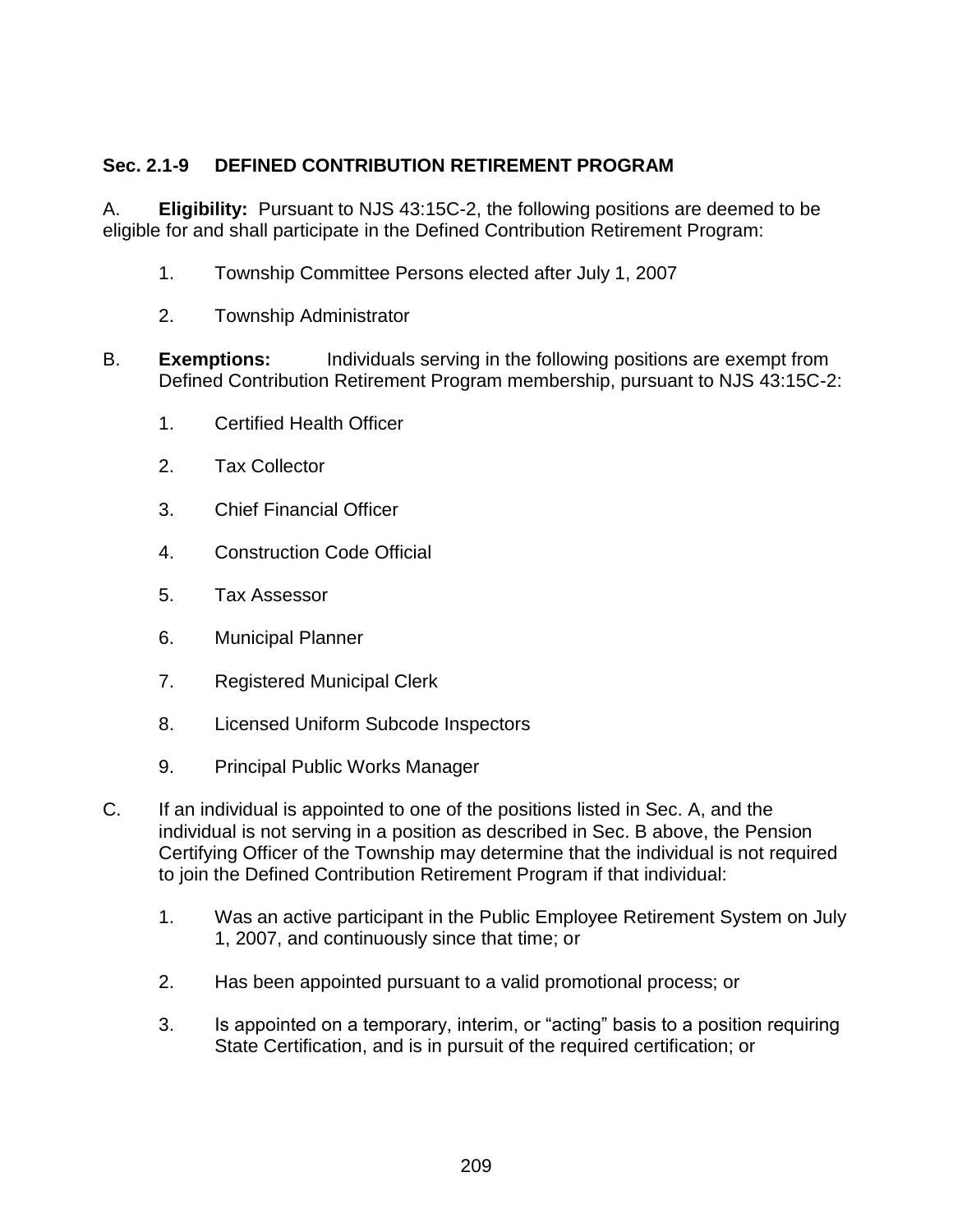### Sec. 2.1-9 DEFINED CONTRIBUTION RETIREMENT PROGRAM

A. **Eligibility:** Pursuant to NJS 43:15C-2, the following positions are deemed to be eligible for and shall participate in the Defined Contribution Retirement Program:

1. Township Committee Persons elected after July 1, 2007
2. Township Administrator

B. **Exemptions:** Individuals serving in the following positions are exempt from Defined Contribution Retirement Program membership, pursuant to NJS 43:15C-2:

1. Certified Health Officer
2. Tax Collector
3. Chief Financial Officer
4. Construction Code Official
5. Tax Assessor
6. Municipal Planner
7. Registered Municipal Clerk
8. Licensed Uniform Subcode Inspectors
9. Principal Public Works Manager

C. If an individual is appointed to one of the positions listed in Sec. A, and the individual is not serving in a position as described in Sec. B above, the Pension Certifying Officer of the Township may determine that the individual is not required to join the Defined Contribution Retirement Program if that individual:

1. Was an active participant in the Public Employee Retirement System on July 1, 2007, and continuously since that time; or
2. Has been appointed pursuant to a valid promotional process; or
3. Is appointed on a temporary, interim, or "acting" basis to a position requiring State Certification, and is in pursuit of the required certification; or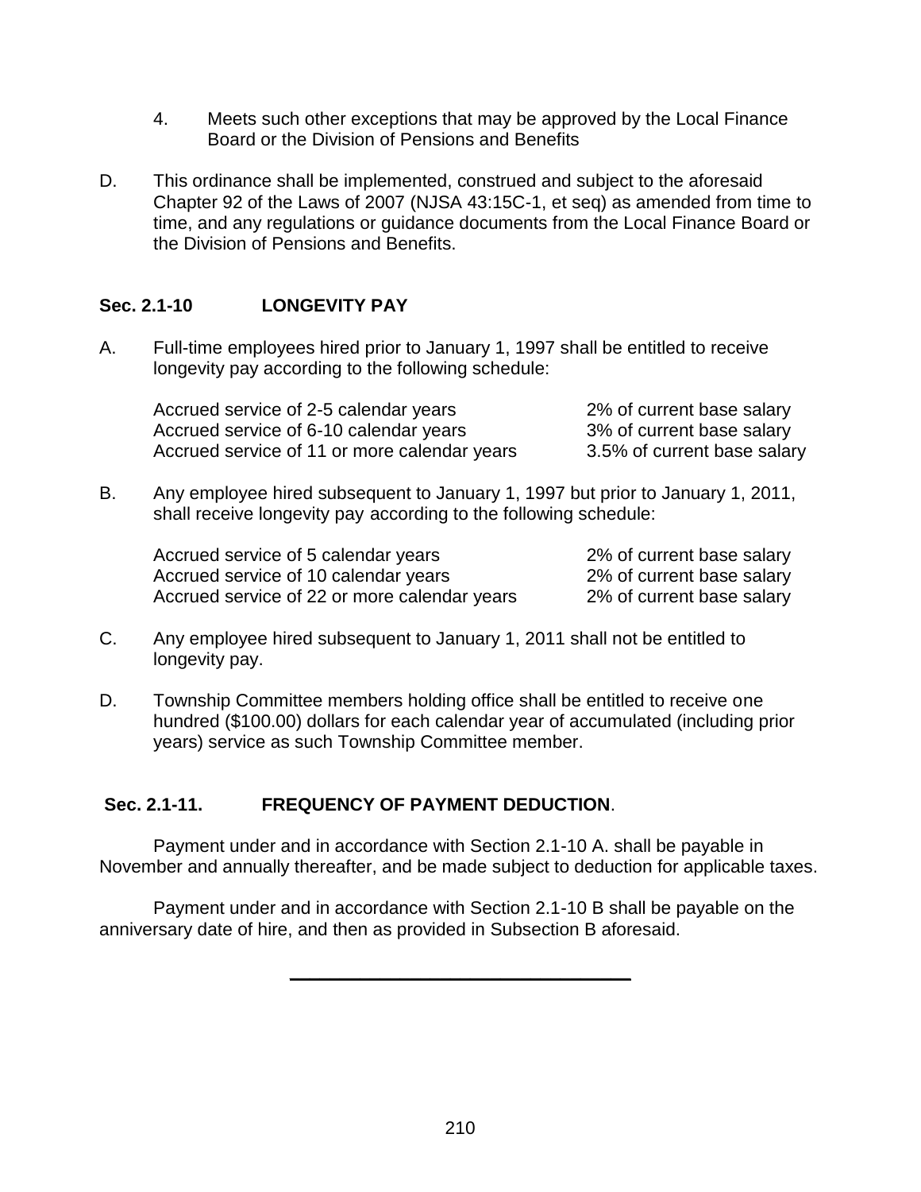4. Meets such other exceptions that may be approved by the Local Finance Board or the Division of Pensions and Benefits

D. This ordinance shall be implemented, construed and subject to the aforesaid Chapter 92 of the Laws of 2007 (NJSA 43:15C-1, et seq) as amended from time to time, and any regulations or guidance documents from the Local Finance Board or the Division of Pensions and Benefits.

### Sec. 2.1-10 LONGEVITY PAY

A. Full-time employees hired prior to January 1, 1997 shall be entitled to receive longevity pay according to the following schedule:

| | |
|---|---|
| Accrued service of 2-5 calendar years | 2% of current base salary |
| Accrued service of 6-10 calendar years | 3% of current base salary |
| Accrued service of 11 or more calendar years | 3.5% of current base salary |

B. Any employee hired subsequent to January 1, 1997 but prior to January 1, 2011, shall receive longevity pay according to the following schedule:

| | |
|---|---|
| Accrued service of 5 calendar years | 2% of current base salary |
| Accrued service of 10 calendar years | 2% of current base salary |
| Accrued service of 22 or more calendar years | 2% of current base salary |

C. Any employee hired subsequent to January 1, 2011 shall not be entitled to longevity pay.

D. Township Committee members holding office shall be entitled to receive one hundred ($100.00) dollars for each calendar year of accumulated (including prior years) service as such Township Committee member.

### Sec. 2.1-11. FREQUENCY OF PAYMENT DEDUCTION.

Payment under and in accordance with Section 2.1-10 A. shall be payable in November and annually thereafter, and be made subject to deduction for applicable taxes.

Payment under and in accordance with Section 2.1-10 B shall be payable on the anniversary date of hire, and then as provided in Subsection B aforesaid.

---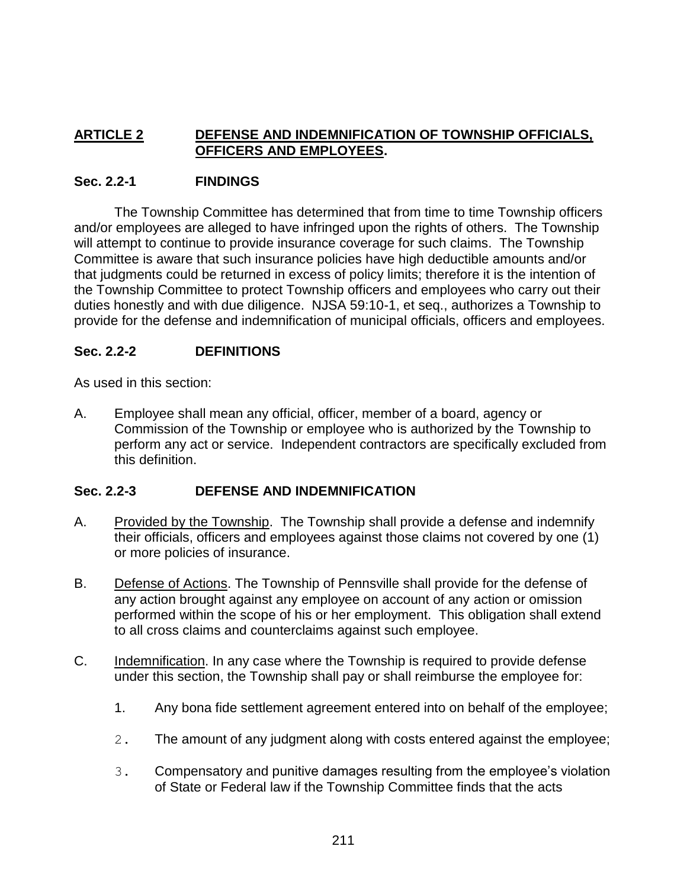## ARTICLE 2 DEFENSE AND INDEMNIFICATION OF TOWNSHIP OFFICIALS, OFFICERS AND EMPLOYEES.

### Sec. 2.2-1 FINDINGS

The Township Committee has determined that from time to time Township officers and/or employees are alleged to have infringed upon the rights of others. The Township will attempt to continue to provide insurance coverage for such claims. The Township Committee is aware that such insurance policies have high deductible amounts and/or that judgments could be returned in excess of policy limits; therefore it is the intention of the Township Committee to protect Township officers and employees who carry out their duties honestly and with due diligence. NJSA 59:10-1, et seq., authorizes a Township to provide for the defense and indemnification of municipal officials, officers and employees.

### Sec. 2.2-2 DEFINITIONS

As used in this section:

A. Employee shall mean any official, officer, member of a board, agency or Commission of the Township or employee who is authorized by the Township to perform any act or service. Independent contractors are specifically excluded from this definition.

### Sec. 2.2-3 DEFENSE AND INDEMNIFICATION

A. Provided by the Township. The Township shall provide a defense and indemnify their officials, officers and employees against those claims not covered by one (1) or more policies of insurance.

B. Defense of Actions. The Township of Pennsville shall provide for the defense of any action brought against any employee on account of any action or omission performed within the scope of his or her employment. This obligation shall extend to all cross claims and counterclaims against such employee.

C. Indemnification. In any case where the Township is required to provide defense under this section, the Township shall pay or shall reimburse the employee for:

   1. Any bona fide settlement agreement entered into on behalf of the employee;

   2. The amount of any judgment along with costs entered against the employee;

   3. Compensatory and punitive damages resulting from the employee's violation of State or Federal law if the Township Committee finds that the acts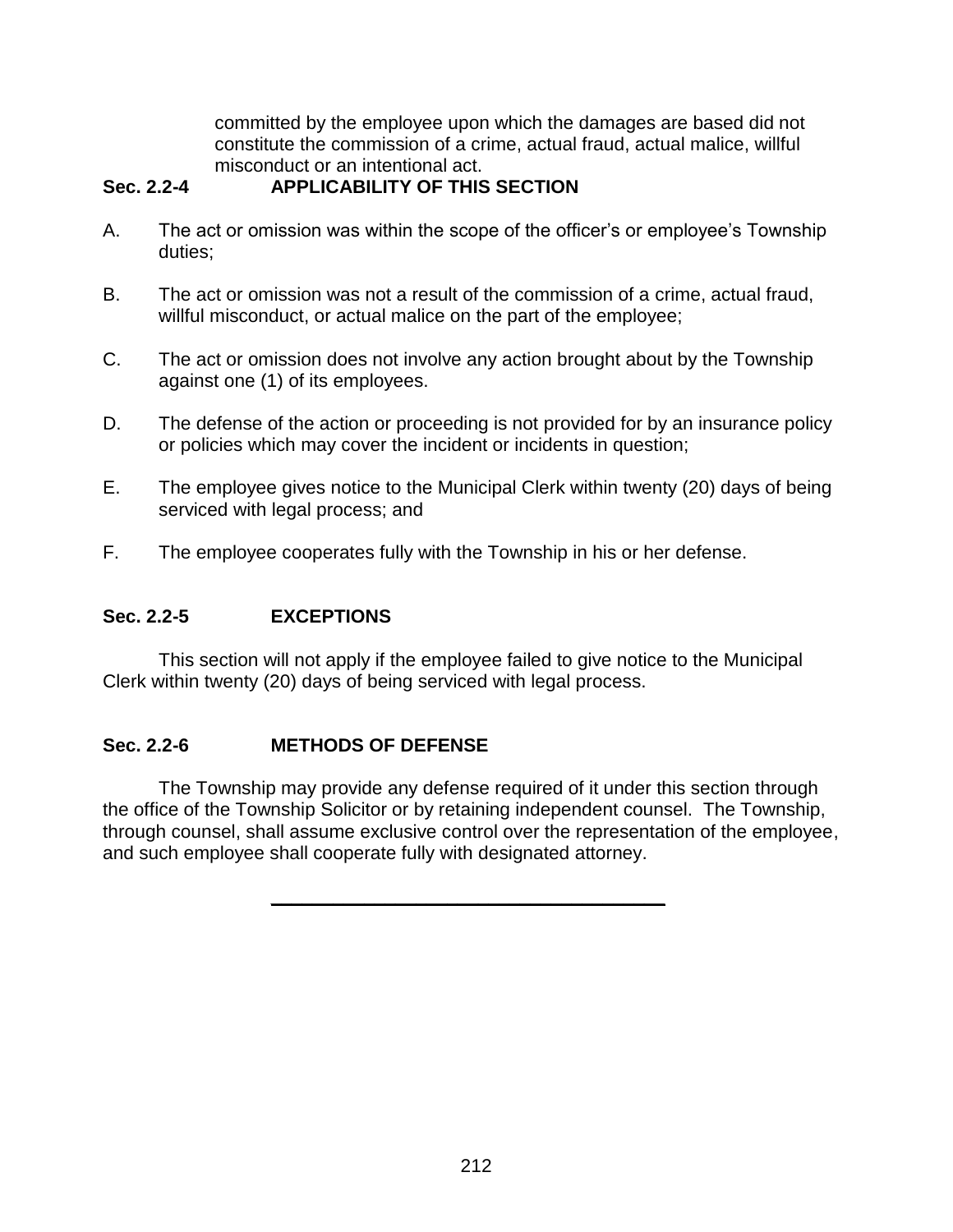committed by the employee upon which the damages are based did not constitute the commission of a crime, actual fraud, actual malice, willful misconduct or an intentional act.

### Sec. 2.2-4 APPLICABILITY OF THIS SECTION

A. The act or omission was within the scope of the officer's or employee's Township duties;

B. The act or omission was not a result of the commission of a crime, actual fraud, willful misconduct, or actual malice on the part of the employee;

C. The act or omission does not involve any action brought about by the Township against one (1) of its employees.

D. The defense of the action or proceeding is not provided for by an insurance policy or policies which may cover the incident or incidents in question;

E. The employee gives notice to the Municipal Clerk within twenty (20) days of being serviced with legal process; and

F. The employee cooperates fully with the Township in his or her defense.

### Sec. 2.2-5 EXCEPTIONS

This section will not apply if the employee failed to give notice to the Municipal Clerk within twenty (20) days of being serviced with legal process.

### Sec. 2.2-6 METHODS OF DEFENSE

The Township may provide any defense required of it under this section through the office of the Township Solicitor or by retaining independent counsel. The Township, through counsel, shall assume exclusive control over the representation of the employee, and such employee shall cooperate fully with designated attorney.

---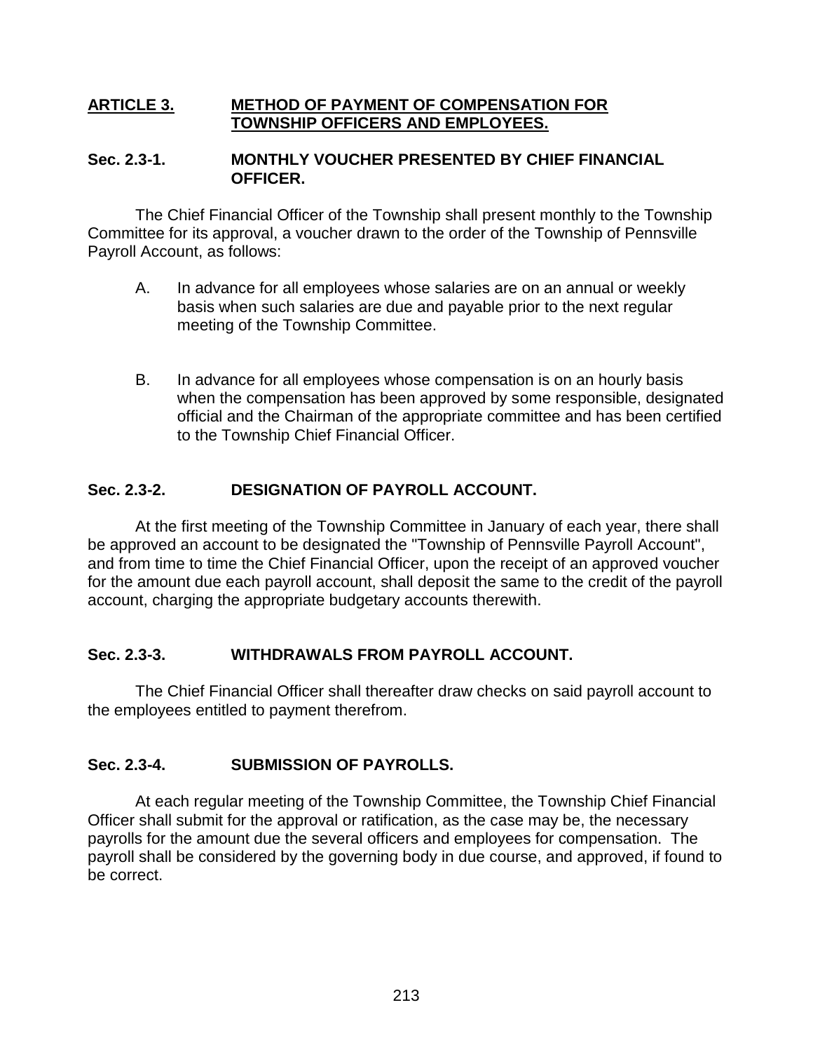## ARTICLE 3. METHOD OF PAYMENT OF COMPENSATION FOR TOWNSHIP OFFICERS AND EMPLOYEES.

### Sec. 2.3-1. MONTHLY VOUCHER PRESENTED BY CHIEF FINANCIAL OFFICER.

The Chief Financial Officer of the Township shall present monthly to the Township Committee for its approval, a voucher drawn to the order of the Township of Pennsville Payroll Account, as follows:

A. In advance for all employees whose salaries are on an annual or weekly basis when such salaries are due and payable prior to the next regular meeting of the Township Committee.

B. In advance for all employees whose compensation is on an hourly basis when the compensation has been approved by some responsible, designated official and the Chairman of the appropriate committee and has been certified to the Township Chief Financial Officer.

### Sec. 2.3-2. DESIGNATION OF PAYROLL ACCOUNT.

At the first meeting of the Township Committee in January of each year, there shall be approved an account to be designated the "Township of Pennsville Payroll Account", and from time to time the Chief Financial Officer, upon the receipt of an approved voucher for the amount due each payroll account, shall deposit the same to the credit of the payroll account, charging the appropriate budgetary accounts therewith.

### Sec. 2.3-3. WITHDRAWALS FROM PAYROLL ACCOUNT.

The Chief Financial Officer shall thereafter draw checks on said payroll account to the employees entitled to payment therefrom.

### Sec. 2.3-4. SUBMISSION OF PAYROLLS.

At each regular meeting of the Township Committee, the Township Chief Financial Officer shall submit for the approval or ratification, as the case may be, the necessary payrolls for the amount due the several officers and employees for compensation. The payroll shall be considered by the governing body in due course, and approved, if found to be correct.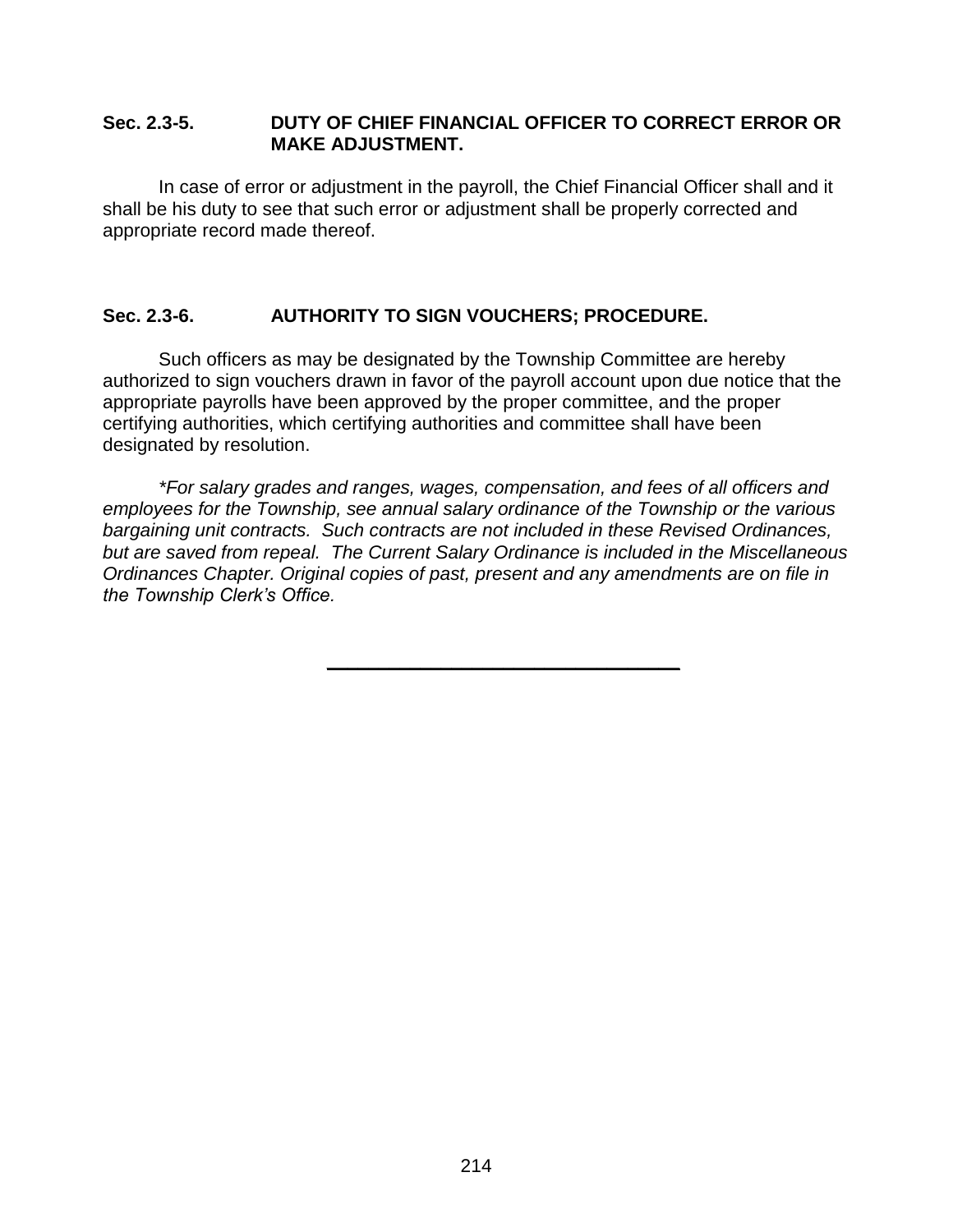### Sec. 2.3-5. DUTY OF CHIEF FINANCIAL OFFICER TO CORRECT ERROR OR MAKE ADJUSTMENT.

In case of error or adjustment in the payroll, the Chief Financial Officer shall and it shall be his duty to see that such error or adjustment shall be properly corrected and appropriate record made thereof.

### Sec. 2.3-6. AUTHORITY TO SIGN VOUCHERS; PROCEDURE.

Such officers as may be designated by the Township Committee are hereby authorized to sign vouchers drawn in favor of the payroll account upon due notice that the appropriate payrolls have been approved by the proper committee, and the proper certifying authorities, which certifying authorities and committee shall have been designated by resolution.

*\*For salary grades and ranges, wages, compensation, and fees of all officers and employees for the Township, see annual salary ordinance of the Township or the various bargaining unit contracts. Such contracts are not included in these Revised Ordinances, but are saved from repeal. The Current Salary Ordinance is included in the Miscellaneous Ordinances Chapter. Original copies of past, present and any amendments are on file in the Township Clerk's Office.*

---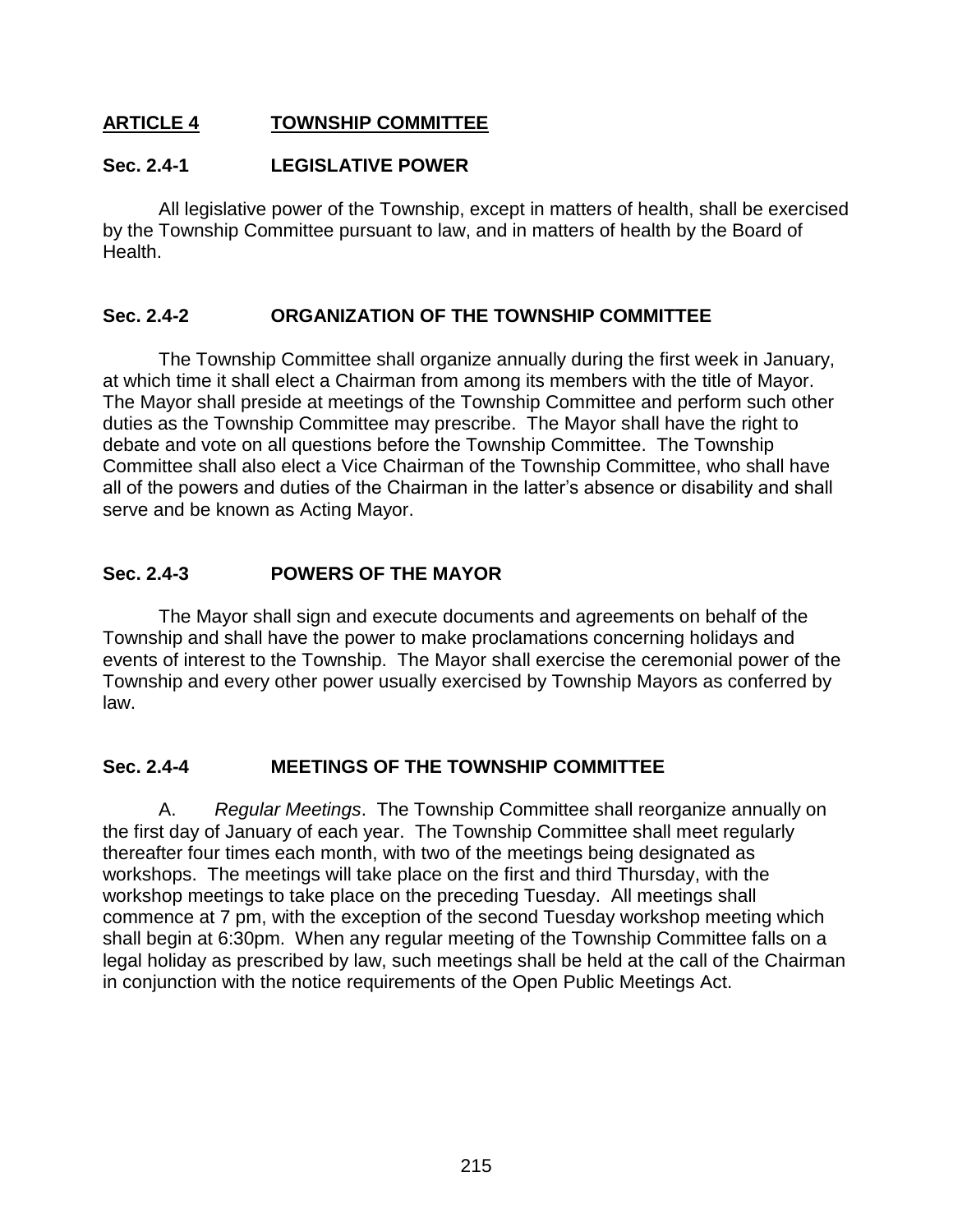## ARTICLE 4 TOWNSHIP COMMITTEE

### Sec. 2.4-1 LEGISLATIVE POWER

All legislative power of the Township, except in matters of health, shall be exercised by the Township Committee pursuant to law, and in matters of health by the Board of Health.

### Sec. 2.4-2 ORGANIZATION OF THE TOWNSHIP COMMITTEE

The Township Committee shall organize annually during the first week in January, at which time it shall elect a Chairman from among its members with the title of Mayor. The Mayor shall preside at meetings of the Township Committee and perform such other duties as the Township Committee may prescribe. The Mayor shall have the right to debate and vote on all questions before the Township Committee. The Township Committee shall also elect a Vice Chairman of the Township Committee, who shall have all of the powers and duties of the Chairman in the latter's absence or disability and shall serve and be known as Acting Mayor.

### Sec. 2.4-3 POWERS OF THE MAYOR

The Mayor shall sign and execute documents and agreements on behalf of the Township and shall have the power to make proclamations concerning holidays and events of interest to the Township. The Mayor shall exercise the ceremonial power of the Township and every other power usually exercised by Township Mayors as conferred by law.

### Sec. 2.4-4 MEETINGS OF THE TOWNSHIP COMMITTEE

A. *Regular Meetings*. The Township Committee shall reorganize annually on the first day of January of each year. The Township Committee shall meet regularly thereafter four times each month, with two of the meetings being designated as workshops. The meetings will take place on the first and third Thursday, with the workshop meetings to take place on the preceding Tuesday. All meetings shall commence at 7 pm, with the exception of the second Tuesday workshop meeting which shall begin at 6:30pm. When any regular meeting of the Township Committee falls on a legal holiday as prescribed by law, such meetings shall be held at the call of the Chairman in conjunction with the notice requirements of the Open Public Meetings Act.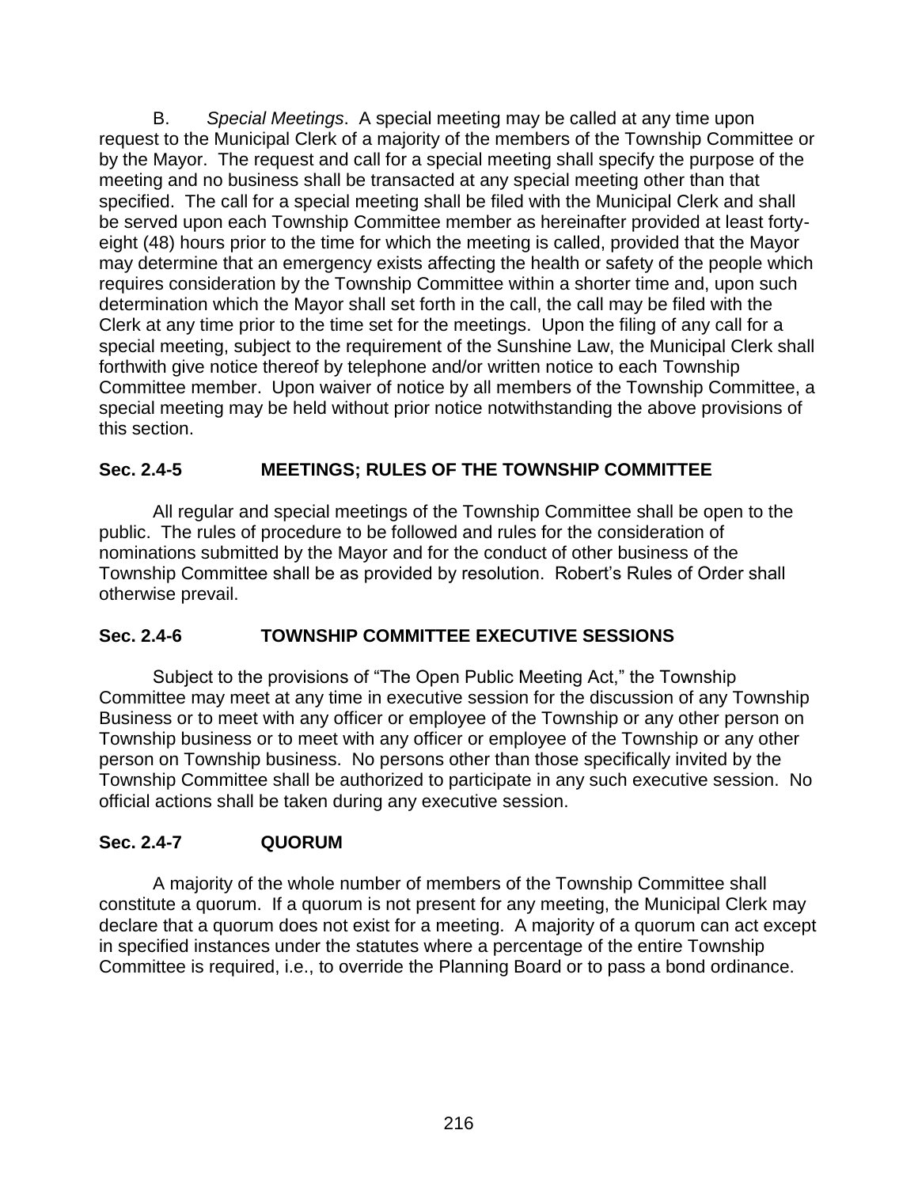B. *Special Meetings*. A special meeting may be called at any time upon request to the Municipal Clerk of a majority of the members of the Township Committee or by the Mayor. The request and call for a special meeting shall specify the purpose of the meeting and no business shall be transacted at any special meeting other than that specified. The call for a special meeting shall be filed with the Municipal Clerk and shall be served upon each Township Committee member as hereinafter provided at least forty-eight (48) hours prior to the time for which the meeting is called, provided that the Mayor may determine that an emergency exists affecting the health or safety of the people which requires consideration by the Township Committee within a shorter time and, upon such determination which the Mayor shall set forth in the call, the call may be filed with the Clerk at any time prior to the time set for the meetings. Upon the filing of any call for a special meeting, subject to the requirement of the Sunshine Law, the Municipal Clerk shall forthwith give notice thereof by telephone and/or written notice to each Township Committee member. Upon waiver of notice by all members of the Township Committee, a special meeting may be held without prior notice notwithstanding the above provisions of this section.

### Sec. 2.4-5 MEETINGS; RULES OF THE TOWNSHIP COMMITTEE

All regular and special meetings of the Township Committee shall be open to the public. The rules of procedure to be followed and rules for the consideration of nominations submitted by the Mayor and for the conduct of other business of the Township Committee shall be as provided by resolution. Robert's Rules of Order shall otherwise prevail.

### Sec. 2.4-6 TOWNSHIP COMMITTEE EXECUTIVE SESSIONS

Subject to the provisions of "The Open Public Meeting Act," the Township Committee may meet at any time in executive session for the discussion of any Township Business or to meet with any officer or employee of the Township or any other person on Township business or to meet with any officer or employee of the Township or any other person on Township business. No persons other than those specifically invited by the Township Committee shall be authorized to participate in any such executive session. No official actions shall be taken during any executive session.

### Sec. 2.4-7 QUORUM

A majority of the whole number of members of the Township Committee shall constitute a quorum. If a quorum is not present for any meeting, the Municipal Clerk may declare that a quorum does not exist for a meeting. A majority of a quorum can act except in specified instances under the statutes where a percentage of the entire Township Committee is required, i.e., to override the Planning Board or to pass a bond ordinance.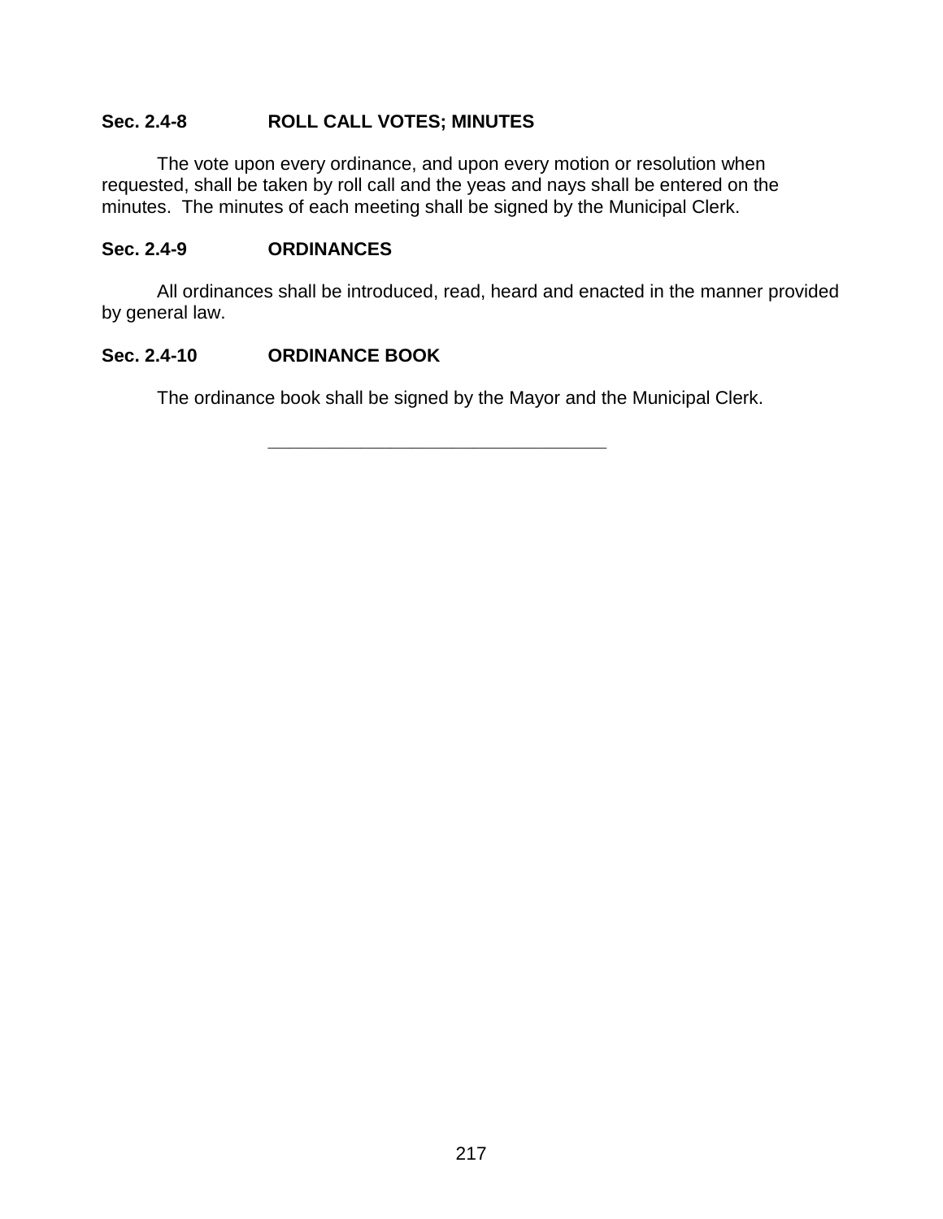**Sec. 2.4-8 ROLL CALL VOTES; MINUTES**

The vote upon every ordinance, and upon every motion or resolution when requested, shall be taken by roll call and the yeas and nays shall be entered on the minutes. The minutes of each meeting shall be signed by the Municipal Clerk.

**Sec. 2.4-9 ORDINANCES**

All ordinances shall be introduced, read, heard and enacted in the manner provided by general law.

**Sec. 2.4-10 ORDINANCE BOOK**

The ordinance book shall be signed by the Mayor and the Municipal Clerk.

---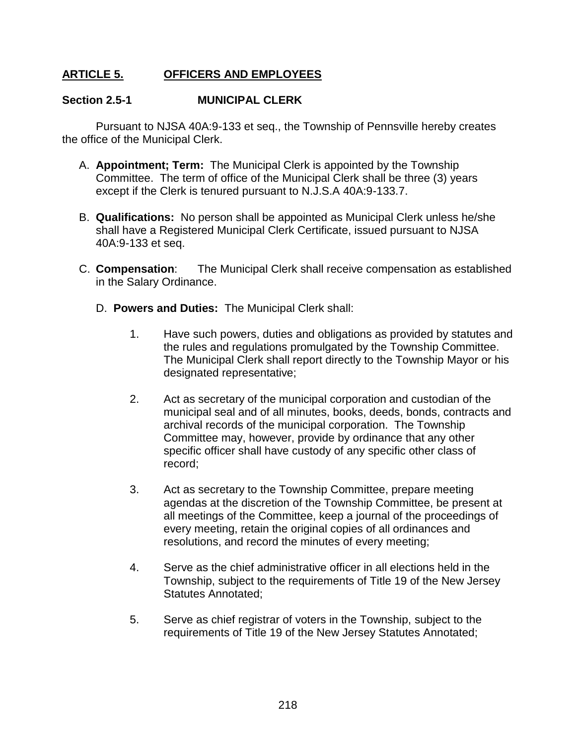## ARTICLE 5. OFFICERS AND EMPLOYEES

### Section 2.5-1 MUNICIPAL CLERK

Pursuant to NJSA 40A:9-133 et seq., the Township of Pennsville hereby creates the office of the Municipal Clerk.

A. **Appointment; Term:** The Municipal Clerk is appointed by the Township Committee. The term of office of the Municipal Clerk shall be three (3) years except if the Clerk is tenured pursuant to N.J.S.A 40A:9-133.7.

B. **Qualifications:** No person shall be appointed as Municipal Clerk unless he/she shall have a Registered Municipal Clerk Certificate, issued pursuant to NJSA 40A:9-133 et seq.

C. **Compensation**: The Municipal Clerk shall receive compensation as established in the Salary Ordinance.

D. **Powers and Duties:** The Municipal Clerk shall:

1. Have such powers, duties and obligations as provided by statutes and the rules and regulations promulgated by the Township Committee. The Municipal Clerk shall report directly to the Township Mayor or his designated representative;

2. Act as secretary of the municipal corporation and custodian of the municipal seal and of all minutes, books, deeds, bonds, contracts and archival records of the municipal corporation. The Township Committee may, however, provide by ordinance that any other specific officer shall have custody of any specific other class of record;

3. Act as secretary to the Township Committee, prepare meeting agendas at the discretion of the Township Committee, be present at all meetings of the Committee, keep a journal of the proceedings of every meeting, retain the original copies of all ordinances and resolutions, and record the minutes of every meeting;

4. Serve as the chief administrative officer in all elections held in the Township, subject to the requirements of Title 19 of the New Jersey Statutes Annotated;

5. Serve as chief registrar of voters in the Township, subject to the requirements of Title 19 of the New Jersey Statutes Annotated;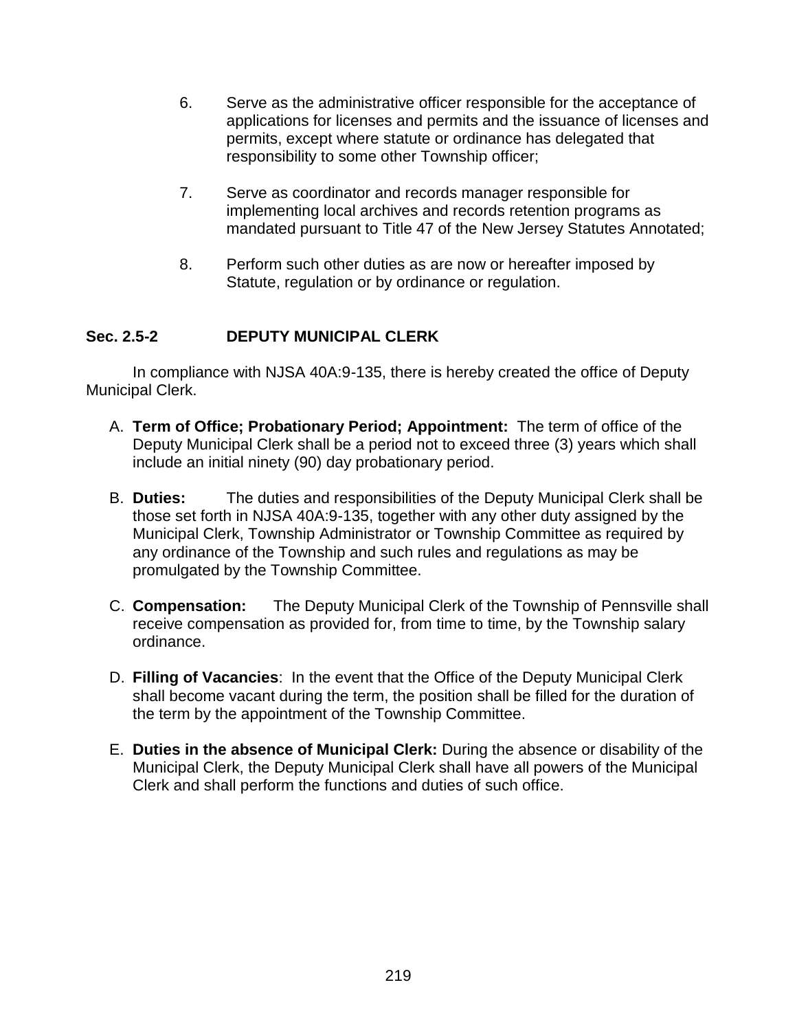6. Serve as the administrative officer responsible for the acceptance of applications for licenses and permits and the issuance of licenses and permits, except where statute or ordinance has delegated that responsibility to some other Township officer;

7. Serve as coordinator and records manager responsible for implementing local archives and records retention programs as mandated pursuant to Title 47 of the New Jersey Statutes Annotated;

8. Perform such other duties as are now or hereafter imposed by Statute, regulation or by ordinance or regulation.

### Sec. 2.5-2 DEPUTY MUNICIPAL CLERK

In compliance with NJSA 40A:9-135, there is hereby created the office of Deputy Municipal Clerk.

A. **Term of Office; Probationary Period; Appointment:** The term of office of the Deputy Municipal Clerk shall be a period not to exceed three (3) years which shall include an initial ninety (90) day probationary period.

B. **Duties:** The duties and responsibilities of the Deputy Municipal Clerk shall be those set forth in NJSA 40A:9-135, together with any other duty assigned by the Municipal Clerk, Township Administrator or Township Committee as required by any ordinance of the Township and such rules and regulations as may be promulgated by the Township Committee.

C. **Compensation:** The Deputy Municipal Clerk of the Township of Pennsville shall receive compensation as provided for, from time to time, by the Township salary ordinance.

D. **Filling of Vacancies**: In the event that the Office of the Deputy Municipal Clerk shall become vacant during the term, the position shall be filled for the duration of the term by the appointment of the Township Committee.

E. **Duties in the absence of Municipal Clerk:** During the absence or disability of the Municipal Clerk, the Deputy Municipal Clerk shall have all powers of the Municipal Clerk and shall perform the functions and duties of such office.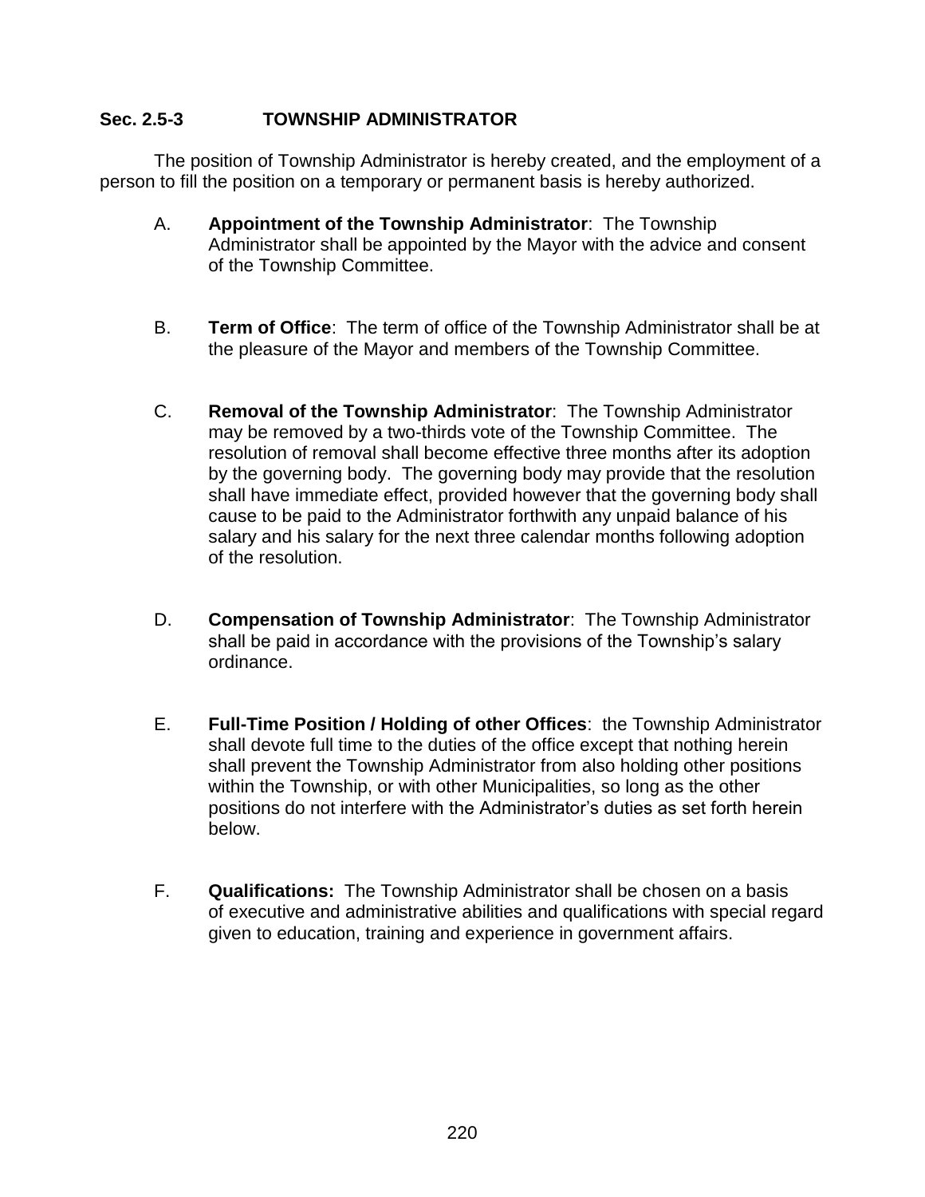## Sec. 2.5-3 TOWNSHIP ADMINISTRATOR

The position of Township Administrator is hereby created, and the employment of a person to fill the position on a temporary or permanent basis is hereby authorized.

A. **Appointment of the Township Administrator**: The Township Administrator shall be appointed by the Mayor with the advice and consent of the Township Committee.

B. **Term of Office**: The term of office of the Township Administrator shall be at the pleasure of the Mayor and members of the Township Committee.

C. **Removal of the Township Administrator**: The Township Administrator may be removed by a two-thirds vote of the Township Committee. The resolution of removal shall become effective three months after its adoption by the governing body. The governing body may provide that the resolution shall have immediate effect, provided however that the governing body shall cause to be paid to the Administrator forthwith any unpaid balance of his salary and his salary for the next three calendar months following adoption of the resolution.

D. **Compensation of Township Administrator**: The Township Administrator shall be paid in accordance with the provisions of the Township's salary ordinance.

E. **Full-Time Position / Holding of other Offices**: the Township Administrator shall devote full time to the duties of the office except that nothing herein shall prevent the Township Administrator from also holding other positions within the Township, or with other Municipalities, so long as the other positions do not interfere with the Administrator's duties as set forth herein below.

F. **Qualifications:** The Township Administrator shall be chosen on a basis of executive and administrative abilities and qualifications with special regard given to education, training and experience in government affairs.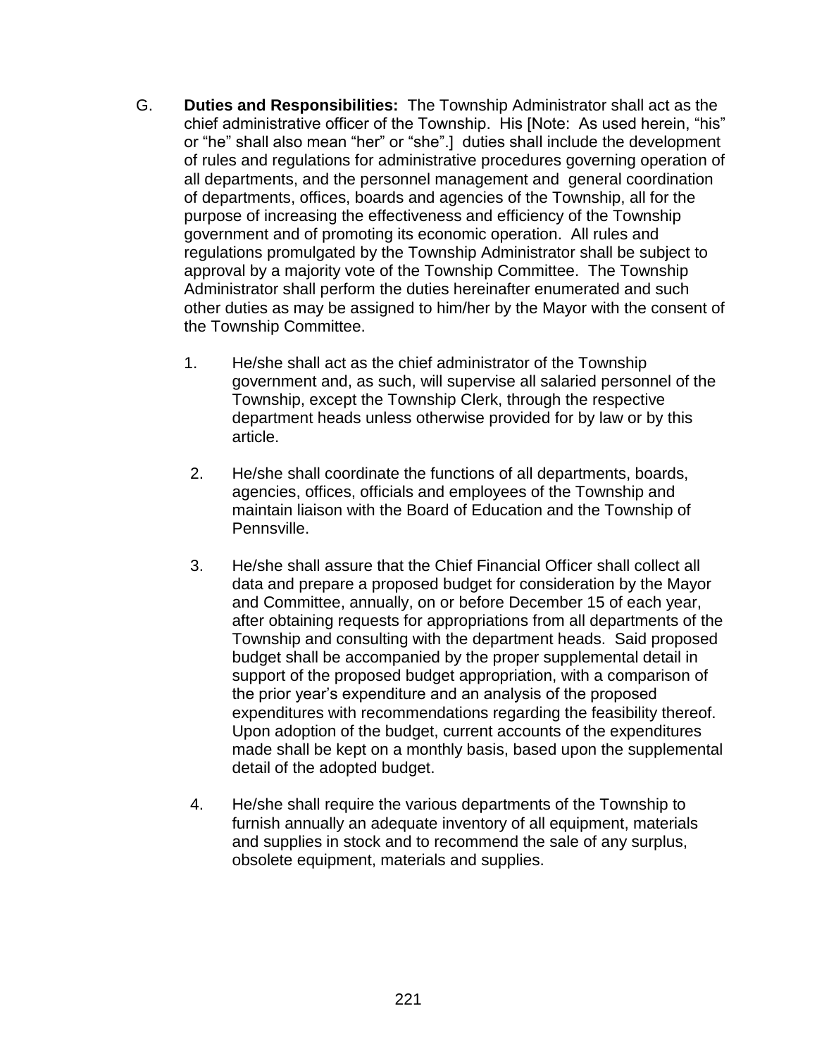G. **Duties and Responsibilities:** The Township Administrator shall act as the chief administrative officer of the Township. His [Note: As used herein, "his" or "he" shall also mean "her" or "she".] duties shall include the development of rules and regulations for administrative procedures governing operation of all departments, and the personnel management and general coordination of departments, offices, boards and agencies of the Township, all for the purpose of increasing the effectiveness and efficiency of the Township government and of promoting its economic operation. All rules and regulations promulgated by the Township Administrator shall be subject to approval by a majority vote of the Township Committee. The Township Administrator shall perform the duties hereinafter enumerated and such other duties as may be assigned to him/her by the Mayor with the consent of the Township Committee.

1. He/she shall act as the chief administrator of the Township government and, as such, will supervise all salaried personnel of the Township, except the Township Clerk, through the respective department heads unless otherwise provided for by law or by this article.

2. He/she shall coordinate the functions of all departments, boards, agencies, offices, officials and employees of the Township and maintain liaison with the Board of Education and the Township of Pennsville.

3. He/she shall assure that the Chief Financial Officer shall collect all data and prepare a proposed budget for consideration by the Mayor and Committee, annually, on or before December 15 of each year, after obtaining requests for appropriations from all departments of the Township and consulting with the department heads. Said proposed budget shall be accompanied by the proper supplemental detail in support of the proposed budget appropriation, with a comparison of the prior year's expenditure and an analysis of the proposed expenditures with recommendations regarding the feasibility thereof. Upon adoption of the budget, current accounts of the expenditures made shall be kept on a monthly basis, based upon the supplemental detail of the adopted budget.

4. He/she shall require the various departments of the Township to furnish annually an adequate inventory of all equipment, materials and supplies in stock and to recommend the sale of any surplus, obsolete equipment, materials and supplies.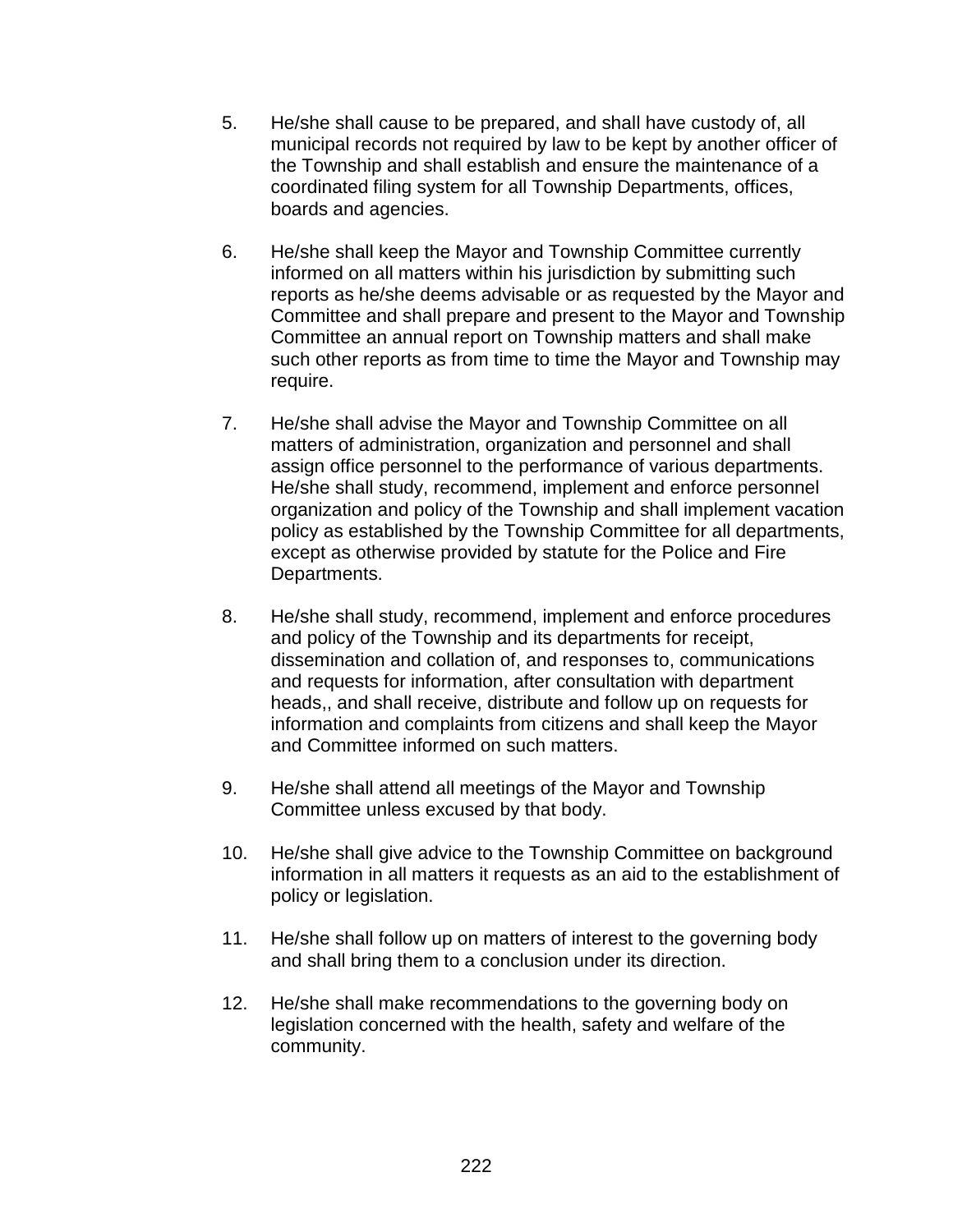5. He/she shall cause to be prepared, and shall have custody of, all municipal records not required by law to be kept by another officer of the Township and shall establish and ensure the maintenance of a coordinated filing system for all Township Departments, offices, boards and agencies.

6. He/she shall keep the Mayor and Township Committee currently informed on all matters within his jurisdiction by submitting such reports as he/she deems advisable or as requested by the Mayor and Committee and shall prepare and present to the Mayor and Township Committee an annual report on Township matters and shall make such other reports as from time to time the Mayor and Township may require.

7. He/she shall advise the Mayor and Township Committee on all matters of administration, organization and personnel and shall assign office personnel to the performance of various departments. He/she shall study, recommend, implement and enforce personnel organization and policy of the Township and shall implement vacation policy as established by the Township Committee for all departments, except as otherwise provided by statute for the Police and Fire Departments.

8. He/she shall study, recommend, implement and enforce procedures and policy of the Township and its departments for receipt, dissemination and collation of, and responses to, communications and requests for information, after consultation with department heads,, and shall receive, distribute and follow up on requests for information and complaints from citizens and shall keep the Mayor and Committee informed on such matters.

9. He/she shall attend all meetings of the Mayor and Township Committee unless excused by that body.

10. He/she shall give advice to the Township Committee on background information in all matters it requests as an aid to the establishment of policy or legislation.

11. He/she shall follow up on matters of interest to the governing body and shall bring them to a conclusion under its direction.

12. He/she shall make recommendations to the governing body on legislation concerned with the health, safety and welfare of the community.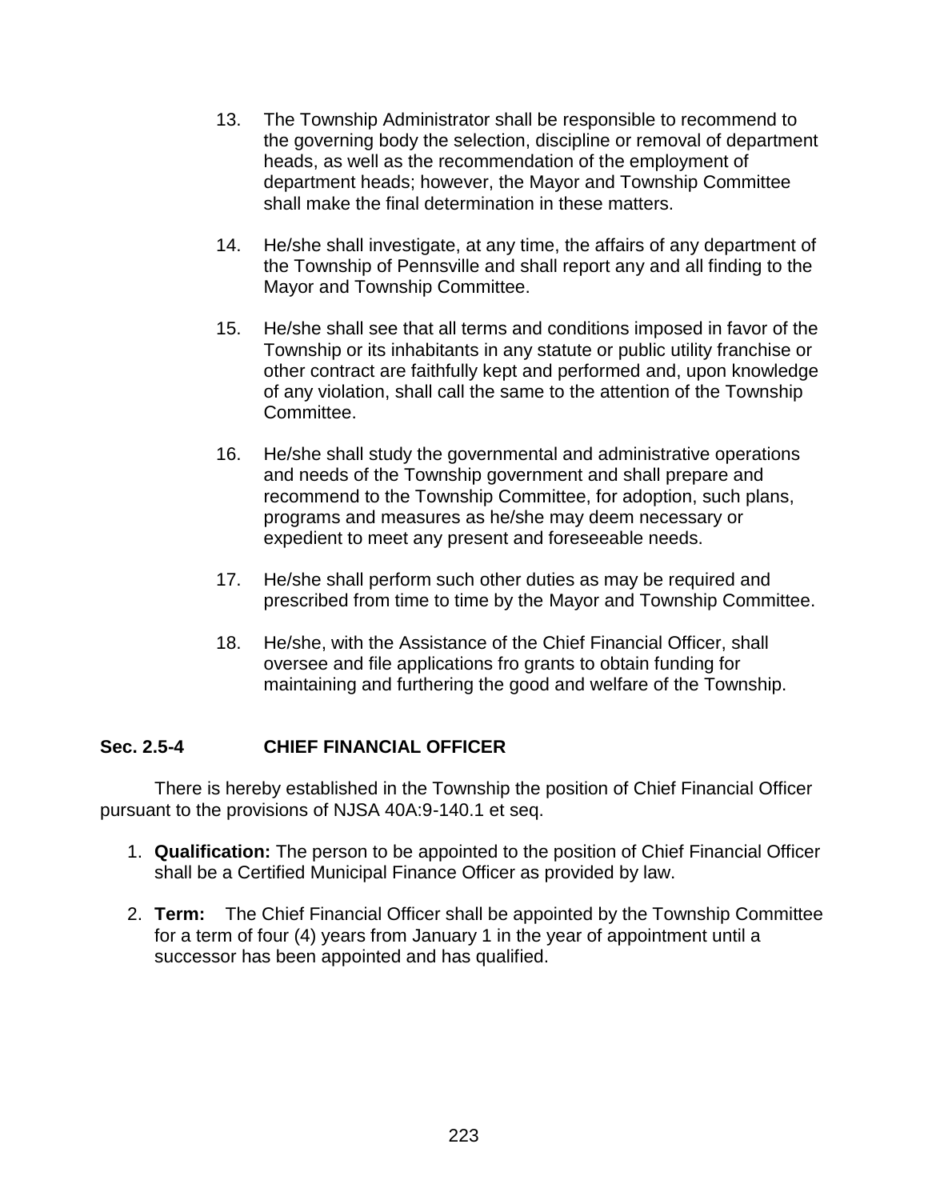13. The Township Administrator shall be responsible to recommend to the governing body the selection, discipline or removal of department heads, as well as the recommendation of the employment of department heads; however, the Mayor and Township Committee shall make the final determination in these matters.

14. He/she shall investigate, at any time, the affairs of any department of the Township of Pennsville and shall report any and all finding to the Mayor and Township Committee.

15. He/she shall see that all terms and conditions imposed in favor of the Township or its inhabitants in any statute or public utility franchise or other contract are faithfully kept and performed and, upon knowledge of any violation, shall call the same to the attention of the Township Committee.

16. He/she shall study the governmental and administrative operations and needs of the Township government and shall prepare and recommend to the Township Committee, for adoption, such plans, programs and measures as he/she may deem necessary or expedient to meet any present and foreseeable needs.

17. He/she shall perform such other duties as may be required and prescribed from time to time by the Mayor and Township Committee.

18. He/she, with the Assistance of the Chief Financial Officer, shall oversee and file applications fro grants to obtain funding for maintaining and furthering the good and welfare of the Township.

### Sec. 2.5-4 CHIEF FINANCIAL OFFICER

There is hereby established in the Township the position of Chief Financial Officer pursuant to the provisions of NJSA 40A:9-140.1 et seq.

1. **Qualification:** The person to be appointed to the position of Chief Financial Officer shall be a Certified Municipal Finance Officer as provided by law.
2. **Term:** The Chief Financial Officer shall be appointed by the Township Committee for a term of four (4) years from January 1 in the year of appointment until a successor has been appointed and has qualified.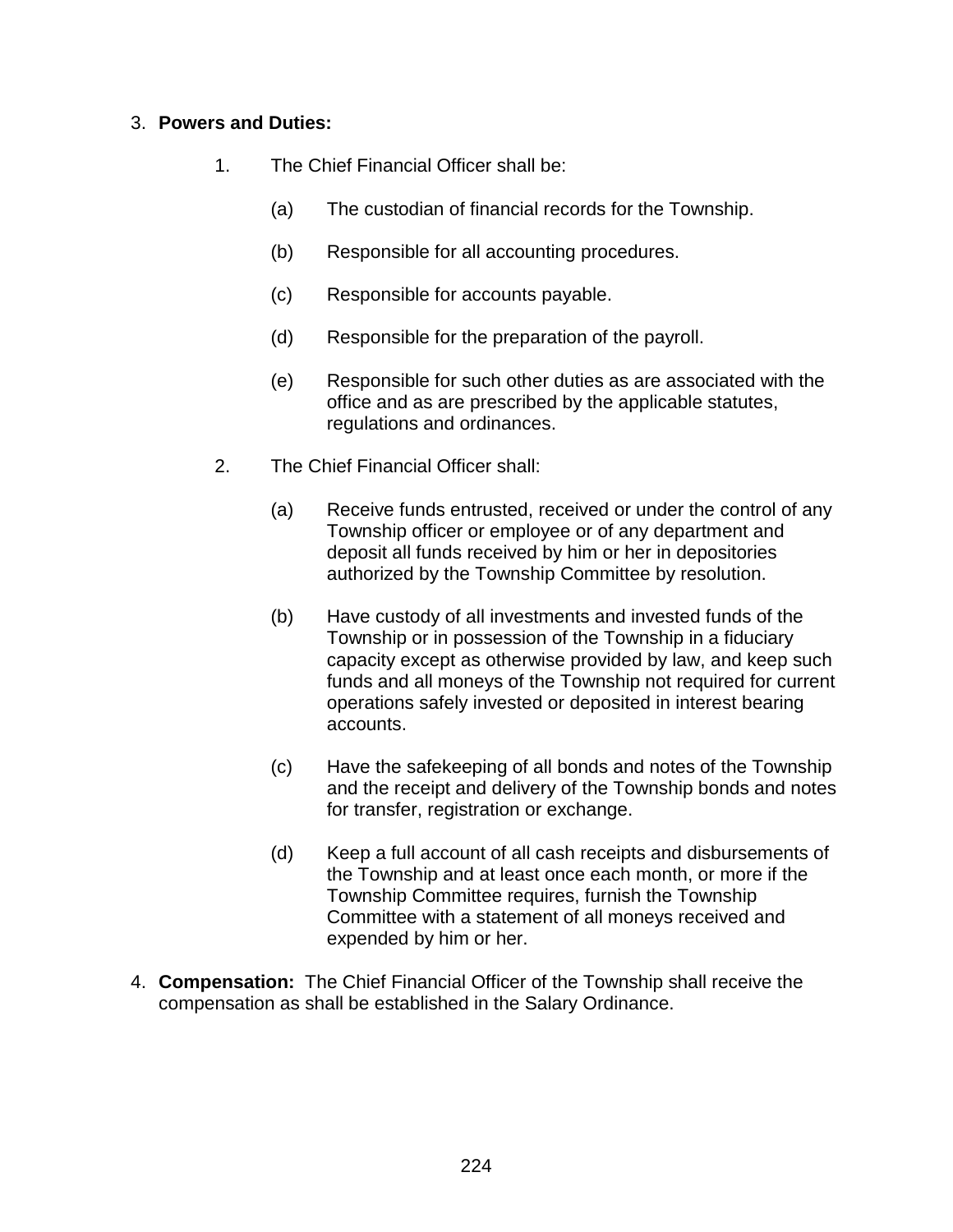3. **Powers and Duties:**

   1. The Chief Financial Officer shall be:

      (a) The custodian of financial records for the Township.

      (b) Responsible for all accounting procedures.

      (c) Responsible for accounts payable.

      (d) Responsible for the preparation of the payroll.

      (e) Responsible for such other duties as are associated with the office and as are prescribed by the applicable statutes, regulations and ordinances.

   2. The Chief Financial Officer shall:

      (a) Receive funds entrusted, received or under the control of any Township officer or employee or of any department and deposit all funds received by him or her in depositories authorized by the Township Committee by resolution.

      (b) Have custody of all investments and invested funds of the Township or in possession of the Township in a fiduciary capacity except as otherwise provided by law, and keep such funds and all moneys of the Township not required for current operations safely invested or deposited in interest bearing accounts.

      (c) Have the safekeeping of all bonds and notes of the Township and the receipt and delivery of the Township bonds and notes for transfer, registration or exchange.

      (d) Keep a full account of all cash receipts and disbursements of the Township and at least once each month, or more if the Township Committee requires, furnish the Township Committee with a statement of all moneys received and expended by him or her.

4. **Compensation:** The Chief Financial Officer of the Township shall receive the compensation as shall be established in the Salary Ordinance.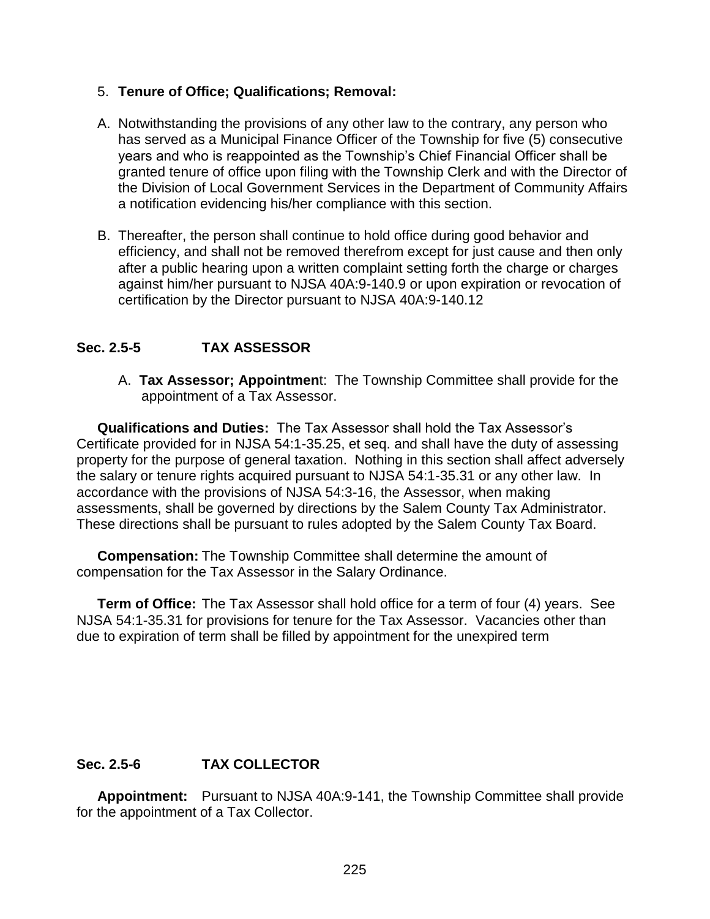5. **Tenure of Office; Qualifications; Removal:**

A. Notwithstanding the provisions of any other law to the contrary, any person who has served as a Municipal Finance Officer of the Township for five (5) consecutive years and who is reappointed as the Township's Chief Financial Officer shall be granted tenure of office upon filing with the Township Clerk and with the Director of the Division of Local Government Services in the Department of Community Affairs a notification evidencing his/her compliance with this section.

B. Thereafter, the person shall continue to hold office during good behavior and efficiency, and shall not be removed therefrom except for just cause and then only after a public hearing upon a written complaint setting forth the charge or charges against him/her pursuant to NJSA 40A:9-140.9 or upon expiration or revocation of certification by the Director pursuant to NJSA 40A:9-140.12

## Sec. 2.5-5 TAX ASSESSOR

A. **Tax Assessor; Appointmen**t: The Township Committee shall provide for the appointment of a Tax Assessor.

**Qualifications and Duties:** The Tax Assessor shall hold the Tax Assessor's Certificate provided for in NJSA 54:1-35.25, et seq. and shall have the duty of assessing property for the purpose of general taxation. Nothing in this section shall affect adversely the salary or tenure rights acquired pursuant to NJSA 54:1-35.31 or any other law. In accordance with the provisions of NJSA 54:3-16, the Assessor, when making assessments, shall be governed by directions by the Salem County Tax Administrator. These directions shall be pursuant to rules adopted by the Salem County Tax Board.

**Compensation:** The Township Committee shall determine the amount of compensation for the Tax Assessor in the Salary Ordinance.

**Term of Office:** The Tax Assessor shall hold office for a term of four (4) years. See NJSA 54:1-35.31 for provisions for tenure for the Tax Assessor. Vacancies other than due to expiration of term shall be filled by appointment for the unexpired term

## Sec. 2.5-6 TAX COLLECTOR

**Appointment:** Pursuant to NJSA 40A:9-141, the Township Committee shall provide for the appointment of a Tax Collector.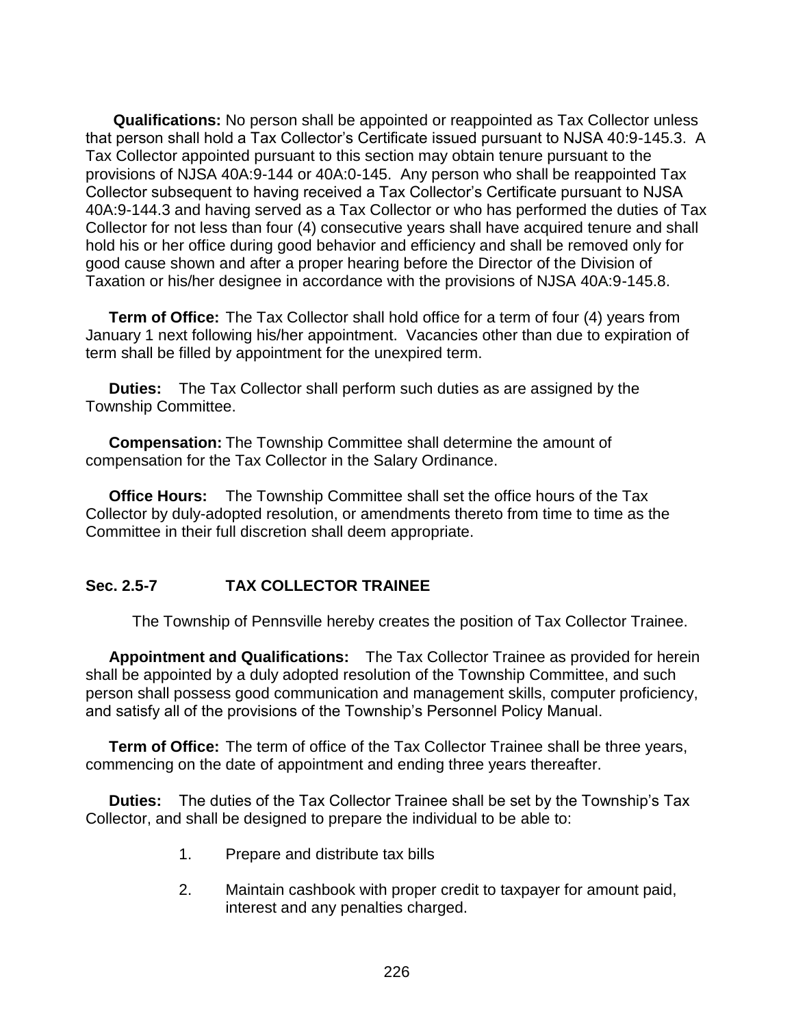**Qualifications:** No person shall be appointed or reappointed as Tax Collector unless that person shall hold a Tax Collector's Certificate issued pursuant to NJSA 40:9-145.3. A Tax Collector appointed pursuant to this section may obtain tenure pursuant to the provisions of NJSA 40A:9-144 or 40A:0-145. Any person who shall be reappointed Tax Collector subsequent to having received a Tax Collector's Certificate pursuant to NJSA 40A:9-144.3 and having served as a Tax Collector or who has performed the duties of Tax Collector for not less than four (4) consecutive years shall have acquired tenure and shall hold his or her office during good behavior and efficiency and shall be removed only for good cause shown and after a proper hearing before the Director of the Division of Taxation or his/her designee in accordance with the provisions of NJSA 40A:9-145.8.

**Term of Office:** The Tax Collector shall hold office for a term of four (4) years from January 1 next following his/her appointment. Vacancies other than due to expiration of term shall be filled by appointment for the unexpired term.

**Duties:** The Tax Collector shall perform such duties as are assigned by the Township Committee.

**Compensation:** The Township Committee shall determine the amount of compensation for the Tax Collector in the Salary Ordinance.

**Office Hours:** The Township Committee shall set the office hours of the Tax Collector by duly-adopted resolution, or amendments thereto from time to time as the Committee in their full discretion shall deem appropriate.

## Sec. 2.5-7 TAX COLLECTOR TRAINEE

The Township of Pennsville hereby creates the position of Tax Collector Trainee.

**Appointment and Qualifications:** The Tax Collector Trainee as provided for herein shall be appointed by a duly adopted resolution of the Township Committee, and such person shall possess good communication and management skills, computer proficiency, and satisfy all of the provisions of the Township's Personnel Policy Manual.

**Term of Office:** The term of office of the Tax Collector Trainee shall be three years, commencing on the date of appointment and ending three years thereafter.

**Duties:** The duties of the Tax Collector Trainee shall be set by the Township's Tax Collector, and shall be designed to prepare the individual to be able to:

1. Prepare and distribute tax bills
2. Maintain cashbook with proper credit to taxpayer for amount paid, interest and any penalties charged.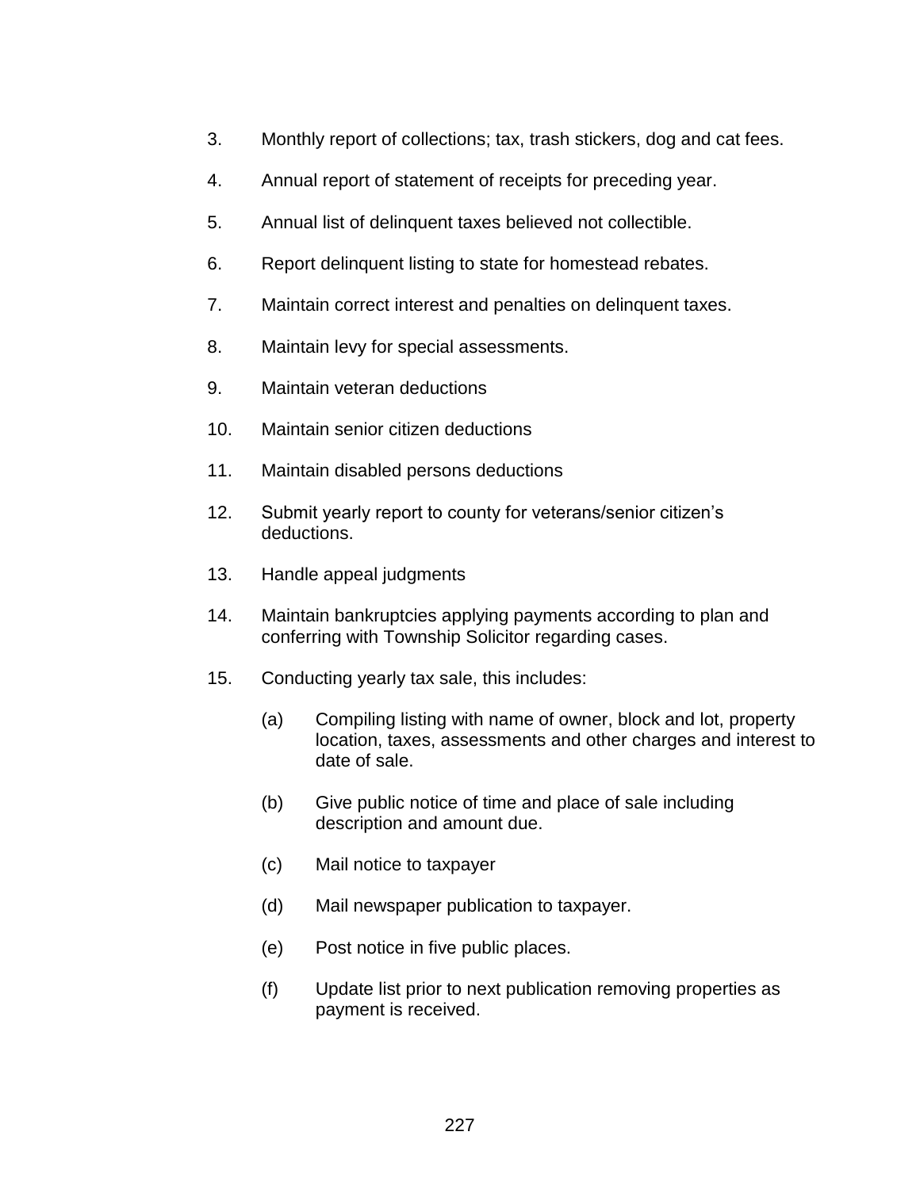3. Monthly report of collections; tax, trash stickers, dog and cat fees.

4. Annual report of statement of receipts for preceding year.

5. Annual list of delinquent taxes believed not collectible.

6. Report delinquent listing to state for homestead rebates.

7. Maintain correct interest and penalties on delinquent taxes.

8. Maintain levy for special assessments.

9. Maintain veteran deductions

10. Maintain senior citizen deductions

11. Maintain disabled persons deductions

12. Submit yearly report to county for veterans/senior citizen's deductions.

13. Handle appeal judgments

14. Maintain bankruptcies applying payments according to plan and conferring with Township Solicitor regarding cases.

15. Conducting yearly tax sale, this includes:

    (a) Compiling listing with name of owner, block and lot, property location, taxes, assessments and other charges and interest to date of sale.

    (b) Give public notice of time and place of sale including description and amount due.

    (c) Mail notice to taxpayer

    (d) Mail newspaper publication to taxpayer.

    (e) Post notice in five public places.

    (f) Update list prior to next publication removing properties as payment is received.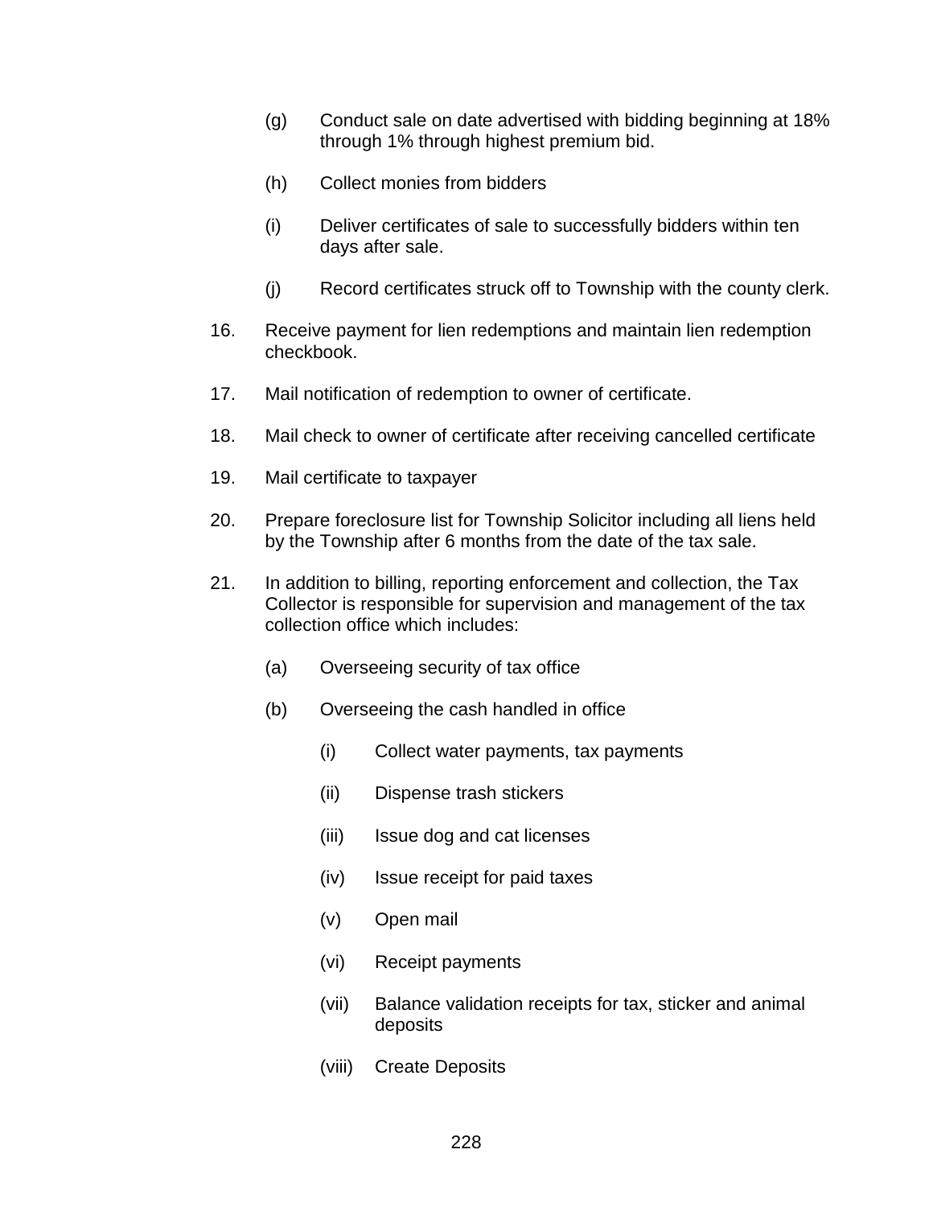(g) Conduct sale on date advertised with bidding beginning at 18% through 1% through highest premium bid.

(h) Collect monies from bidders

(i) Deliver certificates of sale to successfully bidders within ten days after sale.

(j) Record certificates struck off to Township with the county clerk.

16. Receive payment for lien redemptions and maintain lien redemption checkbook.

17. Mail notification of redemption to owner of certificate.

18. Mail check to owner of certificate after receiving cancelled certificate

19. Mail certificate to taxpayer

20. Prepare foreclosure list for Township Solicitor including all liens held by the Township after 6 months from the date of the tax sale.

21. In addition to billing, reporting enforcement and collection, the Tax Collector is responsible for supervision and management of the tax collection office which includes:

    (a) Overseeing security of tax office

    (b) Overseeing the cash handled in office

        (i) Collect water payments, tax payments

        (ii) Dispense trash stickers

        (iii) Issue dog and cat licenses

        (iv) Issue receipt for paid taxes

        (v) Open mail

        (vi) Receipt payments

        (vii) Balance validation receipts for tax, sticker and animal deposits

        (viii) Create Deposits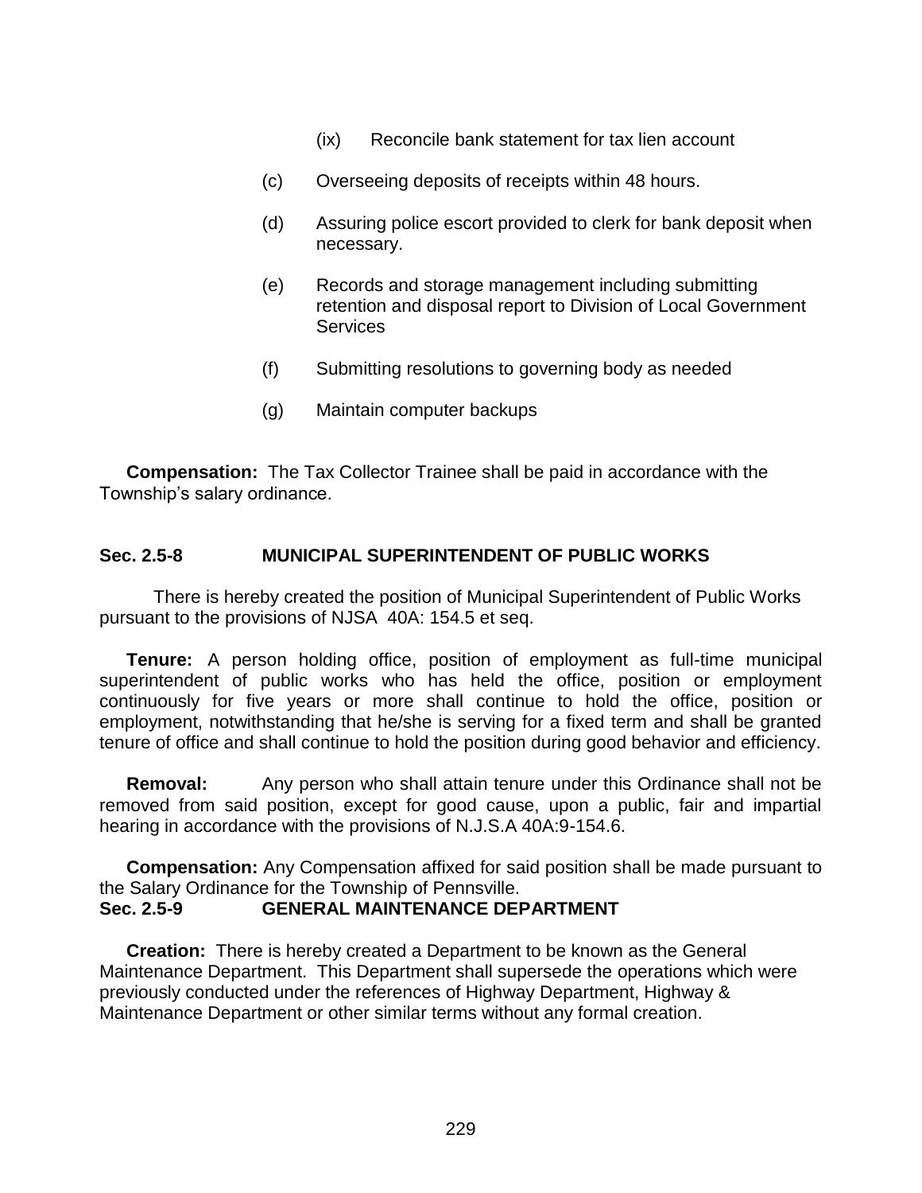(ix) Reconcile bank statement for tax lien account

(c) Overseeing deposits of receipts within 48 hours.

(d) Assuring police escort provided to clerk for bank deposit when necessary.

(e) Records and storage management including submitting retention and disposal report to Division of Local Government Services

(f) Submitting resolutions to governing body as needed

(g) Maintain computer backups

**Compensation:** The Tax Collector Trainee shall be paid in accordance with the Township's salary ordinance.

### Sec. 2.5-8 MUNICIPAL SUPERINTENDENT OF PUBLIC WORKS

There is hereby created the position of Municipal Superintendent of Public Works pursuant to the provisions of NJSA 40A: 154.5 et seq.

**Tenure:** A person holding office, position of employment as full-time municipal superintendent of public works who has held the office, position or employment continuously for five years or more shall continue to hold the office, position or employment, notwithstanding that he/she is serving for a fixed term and shall be granted tenure of office and shall continue to hold the position during good behavior and efficiency.

**Removal:** Any person who shall attain tenure under this Ordinance shall not be removed from said position, except for good cause, upon a public, fair and impartial hearing in accordance with the provisions of N.J.S.A 40A:9-154.6.

**Compensation:** Any Compensation affixed for said position shall be made pursuant to the Salary Ordinance for the Township of Pennsville.

### Sec. 2.5-9 GENERAL MAINTENANCE DEPARTMENT

**Creation:** There is hereby created a Department to be known as the General Maintenance Department. This Department shall supersede the operations which were previously conducted under the references of Highway Department, Highway & Maintenance Department or other similar terms without any formal creation.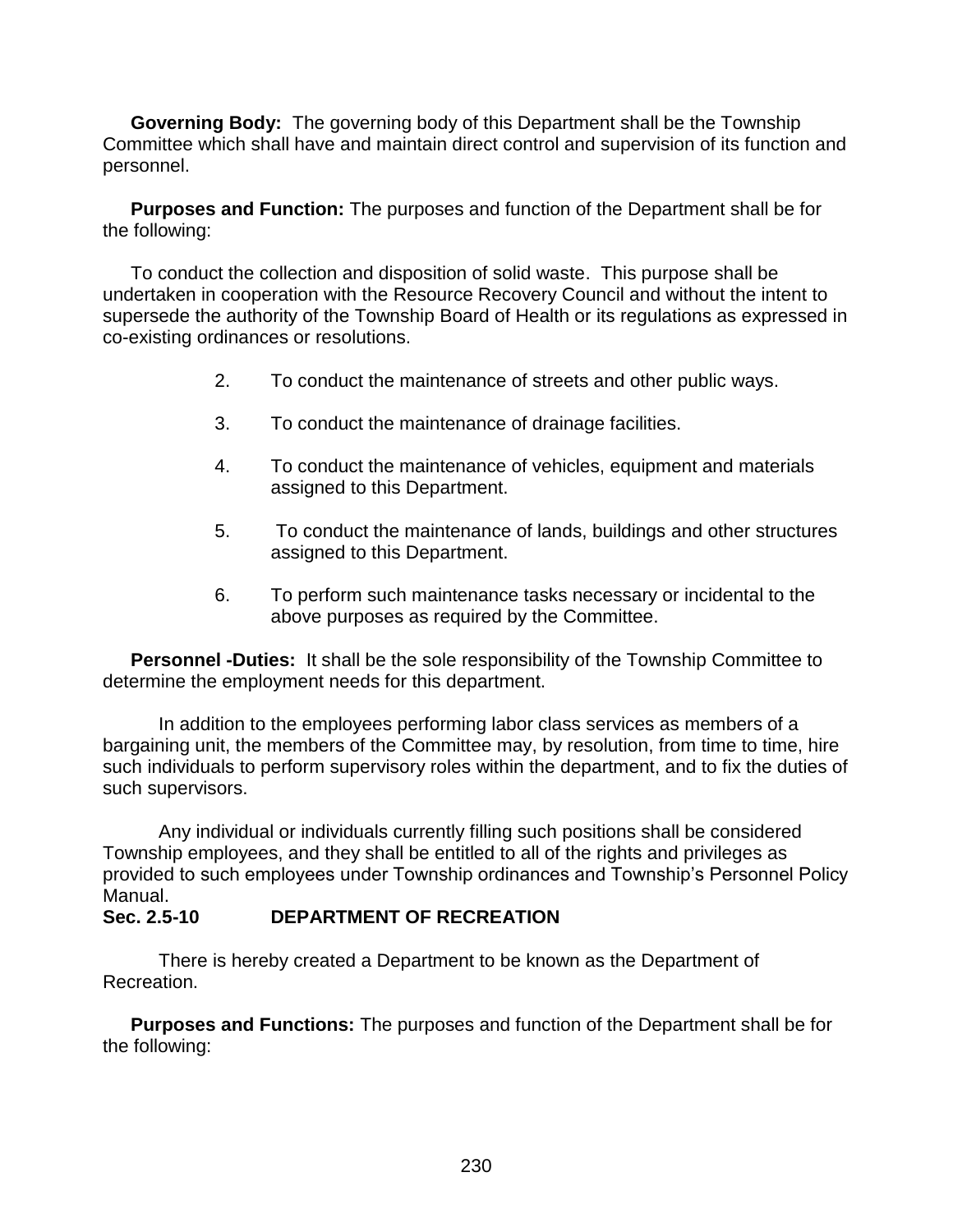**Governing Body:** The governing body of this Department shall be the Township Committee which shall have and maintain direct control and supervision of its function and personnel.

**Purposes and Function:** The purposes and function of the Department shall be for the following:

To conduct the collection and disposition of solid waste. This purpose shall be undertaken in cooperation with the Resource Recovery Council and without the intent to supersede the authority of the Township Board of Health or its regulations as expressed in co-existing ordinances or resolutions.

2. To conduct the maintenance of streets and other public ways.

3. To conduct the maintenance of drainage facilities.

4. To conduct the maintenance of vehicles, equipment and materials assigned to this Department.

5. To conduct the maintenance of lands, buildings and other structures assigned to this Department.

6. To perform such maintenance tasks necessary or incidental to the above purposes as required by the Committee.

**Personnel -Duties:** It shall be the sole responsibility of the Township Committee to determine the employment needs for this department.

In addition to the employees performing labor class services as members of a bargaining unit, the members of the Committee may, by resolution, from time to time, hire such individuals to perform supervisory roles within the department, and to fix the duties of such supervisors.

Any individual or individuals currently filling such positions shall be considered Township employees, and they shall be entitled to all of the rights and privileges as provided to such employees under Township ordinances and Township's Personnel Policy Manual.

**Sec. 2.5-10 DEPARTMENT OF RECREATION**

There is hereby created a Department to be known as the Department of Recreation.

**Purposes and Functions:** The purposes and function of the Department shall be for the following: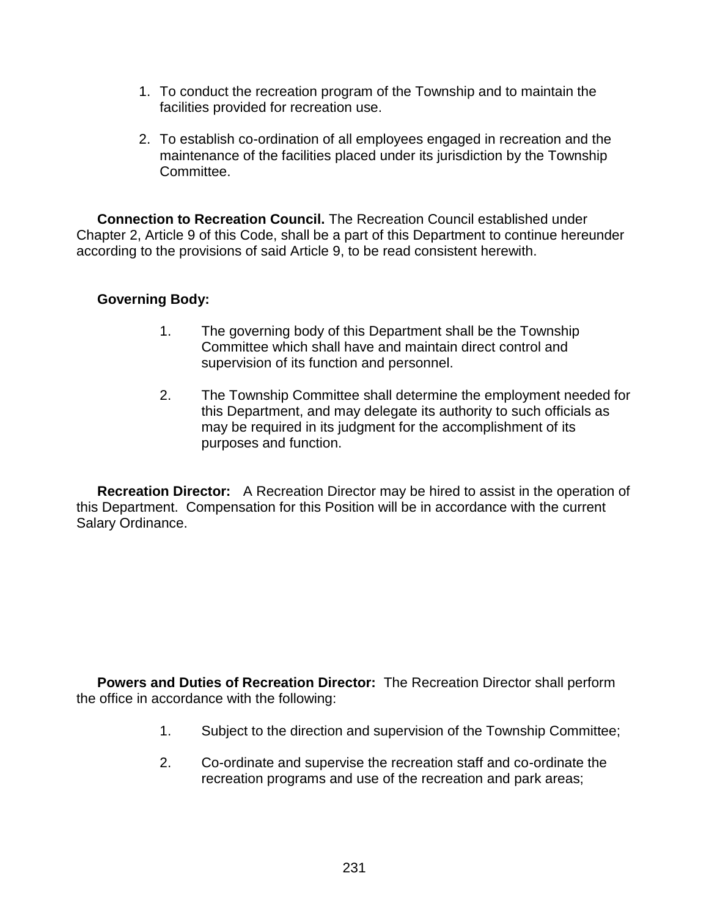1. To conduct the recreation program of the Township and to maintain the facilities provided for recreation use.

2. To establish co-ordination of all employees engaged in recreation and the maintenance of the facilities placed under its jurisdiction by the Township Committee.

**Connection to Recreation Council.** The Recreation Council established under Chapter 2, Article 9 of this Code, shall be a part of this Department to continue hereunder according to the provisions of said Article 9, to be read consistent herewith.

**Governing Body:**

1. The governing body of this Department shall be the Township Committee which shall have and maintain direct control and supervision of its function and personnel.

2. The Township Committee shall determine the employment needed for this Department, and may delegate its authority to such officials as may be required in its judgment for the accomplishment of its purposes and function.

**Recreation Director:** A Recreation Director may be hired to assist in the operation of this Department. Compensation for this Position will be in accordance with the current Salary Ordinance.

**Powers and Duties of Recreation Director:** The Recreation Director shall perform the office in accordance with the following:

1. Subject to the direction and supervision of the Township Committee;

2. Co-ordinate and supervise the recreation staff and co-ordinate the recreation programs and use of the recreation and park areas;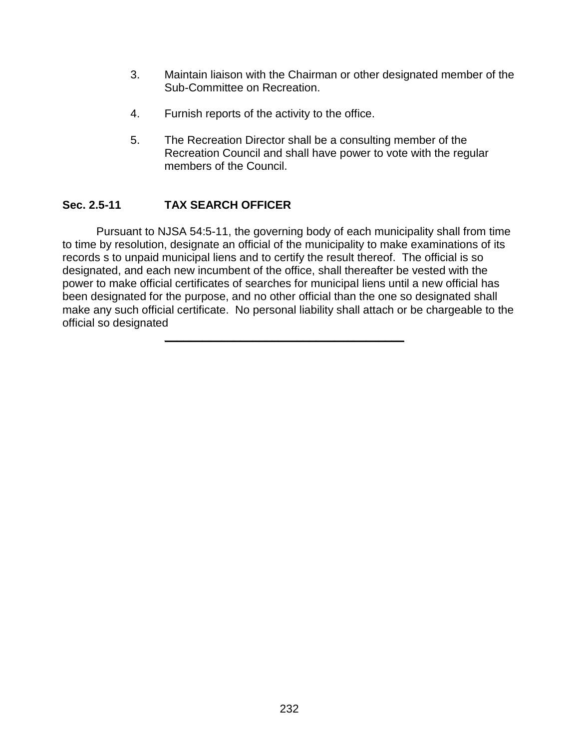3. Maintain liaison with the Chairman or other designated member of the Sub-Committee on Recreation.

4. Furnish reports of the activity to the office.

5. The Recreation Director shall be a consulting member of the Recreation Council and shall have power to vote with the regular members of the Council.

**Sec. 2.5-11 TAX SEARCH OFFICER**

Pursuant to NJSA 54:5-11, the governing body of each municipality shall from time to time by resolution, designate an official of the municipality to make examinations of its records s to unpaid municipal liens and to certify the result thereof. The official is so designated, and each new incumbent of the office, shall thereafter be vested with the power to make official certificates of searches for municipal liens until a new official has been designated for the purpose, and no other official than the one so designated shall make any such official certificate. No personal liability shall attach or be chargeable to the official so designated

---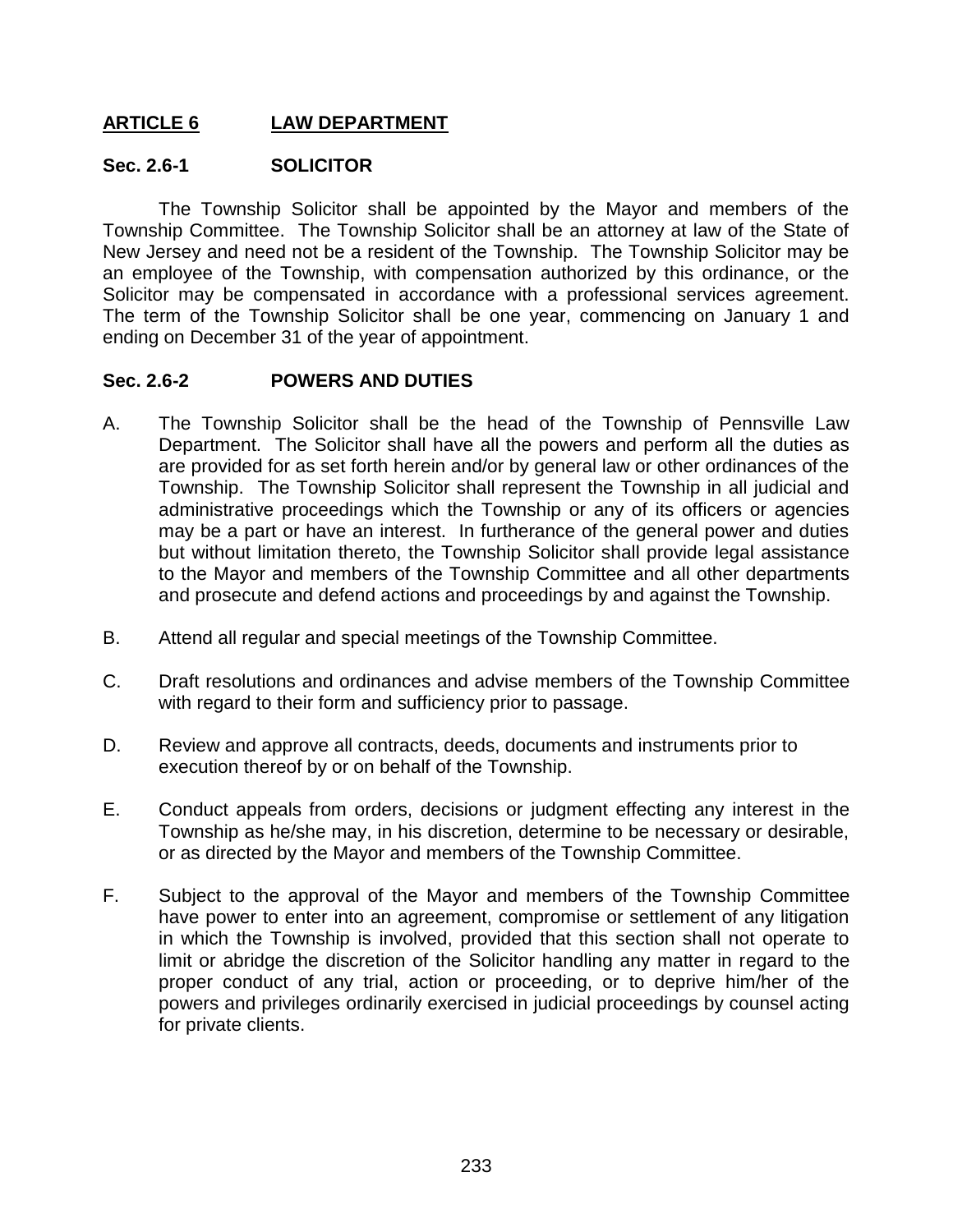## ARTICLE 6 LAW DEPARTMENT

### Sec. 2.6-1 SOLICITOR

The Township Solicitor shall be appointed by the Mayor and members of the Township Committee. The Township Solicitor shall be an attorney at law of the State of New Jersey and need not be a resident of the Township. The Township Solicitor may be an employee of the Township, with compensation authorized by this ordinance, or the Solicitor may be compensated in accordance with a professional services agreement. The term of the Township Solicitor shall be one year, commencing on January 1 and ending on December 31 of the year of appointment.

### Sec. 2.6-2 POWERS AND DUTIES

A. The Township Solicitor shall be the head of the Township of Pennsville Law Department. The Solicitor shall have all the powers and perform all the duties as are provided for as set forth herein and/or by general law or other ordinances of the Township. The Township Solicitor shall represent the Township in all judicial and administrative proceedings which the Township or any of its officers or agencies may be a part or have an interest. In furtherance of the general power and duties but without limitation thereto, the Township Solicitor shall provide legal assistance to the Mayor and members of the Township Committee and all other departments and prosecute and defend actions and proceedings by and against the Township.

B. Attend all regular and special meetings of the Township Committee.

C. Draft resolutions and ordinances and advise members of the Township Committee with regard to their form and sufficiency prior to passage.

D. Review and approve all contracts, deeds, documents and instruments prior to execution thereof by or on behalf of the Township.

E. Conduct appeals from orders, decisions or judgment effecting any interest in the Township as he/she may, in his discretion, determine to be necessary or desirable, or as directed by the Mayor and members of the Township Committee.

F. Subject to the approval of the Mayor and members of the Township Committee have power to enter into an agreement, compromise or settlement of any litigation in which the Township is involved, provided that this section shall not operate to limit or abridge the discretion of the Solicitor handling any matter in regard to the proper conduct of any trial, action or proceeding, or to deprive him/her of the powers and privileges ordinarily exercised in judicial proceedings by counsel acting for private clients.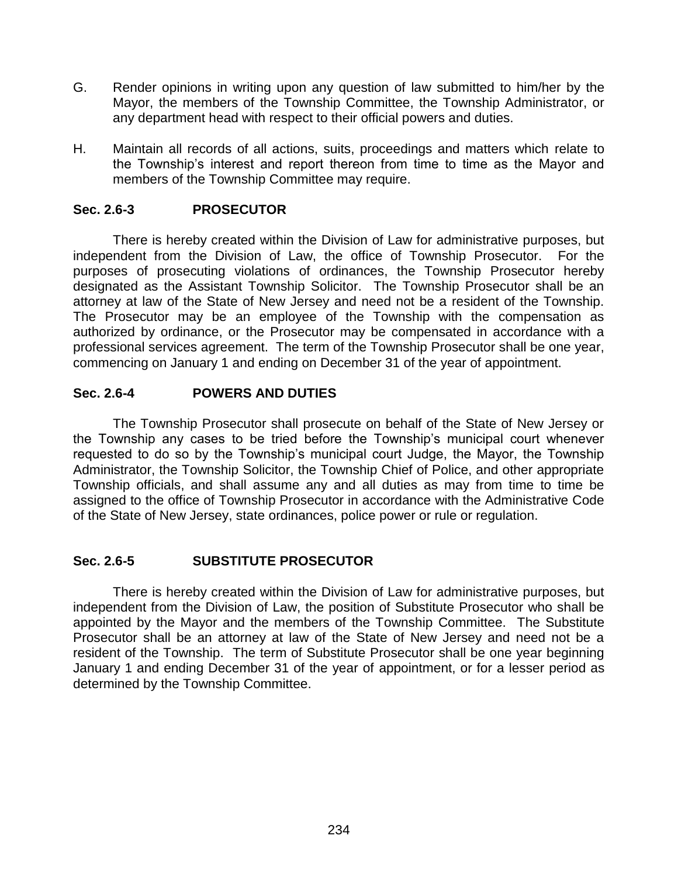G. Render opinions in writing upon any question of law submitted to him/her by the Mayor, the members of the Township Committee, the Township Administrator, or any department head with respect to their official powers and duties.

H. Maintain all records of all actions, suits, proceedings and matters which relate to the Township's interest and report thereon from time to time as the Mayor and members of the Township Committee may require.

### Sec. 2.6-3 PROSECUTOR

There is hereby created within the Division of Law for administrative purposes, but independent from the Division of Law, the office of Township Prosecutor. For the purposes of prosecuting violations of ordinances, the Township Prosecutor hereby designated as the Assistant Township Solicitor. The Township Prosecutor shall be an attorney at law of the State of New Jersey and need not be a resident of the Township. The Prosecutor may be an employee of the Township with the compensation as authorized by ordinance, or the Prosecutor may be compensated in accordance with a professional services agreement. The term of the Township Prosecutor shall be one year, commencing on January 1 and ending on December 31 of the year of appointment.

### Sec. 2.6-4 POWERS AND DUTIES

The Township Prosecutor shall prosecute on behalf of the State of New Jersey or the Township any cases to be tried before the Township's municipal court whenever requested to do so by the Township's municipal court Judge, the Mayor, the Township Administrator, the Township Solicitor, the Township Chief of Police, and other appropriate Township officials, and shall assume any and all duties as may from time to time be assigned to the office of Township Prosecutor in accordance with the Administrative Code of the State of New Jersey, state ordinances, police power or rule or regulation.

### Sec. 2.6-5 SUBSTITUTE PROSECUTOR

There is hereby created within the Division of Law for administrative purposes, but independent from the Division of Law, the position of Substitute Prosecutor who shall be appointed by the Mayor and the members of the Township Committee. The Substitute Prosecutor shall be an attorney at law of the State of New Jersey and need not be a resident of the Township. The term of Substitute Prosecutor shall be one year beginning January 1 and ending December 31 of the year of appointment, or for a lesser period as determined by the Township Committee.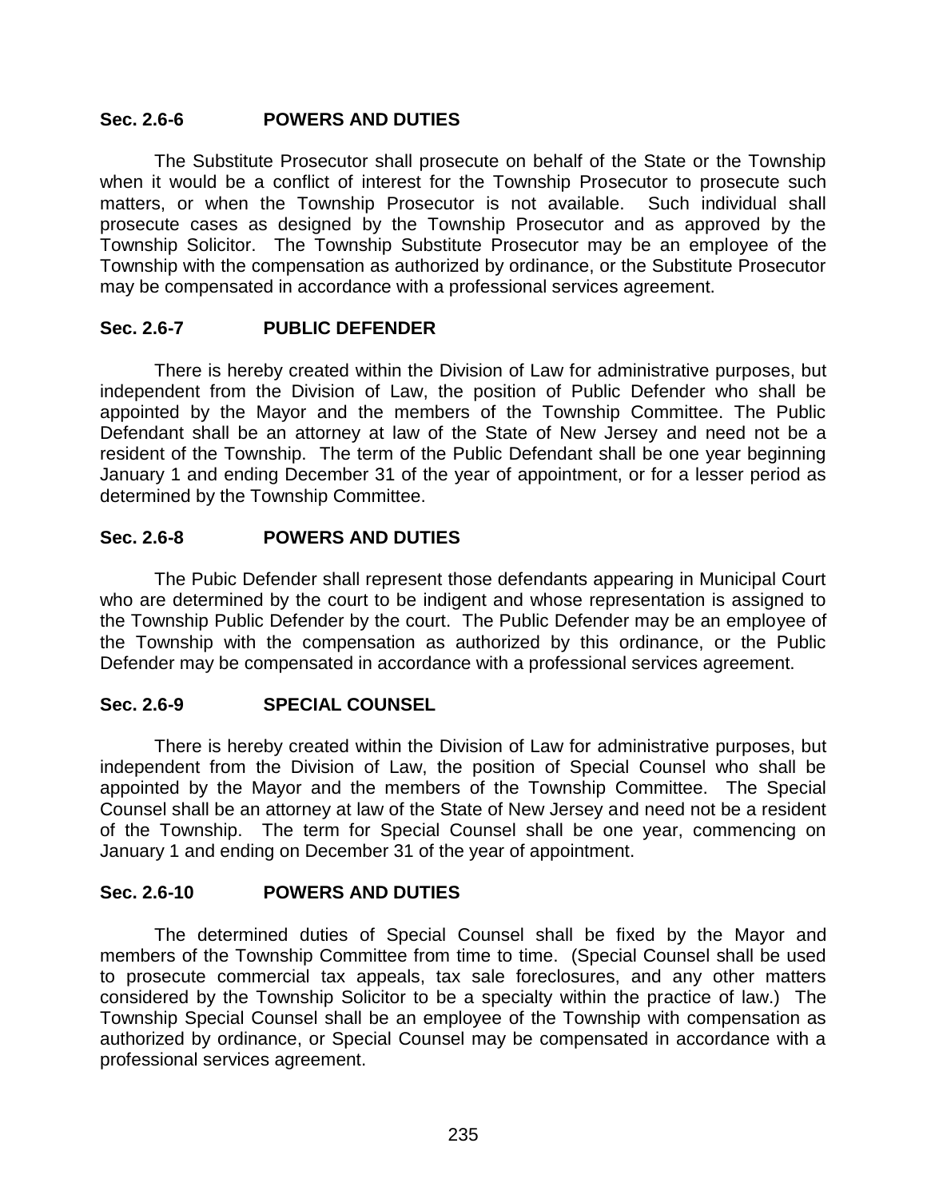### Sec. 2.6-6 POWERS AND DUTIES

The Substitute Prosecutor shall prosecute on behalf of the State or the Township when it would be a conflict of interest for the Township Prosecutor to prosecute such matters, or when the Township Prosecutor is not available. Such individual shall prosecute cases as designed by the Township Prosecutor and as approved by the Township Solicitor. The Township Substitute Prosecutor may be an employee of the Township with the compensation as authorized by ordinance, or the Substitute Prosecutor may be compensated in accordance with a professional services agreement.

### Sec. 2.6-7 PUBLIC DEFENDER

There is hereby created within the Division of Law for administrative purposes, but independent from the Division of Law, the position of Public Defender who shall be appointed by the Mayor and the members of the Township Committee. The Public Defendant shall be an attorney at law of the State of New Jersey and need not be a resident of the Township. The term of the Public Defendant shall be one year beginning January 1 and ending December 31 of the year of appointment, or for a lesser period as determined by the Township Committee.

### Sec. 2.6-8 POWERS AND DUTIES

The Pubic Defender shall represent those defendants appearing in Municipal Court who are determined by the court to be indigent and whose representation is assigned to the Township Public Defender by the court. The Public Defender may be an employee of the Township with the compensation as authorized by this ordinance, or the Public Defender may be compensated in accordance with a professional services agreement.

### Sec. 2.6-9 SPECIAL COUNSEL

There is hereby created within the Division of Law for administrative purposes, but independent from the Division of Law, the position of Special Counsel who shall be appointed by the Mayor and the members of the Township Committee. The Special Counsel shall be an attorney at law of the State of New Jersey and need not be a resident of the Township. The term for Special Counsel shall be one year, commencing on January 1 and ending on December 31 of the year of appointment.

### Sec. 2.6-10 POWERS AND DUTIES

The determined duties of Special Counsel shall be fixed by the Mayor and members of the Township Committee from time to time. (Special Counsel shall be used to prosecute commercial tax appeals, tax sale foreclosures, and any other matters considered by the Township Solicitor to be a specialty within the practice of law.) The Township Special Counsel shall be an employee of the Township with compensation as authorized by ordinance, or Special Counsel may be compensated in accordance with a professional services agreement.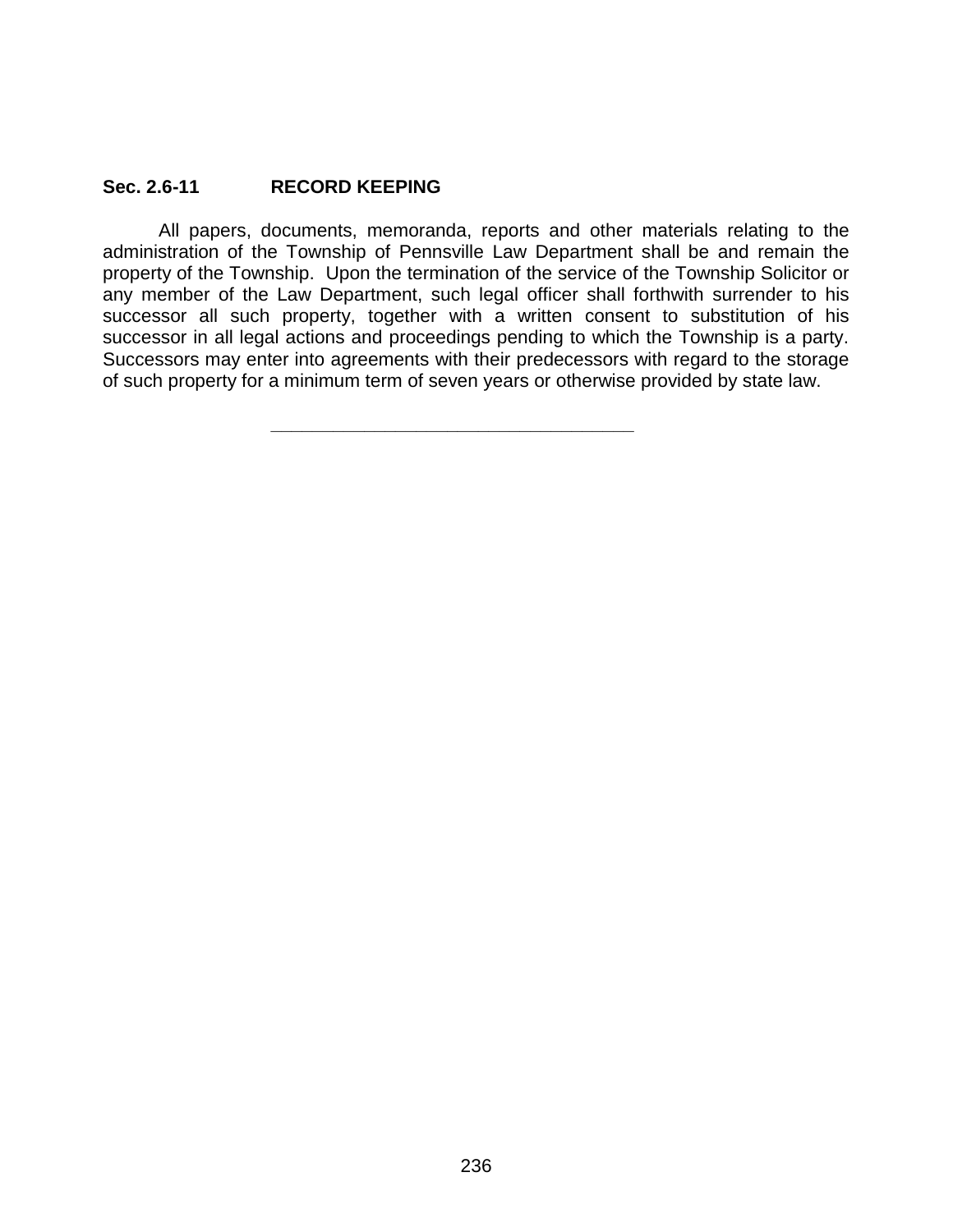**Sec. 2.6-11 RECORD KEEPING**

All papers, documents, memoranda, reports and other materials relating to the administration of the Township of Pennsville Law Department shall be and remain the property of the Township. Upon the termination of the service of the Township Solicitor or any member of the Law Department, such legal officer shall forthwith surrender to his successor all such property, together with a written consent to substitution of his successor in all legal actions and proceedings pending to which the Township is a party. Successors may enter into agreements with their predecessors with regard to the storage of such property for a minimum term of seven years or otherwise provided by state law.

---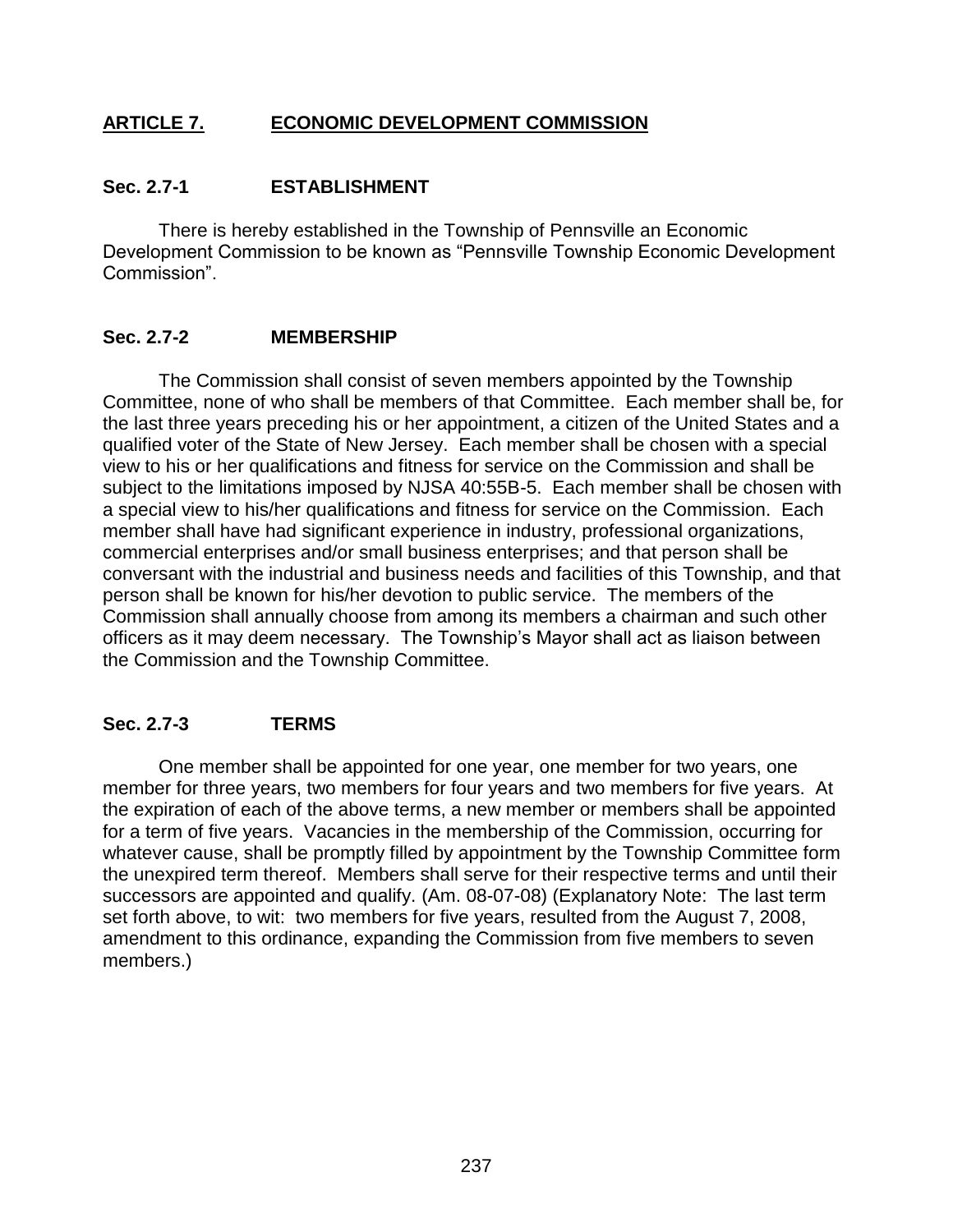## ARTICLE 7. ECONOMIC DEVELOPMENT COMMISSION

### Sec. 2.7-1 ESTABLISHMENT

There is hereby established in the Township of Pennsville an Economic Development Commission to be known as "Pennsville Township Economic Development Commission".

### Sec. 2.7-2 MEMBERSHIP

The Commission shall consist of seven members appointed by the Township Committee, none of who shall be members of that Committee. Each member shall be, for the last three years preceding his or her appointment, a citizen of the United States and a qualified voter of the State of New Jersey. Each member shall be chosen with a special view to his or her qualifications and fitness for service on the Commission and shall be subject to the limitations imposed by NJSA 40:55B-5. Each member shall be chosen with a special view to his/her qualifications and fitness for service on the Commission. Each member shall have had significant experience in industry, professional organizations, commercial enterprises and/or small business enterprises; and that person shall be conversant with the industrial and business needs and facilities of this Township, and that person shall be known for his/her devotion to public service. The members of the Commission shall annually choose from among its members a chairman and such other officers as it may deem necessary. The Township's Mayor shall act as liaison between the Commission and the Township Committee.

### Sec. 2.7-3 TERMS

One member shall be appointed for one year, one member for two years, one member for three years, two members for four years and two members for five years. At the expiration of each of the above terms, a new member or members shall be appointed for a term of five years. Vacancies in the membership of the Commission, occurring for whatever cause, shall be promptly filled by appointment by the Township Committee form the unexpired term thereof. Members shall serve for their respective terms and until their successors are appointed and qualify. (Am. 08-07-08) (Explanatory Note: The last term set forth above, to wit: two members for five years, resulted from the August 7, 2008, amendment to this ordinance, expanding the Commission from five members to seven members.)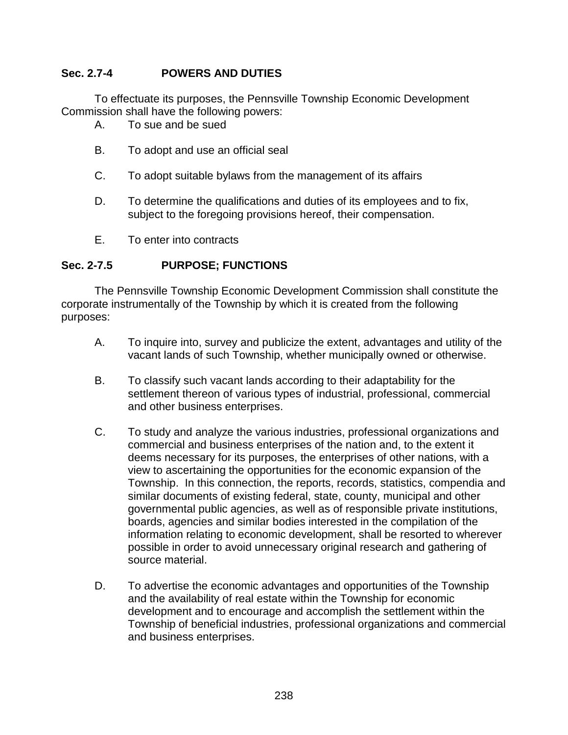### Sec. 2.7-4 POWERS AND DUTIES

To effectuate its purposes, the Pennsville Township Economic Development Commission shall have the following powers:

A. To sue and be sued

B. To adopt and use an official seal

C. To adopt suitable bylaws from the management of its affairs

D. To determine the qualifications and duties of its employees and to fix, subject to the foregoing provisions hereof, their compensation.

E. To enter into contracts

### Sec. 2-7.5 PURPOSE; FUNCTIONS

The Pennsville Township Economic Development Commission shall constitute the corporate instrumentally of the Township by which it is created from the following purposes:

A. To inquire into, survey and publicize the extent, advantages and utility of the vacant lands of such Township, whether municipally owned or otherwise.

B. To classify such vacant lands according to their adaptability for the settlement thereon of various types of industrial, professional, commercial and other business enterprises.

C. To study and analyze the various industries, professional organizations and commercial and business enterprises of the nation and, to the extent it deems necessary for its purposes, the enterprises of other nations, with a view to ascertaining the opportunities for the economic expansion of the Township. In this connection, the reports, records, statistics, compendia and similar documents of existing federal, state, county, municipal and other governmental public agencies, as well as of responsible private institutions, boards, agencies and similar bodies interested in the compilation of the information relating to economic development, shall be resorted to wherever possible in order to avoid unnecessary original research and gathering of source material.

D. To advertise the economic advantages and opportunities of the Township and the availability of real estate within the Township for economic development and to encourage and accomplish the settlement within the Township of beneficial industries, professional organizations and commercial and business enterprises.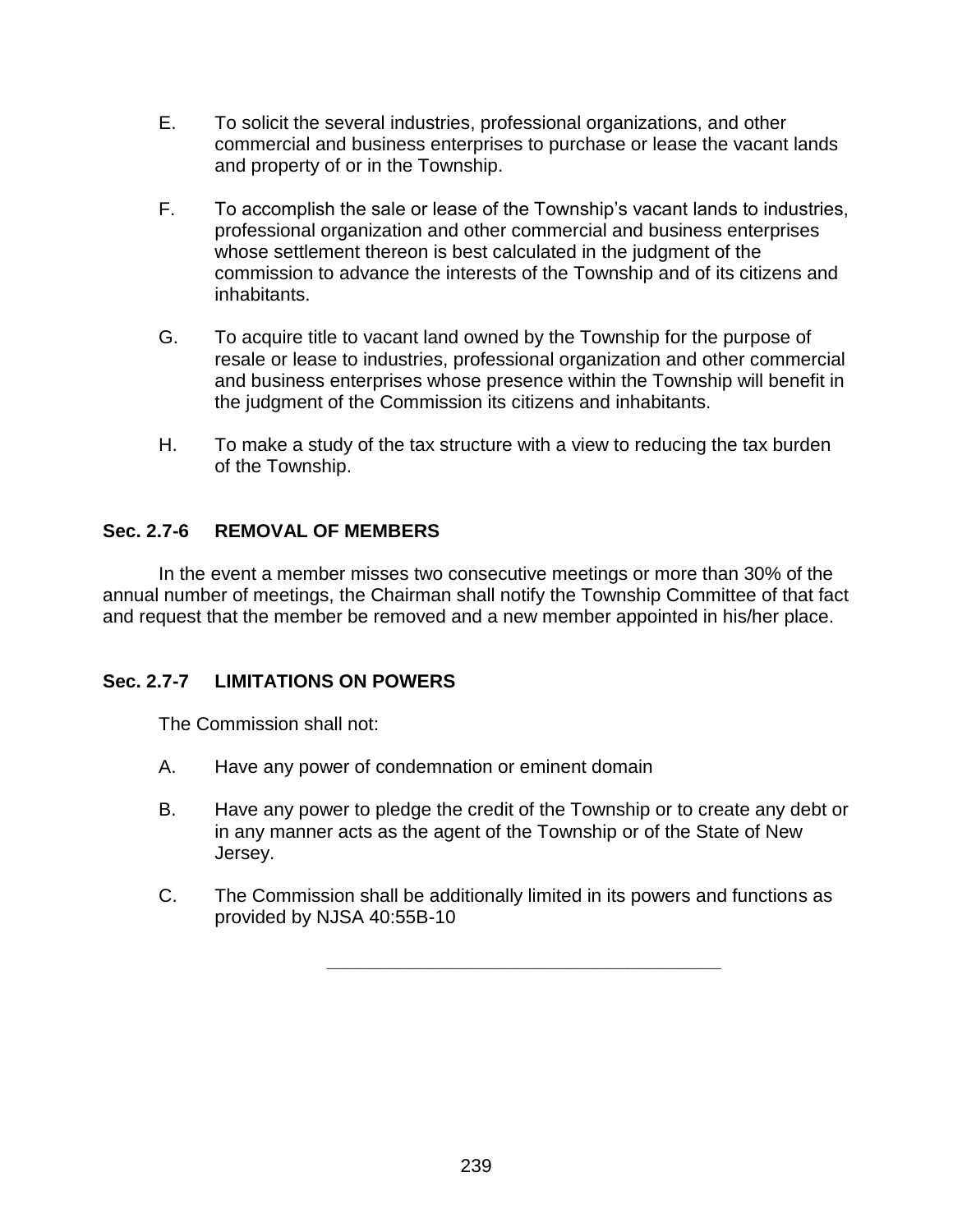E. To solicit the several industries, professional organizations, and other commercial and business enterprises to purchase or lease the vacant lands and property of or in the Township.

F. To accomplish the sale or lease of the Township's vacant lands to industries, professional organization and other commercial and business enterprises whose settlement thereon is best calculated in the judgment of the commission to advance the interests of the Township and of its citizens and inhabitants.

G. To acquire title to vacant land owned by the Township for the purpose of resale or lease to industries, professional organization and other commercial and business enterprises whose presence within the Township will benefit in the judgment of the Commission its citizens and inhabitants.

H. To make a study of the tax structure with a view to reducing the tax burden of the Township.

### Sec. 2.7-6 REMOVAL OF MEMBERS

In the event a member misses two consecutive meetings or more than 30% of the annual number of meetings, the Chairman shall notify the Township Committee of that fact and request that the member be removed and a new member appointed in his/her place.

### Sec. 2.7-7 LIMITATIONS ON POWERS

The Commission shall not:

A. Have any power of condemnation or eminent domain

B. Have any power to pledge the credit of the Township or to create any debt or in any manner acts as the agent of the Township or of the State of New Jersey.

C. The Commission shall be additionally limited in its powers and functions as provided by NJSA 40:55B-10

---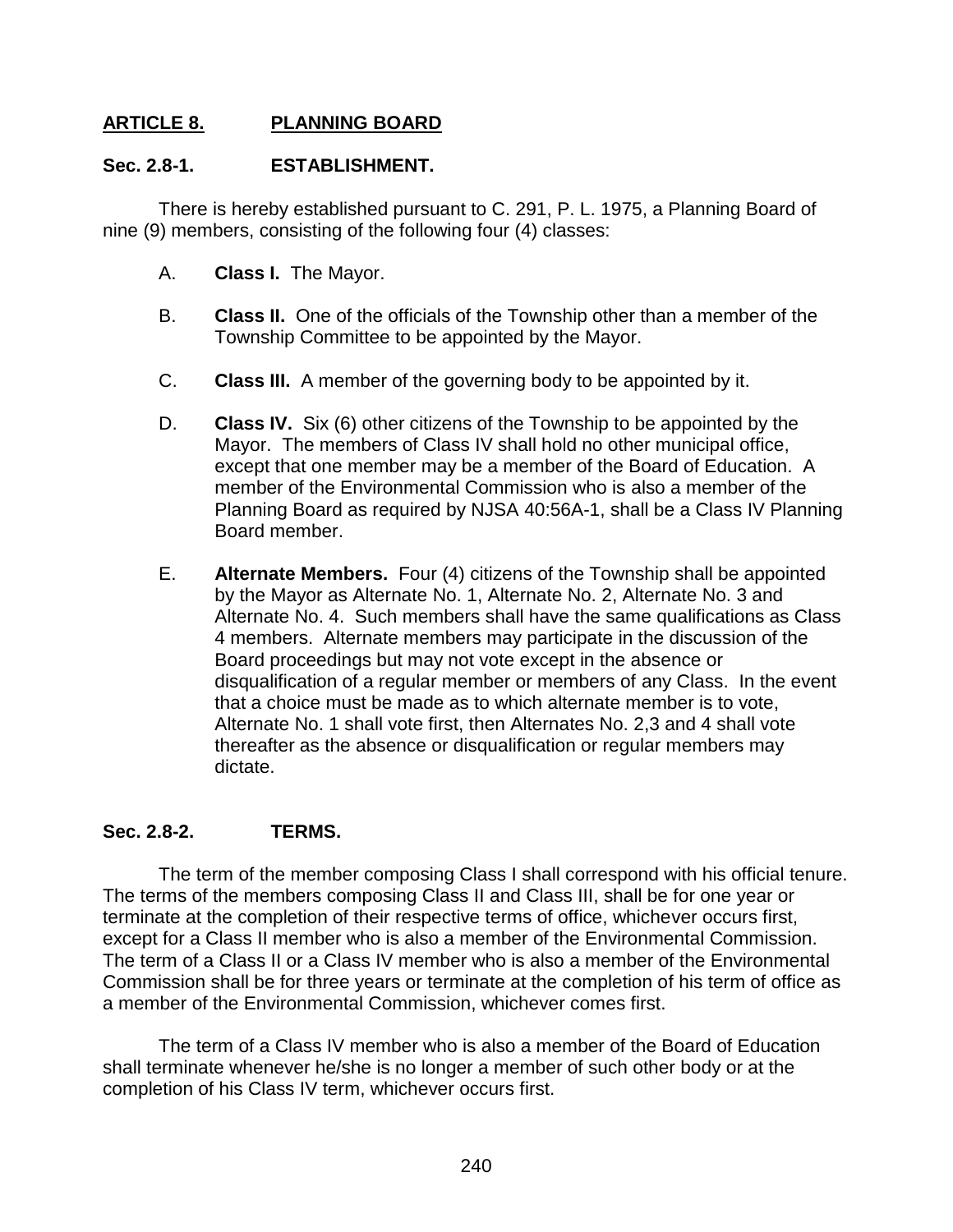## ARTICLE 8. PLANNING BOARD

### Sec. 2.8-1. ESTABLISHMENT.

There is hereby established pursuant to C. 291, P. L. 1975, a Planning Board of nine (9) members, consisting of the following four (4) classes:

A. **Class I.** The Mayor.

B. **Class II.** One of the officials of the Township other than a member of the Township Committee to be appointed by the Mayor.

C. **Class III.** A member of the governing body to be appointed by it.

D. **Class IV.** Six (6) other citizens of the Township to be appointed by the Mayor. The members of Class IV shall hold no other municipal office, except that one member may be a member of the Board of Education. A member of the Environmental Commission who is also a member of the Planning Board as required by NJSA 40:56A-1, shall be a Class IV Planning Board member.

E. **Alternate Members.** Four (4) citizens of the Township shall be appointed by the Mayor as Alternate No. 1, Alternate No. 2, Alternate No. 3 and Alternate No. 4. Such members shall have the same qualifications as Class 4 members. Alternate members may participate in the discussion of the Board proceedings but may not vote except in the absence or disqualification of a regular member or members of any Class. In the event that a choice must be made as to which alternate member is to vote, Alternate No. 1 shall vote first, then Alternates No. 2,3 and 4 shall vote thereafter as the absence or disqualification or regular members may dictate.

### Sec. 2.8-2. TERMS.

The term of the member composing Class I shall correspond with his official tenure. The terms of the members composing Class II and Class III, shall be for one year or terminate at the completion of their respective terms of office, whichever occurs first, except for a Class II member who is also a member of the Environmental Commission. The term of a Class II or a Class IV member who is also a member of the Environmental Commission shall be for three years or terminate at the completion of his term of office as a member of the Environmental Commission, whichever comes first.

The term of a Class IV member who is also a member of the Board of Education shall terminate whenever he/she is no longer a member of such other body or at the completion of his Class IV term, whichever occurs first.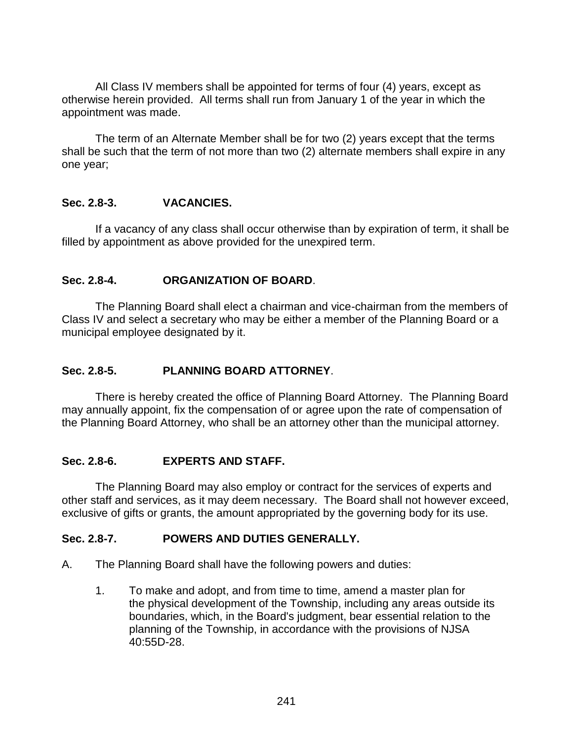All Class IV members shall be appointed for terms of four (4) years, except as otherwise herein provided. All terms shall run from January 1 of the year in which the appointment was made.

The term of an Alternate Member shall be for two (2) years except that the terms shall be such that the term of not more than two (2) alternate members shall expire in any one year;

**Sec. 2.8-3. VACANCIES.**

If a vacancy of any class shall occur otherwise than by expiration of term, it shall be filled by appointment as above provided for the unexpired term.

**Sec. 2.8-4. ORGANIZATION OF BOARD**.

The Planning Board shall elect a chairman and vice-chairman from the members of Class IV and select a secretary who may be either a member of the Planning Board or a municipal employee designated by it.

**Sec. 2.8-5. PLANNING BOARD ATTORNEY**.

There is hereby created the office of Planning Board Attorney. The Planning Board may annually appoint, fix the compensation of or agree upon the rate of compensation of the Planning Board Attorney, who shall be an attorney other than the municipal attorney.

**Sec. 2.8-6. EXPERTS AND STAFF.**

The Planning Board may also employ or contract for the services of experts and other staff and services, as it may deem necessary. The Board shall not however exceed, exclusive of gifts or grants, the amount appropriated by the governing body for its use.

**Sec. 2.8-7. POWERS AND DUTIES GENERALLY.**

A. The Planning Board shall have the following powers and duties:

1. To make and adopt, and from time to time, amend a master plan for the physical development of the Township, including any areas outside its boundaries, which, in the Board's judgment, bear essential relation to the planning of the Township, in accordance with the provisions of NJSA 40:55D-28.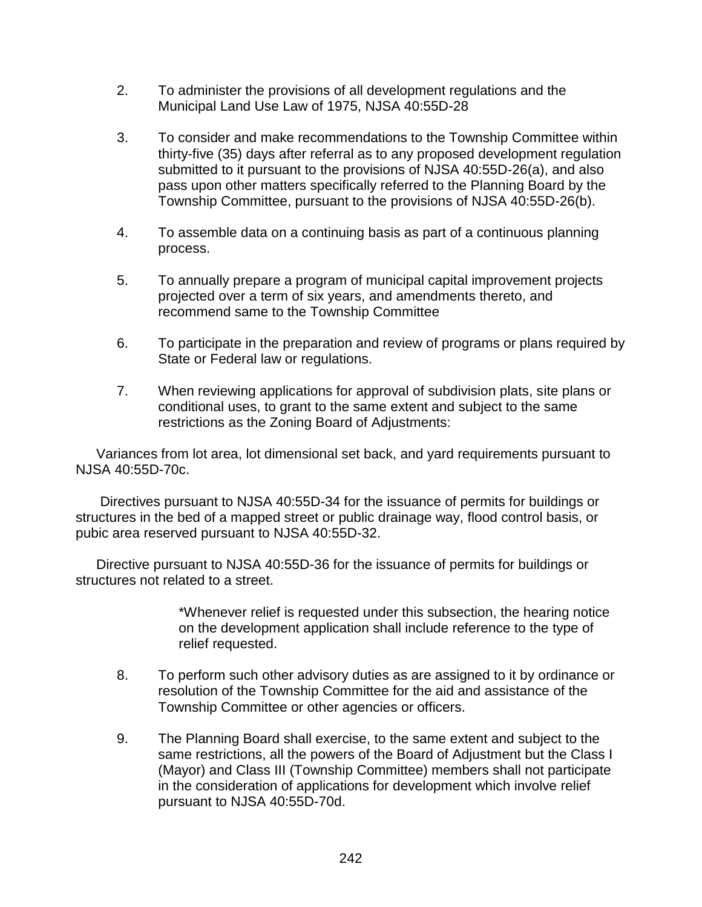2. To administer the provisions of all development regulations and the Municipal Land Use Law of 1975, NJSA 40:55D-28

3. To consider and make recommendations to the Township Committee within thirty-five (35) days after referral as to any proposed development regulation submitted to it pursuant to the provisions of NJSA 40:55D-26(a), and also pass upon other matters specifically referred to the Planning Board by the Township Committee, pursuant to the provisions of NJSA 40:55D-26(b).

4. To assemble data on a continuing basis as part of a continuous planning process.

5. To annually prepare a program of municipal capital improvement projects projected over a term of six years, and amendments thereto, and recommend same to the Township Committee

6. To participate in the preparation and review of programs or plans required by State or Federal law or regulations.

7. When reviewing applications for approval of subdivision plats, site plans or conditional uses, to grant to the same extent and subject to the same restrictions as the Zoning Board of Adjustments:

Variances from lot area, lot dimensional set back, and yard requirements pursuant to NJSA 40:55D-70c.

Directives pursuant to NJSA 40:55D-34 for the issuance of permits for buildings or structures in the bed of a mapped street or public drainage way, flood control basis, or pubic area reserved pursuant to NJSA 40:55D-32.

Directive pursuant to NJSA 40:55D-36 for the issuance of permits for buildings or structures not related to a street.

*Whenever relief is requested under this subsection, the hearing notice on the development application shall include reference to the type of relief requested.

8. To perform such other advisory duties as are assigned to it by ordinance or resolution of the Township Committee for the aid and assistance of the Township Committee or other agencies or officers.

9. The Planning Board shall exercise, to the same extent and subject to the same restrictions, all the powers of the Board of Adjustment but the Class I (Mayor) and Class III (Township Committee) members shall not participate in the consideration of applications for development which involve relief pursuant to NJSA 40:55D-70d.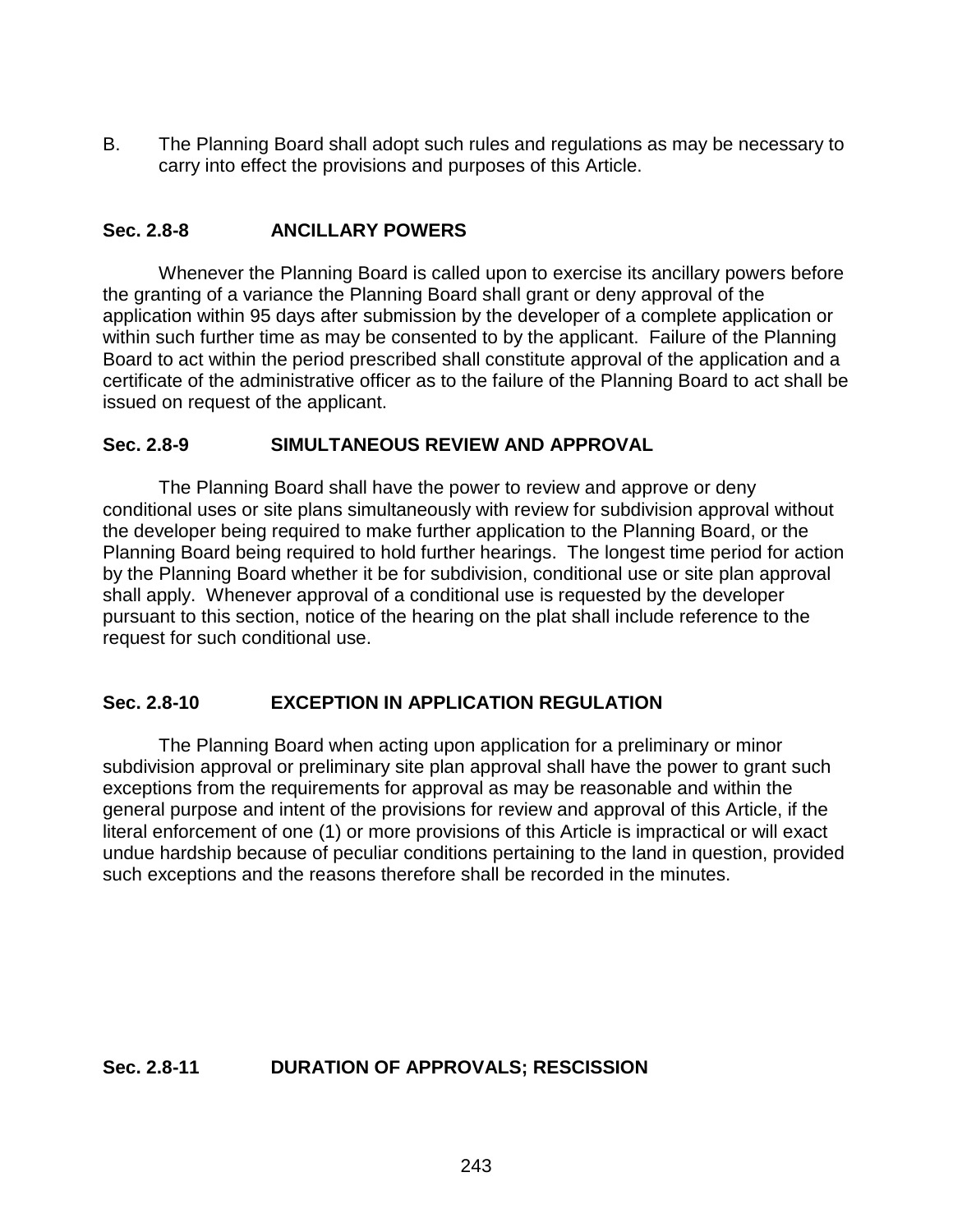B. The Planning Board shall adopt such rules and regulations as may be necessary to carry into effect the provisions and purposes of this Article.

### Sec. 2.8-8 ANCILLARY POWERS

Whenever the Planning Board is called upon to exercise its ancillary powers before the granting of a variance the Planning Board shall grant or deny approval of the application within 95 days after submission by the developer of a complete application or within such further time as may be consented to by the applicant. Failure of the Planning Board to act within the period prescribed shall constitute approval of the application and a certificate of the administrative officer as to the failure of the Planning Board to act shall be issued on request of the applicant.

### Sec. 2.8-9 SIMULTANEOUS REVIEW AND APPROVAL

The Planning Board shall have the power to review and approve or deny conditional uses or site plans simultaneously with review for subdivision approval without the developer being required to make further application to the Planning Board, or the Planning Board being required to hold further hearings. The longest time period for action by the Planning Board whether it be for subdivision, conditional use or site plan approval shall apply. Whenever approval of a conditional use is requested by the developer pursuant to this section, notice of the hearing on the plat shall include reference to the request for such conditional use.

### Sec. 2.8-10 EXCEPTION IN APPLICATION REGULATION

The Planning Board when acting upon application for a preliminary or minor subdivision approval or preliminary site plan approval shall have the power to grant such exceptions from the requirements for approval as may be reasonable and within the general purpose and intent of the provisions for review and approval of this Article, if the literal enforcement of one (1) or more provisions of this Article is impractical or will exact undue hardship because of peculiar conditions pertaining to the land in question, provided such exceptions and the reasons therefore shall be recorded in the minutes.

### Sec. 2.8-11 DURATION OF APPROVALS; RESCISSION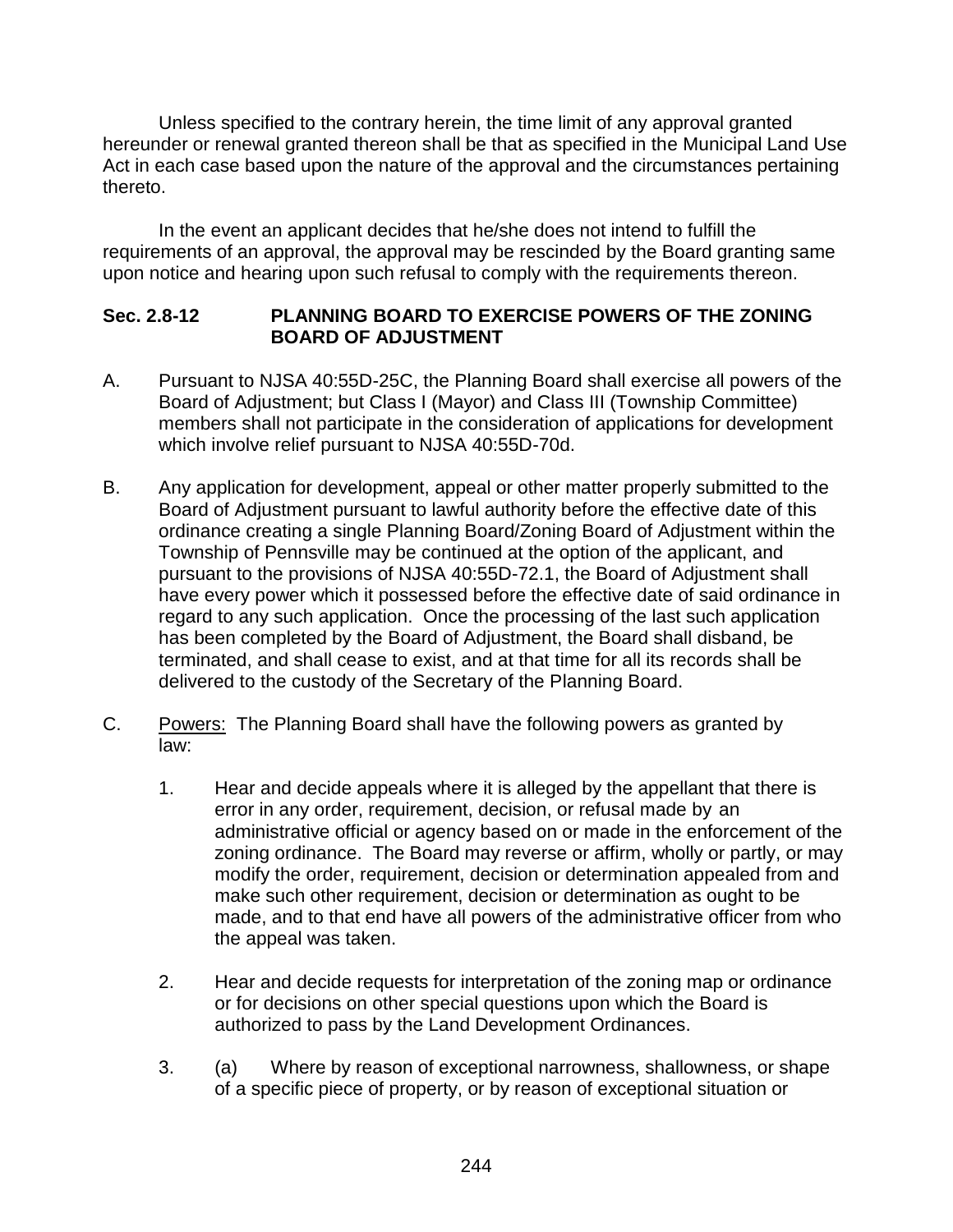Unless specified to the contrary herein, the time limit of any approval granted hereunder or renewal granted thereon shall be that as specified in the Municipal Land Use Act in each case based upon the nature of the approval and the circumstances pertaining thereto.

In the event an applicant decides that he/she does not intend to fulfill the requirements of an approval, the approval may be rescinded by the Board granting same upon notice and hearing upon such refusal to comply with the requirements thereon.

### Sec. 2.8-12 PLANNING BOARD TO EXERCISE POWERS OF THE ZONING BOARD OF ADJUSTMENT

A. Pursuant to NJSA 40:55D-25C, the Planning Board shall exercise all powers of the Board of Adjustment; but Class I (Mayor) and Class III (Township Committee) members shall not participate in the consideration of applications for development which involve relief pursuant to NJSA 40:55D-70d.

B. Any application for development, appeal or other matter properly submitted to the Board of Adjustment pursuant to lawful authority before the effective date of this ordinance creating a single Planning Board/Zoning Board of Adjustment within the Township of Pennsville may be continued at the option of the applicant, and pursuant to the provisions of NJSA 40:55D-72.1, the Board of Adjustment shall have every power which it possessed before the effective date of said ordinance in regard to any such application. Once the processing of the last such application has been completed by the Board of Adjustment, the Board shall disband, be terminated, and shall cease to exist, and at that time for all its records shall be delivered to the custody of the Secretary of the Planning Board.

C. Powers: The Planning Board shall have the following powers as granted by law:

   1. Hear and decide appeals where it is alleged by the appellant that there is error in any order, requirement, decision, or refusal made by an administrative official or agency based on or made in the enforcement of the zoning ordinance. The Board may reverse or affirm, wholly or partly, or may modify the order, requirement, decision or determination appealed from and make such other requirement, decision or determination as ought to be made, and to that end have all powers of the administrative officer from who the appeal was taken.

   2. Hear and decide requests for interpretation of the zoning map or ordinance or for decisions on other special questions upon which the Board is authorized to pass by the Land Development Ordinances.

   3. (a) Where by reason of exceptional narrowness, shallowness, or shape of a specific piece of property, or by reason of exceptional situation or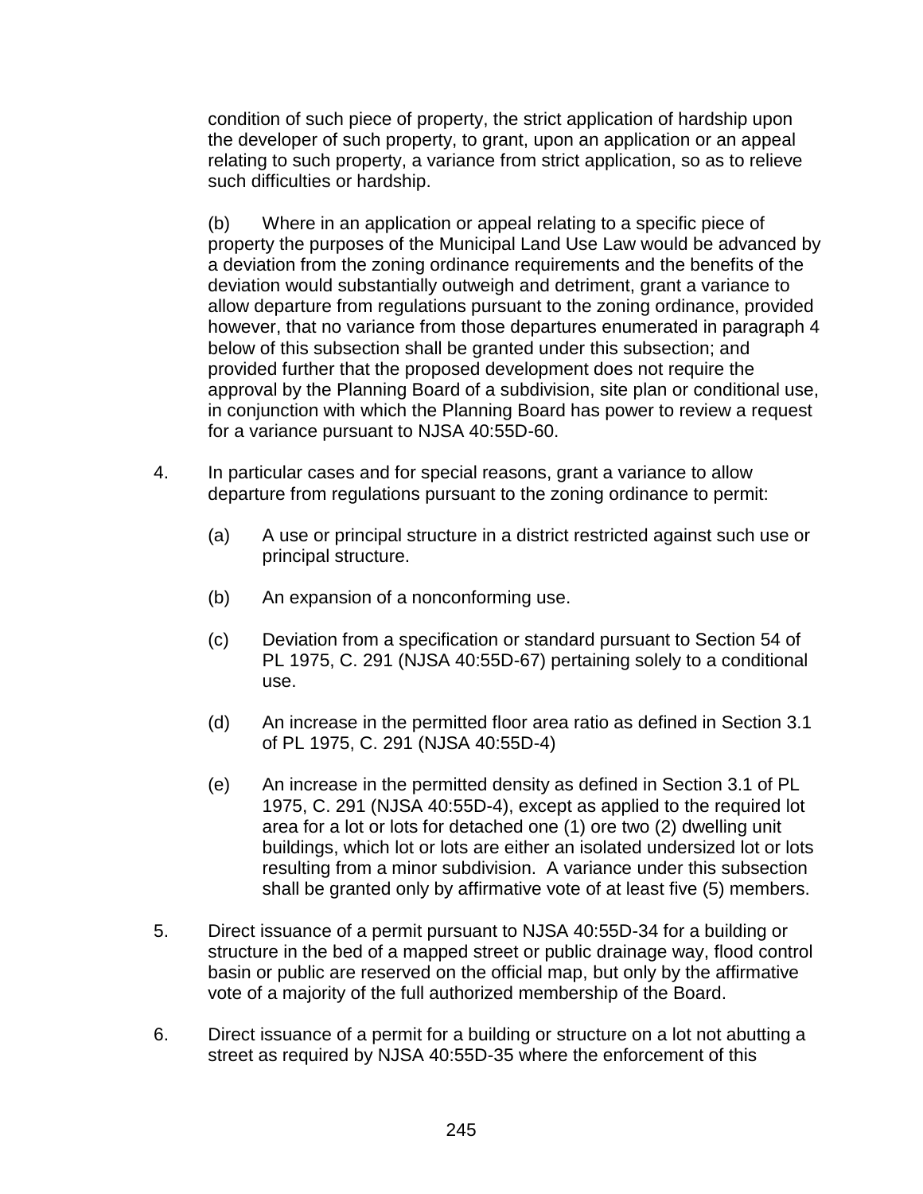condition of such piece of property, the strict application of hardship upon the developer of such property, to grant, upon an application or an appeal relating to such property, a variance from strict application, so as to relieve such difficulties or hardship.

(b) Where in an application or appeal relating to a specific piece of property the purposes of the Municipal Land Use Law would be advanced by a deviation from the zoning ordinance requirements and the benefits of the deviation would substantially outweigh and detriment, grant a variance to allow departure from regulations pursuant to the zoning ordinance, provided however, that no variance from those departures enumerated in paragraph 4 below of this subsection shall be granted under this subsection; and provided further that the proposed development does not require the approval by the Planning Board of a subdivision, site plan or conditional use, in conjunction with which the Planning Board has power to review a request for a variance pursuant to NJSA 40:55D-60.

4. In particular cases and for special reasons, grant a variance to allow departure from regulations pursuant to the zoning ordinance to permit:

   (a) A use or principal structure in a district restricted against such use or principal structure.

   (b) An expansion of a nonconforming use.

   (c) Deviation from a specification or standard pursuant to Section 54 of PL 1975, C. 291 (NJSA 40:55D-67) pertaining solely to a conditional use.

   (d) An increase in the permitted floor area ratio as defined in Section 3.1 of PL 1975, C. 291 (NJSA 40:55D-4)

   (e) An increase in the permitted density as defined in Section 3.1 of PL 1975, C. 291 (NJSA 40:55D-4), except as applied to the required lot area for a lot or lots for detached one (1) ore two (2) dwelling unit buildings, which lot or lots are either an isolated undersized lot or lots resulting from a minor subdivision. A variance under this subsection shall be granted only by affirmative vote of at least five (5) members.

5. Direct issuance of a permit pursuant to NJSA 40:55D-34 for a building or structure in the bed of a mapped street or public drainage way, flood control basin or public are reserved on the official map, but only by the affirmative vote of a majority of the full authorized membership of the Board.

6. Direct issuance of a permit for a building or structure on a lot not abutting a street as required by NJSA 40:55D-35 where the enforcement of this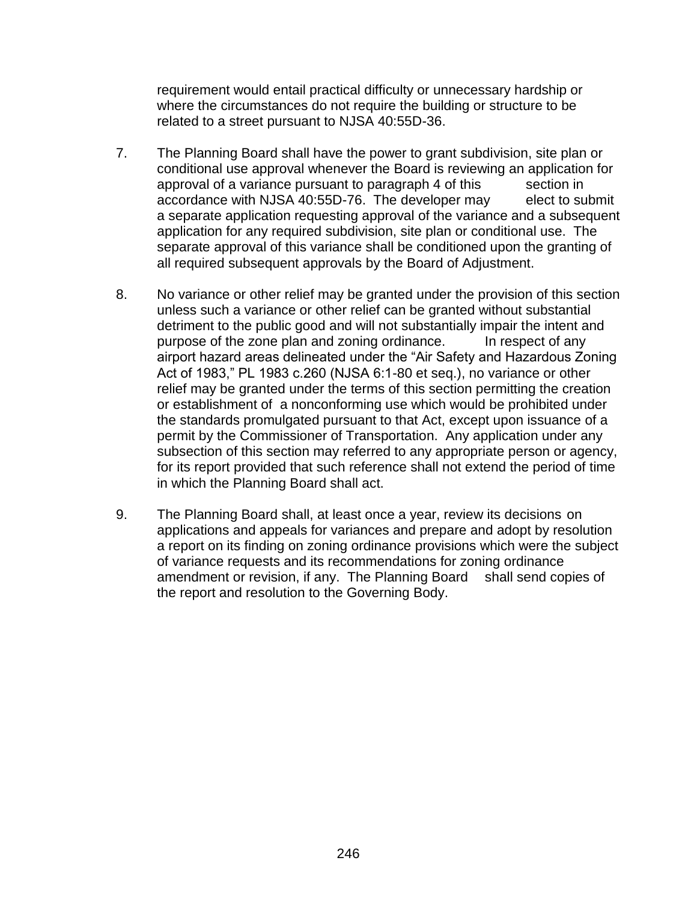requirement would entail practical difficulty or unnecessary hardship or where the circumstances do not require the building or structure to be related to a street pursuant to NJSA 40:55D-36.

7. The Planning Board shall have the power to grant subdivision, site plan or conditional use approval whenever the Board is reviewing an application for approval of a variance pursuant to paragraph 4 of this section in accordance with NJSA 40:55D-76. The developer may elect to submit a separate application requesting approval of the variance and a subsequent application for any required subdivision, site plan or conditional use. The separate approval of this variance shall be conditioned upon the granting of all required subsequent approvals by the Board of Adjustment.

8. No variance or other relief may be granted under the provision of this section unless such a variance or other relief can be granted without substantial detriment to the public good and will not substantially impair the intent and purpose of the zone plan and zoning ordinance. In respect of any airport hazard areas delineated under the "Air Safety and Hazardous Zoning Act of 1983," PL 1983 c.260 (NJSA 6:1-80 et seq.), no variance or other relief may be granted under the terms of this section permitting the creation or establishment of a nonconforming use which would be prohibited under the standards promulgated pursuant to that Act, except upon issuance of a permit by the Commissioner of Transportation. Any application under any subsection of this section may referred to any appropriate person or agency, for its report provided that such reference shall not extend the period of time in which the Planning Board shall act.

9. The Planning Board shall, at least once a year, review its decisions on applications and appeals for variances and prepare and adopt by resolution a report on its finding on zoning ordinance provisions which were the subject of variance requests and its recommendations for zoning ordinance amendment or revision, if any. The Planning Board shall send copies of the report and resolution to the Governing Body.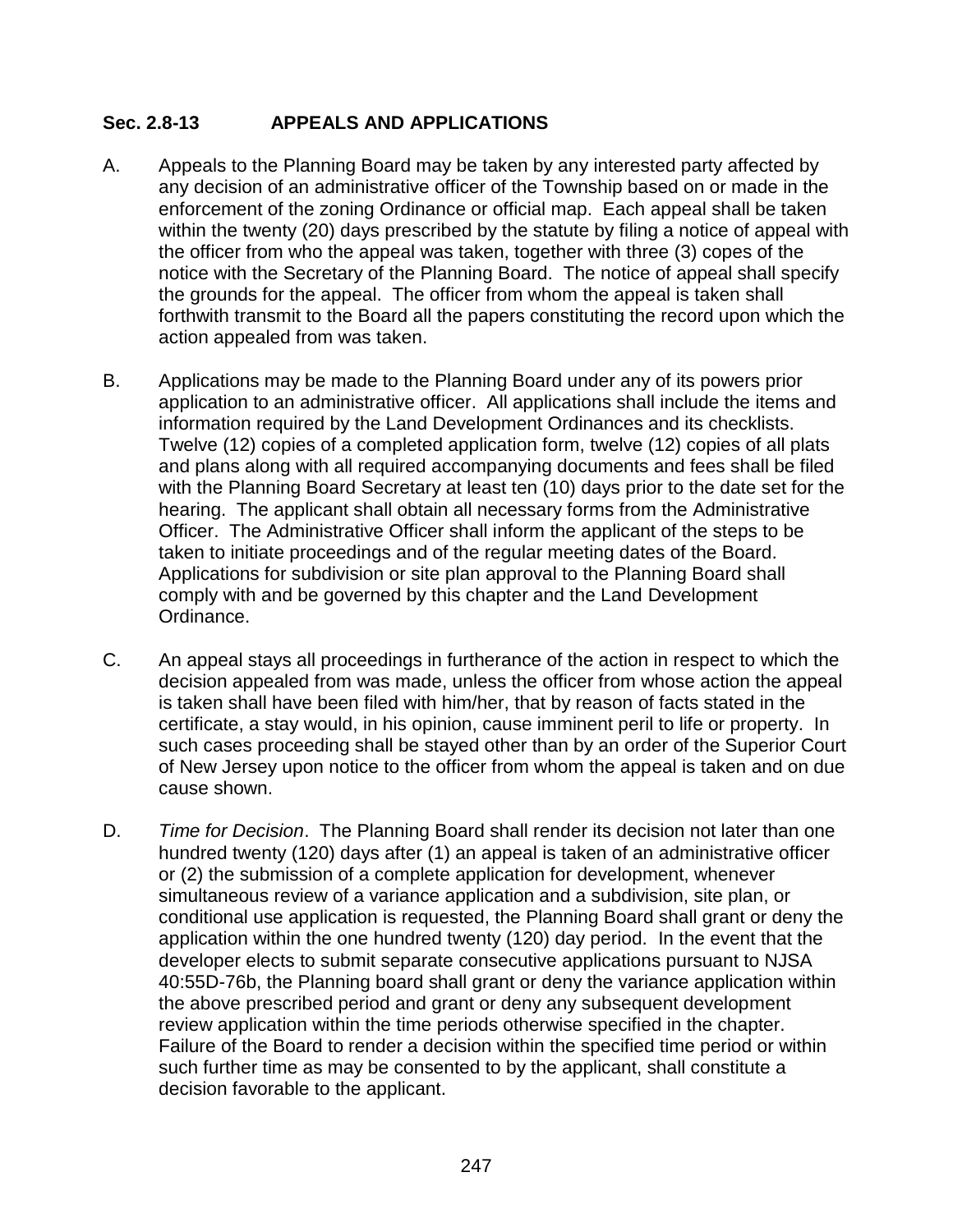## Sec. 2.8-13 APPEALS AND APPLICATIONS

A. Appeals to the Planning Board may be taken by any interested party affected by any decision of an administrative officer of the Township based on or made in the enforcement of the zoning Ordinance or official map. Each appeal shall be taken within the twenty (20) days prescribed by the statute by filing a notice of appeal with the officer from who the appeal was taken, together with three (3) copes of the notice with the Secretary of the Planning Board. The notice of appeal shall specify the grounds for the appeal. The officer from whom the appeal is taken shall forthwith transmit to the Board all the papers constituting the record upon which the action appealed from was taken.

B. Applications may be made to the Planning Board under any of its powers prior application to an administrative officer. All applications shall include the items and information required by the Land Development Ordinances and its checklists. Twelve (12) copies of a completed application form, twelve (12) copies of all plats and plans along with all required accompanying documents and fees shall be filed with the Planning Board Secretary at least ten (10) days prior to the date set for the hearing. The applicant shall obtain all necessary forms from the Administrative Officer. The Administrative Officer shall inform the applicant of the steps to be taken to initiate proceedings and of the regular meeting dates of the Board. Applications for subdivision or site plan approval to the Planning Board shall comply with and be governed by this chapter and the Land Development Ordinance.

C. An appeal stays all proceedings in furtherance of the action in respect to which the decision appealed from was made, unless the officer from whose action the appeal is taken shall have been filed with him/her, that by reason of facts stated in the certificate, a stay would, in his opinion, cause imminent peril to life or property. In such cases proceeding shall be stayed other than by an order of the Superior Court of New Jersey upon notice to the officer from whom the appeal is taken and on due cause shown.

D. *Time for Decision*. The Planning Board shall render its decision not later than one hundred twenty (120) days after (1) an appeal is taken of an administrative officer or (2) the submission of a complete application for development, whenever simultaneous review of a variance application and a subdivision, site plan, or conditional use application is requested, the Planning Board shall grant or deny the application within the one hundred twenty (120) day period. In the event that the developer elects to submit separate consecutive applications pursuant to NJSA 40:55D-76b, the Planning board shall grant or deny the variance application within the above prescribed period and grant or deny any subsequent development review application within the time periods otherwise specified in the chapter. Failure of the Board to render a decision within the specified time period or within such further time as may be consented to by the applicant, shall constitute a decision favorable to the applicant.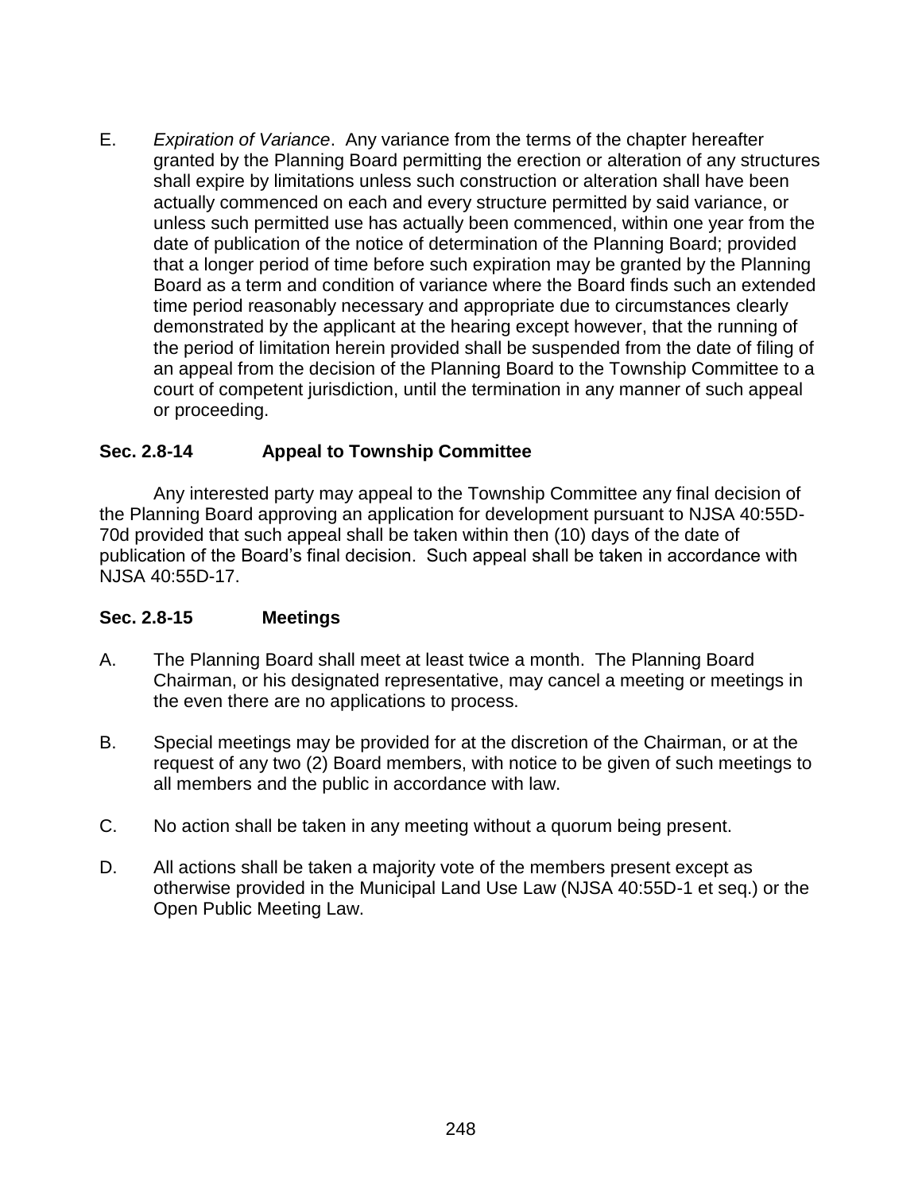E. *Expiration of Variance*. Any variance from the terms of the chapter hereafter granted by the Planning Board permitting the erection or alteration of any structures shall expire by limitations unless such construction or alteration shall have been actually commenced on each and every structure permitted by said variance, or unless such permitted use has actually been commenced, within one year from the date of publication of the notice of determination of the Planning Board; provided that a longer period of time before such expiration may be granted by the Planning Board as a term and condition of variance where the Board finds such an extended time period reasonably necessary and appropriate due to circumstances clearly demonstrated by the applicant at the hearing except however, that the running of the period of limitation herein provided shall be suspended from the date of filing of an appeal from the decision of the Planning Board to the Township Committee to a court of competent jurisdiction, until the termination in any manner of such appeal or proceeding.

### Sec. 2.8-14 Appeal to Township Committee

Any interested party may appeal to the Township Committee any final decision of the Planning Board approving an application for development pursuant to NJSA 40:55D-70d provided that such appeal shall be taken within then (10) days of the date of publication of the Board's final decision. Such appeal shall be taken in accordance with NJSA 40:55D-17.

### Sec. 2.8-15 Meetings

A. The Planning Board shall meet at least twice a month. The Planning Board Chairman, or his designated representative, may cancel a meeting or meetings in the even there are no applications to process.

B. Special meetings may be provided for at the discretion of the Chairman, or at the request of any two (2) Board members, with notice to be given of such meetings to all members and the public in accordance with law.

C. No action shall be taken in any meeting without a quorum being present.

D. All actions shall be taken a majority vote of the members present except as otherwise provided in the Municipal Land Use Law (NJSA 40:55D-1 et seq.) or the Open Public Meeting Law.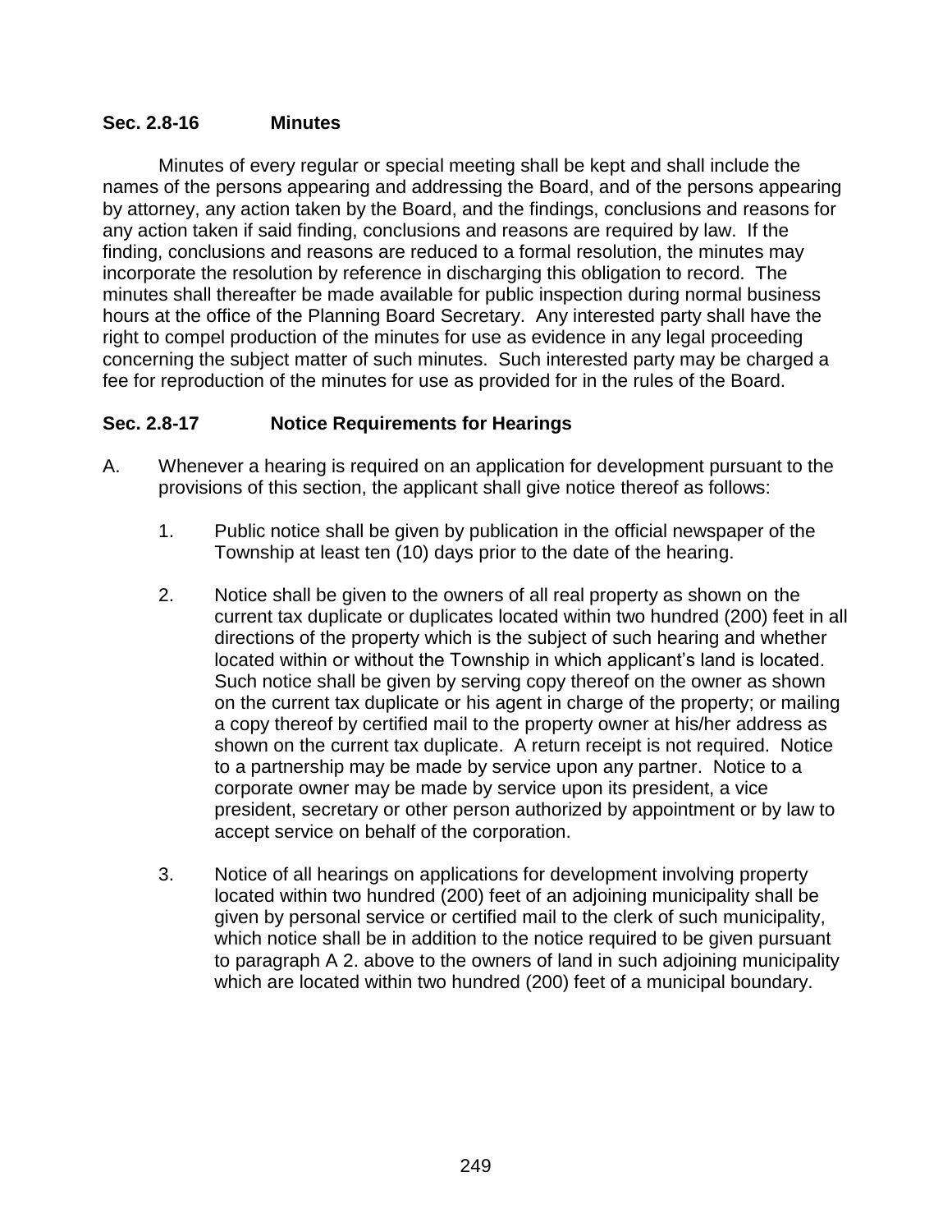### Sec. 2.8-16 Minutes

Minutes of every regular or special meeting shall be kept and shall include the names of the persons appearing and addressing the Board, and of the persons appearing by attorney, any action taken by the Board, and the findings, conclusions and reasons for any action taken if said finding, conclusions and reasons are required by law. If the finding, conclusions and reasons are reduced to a formal resolution, the minutes may incorporate the resolution by reference in discharging this obligation to record. The minutes shall thereafter be made available for public inspection during normal business hours at the office of the Planning Board Secretary. Any interested party shall have the right to compel production of the minutes for use as evidence in any legal proceeding concerning the subject matter of such minutes. Such interested party may be charged a fee for reproduction of the minutes for use as provided for in the rules of the Board.

### Sec. 2.8-17 Notice Requirements for Hearings

A. Whenever a hearing is required on an application for development pursuant to the provisions of this section, the applicant shall give notice thereof as follows:

   1. Public notice shall be given by publication in the official newspaper of the Township at least ten (10) days prior to the date of the hearing.

   2. Notice shall be given to the owners of all real property as shown on the current tax duplicate or duplicates located within two hundred (200) feet in all directions of the property which is the subject of such hearing and whether located within or without the Township in which applicant's land is located. Such notice shall be given by serving copy thereof on the owner as shown on the current tax duplicate or his agent in charge of the property; or mailing a copy thereof by certified mail to the property owner at his/her address as shown on the current tax duplicate. A return receipt is not required. Notice to a partnership may be made by service upon any partner. Notice to a corporate owner may be made by service upon its president, a vice president, secretary or other person authorized by appointment or by law to accept service on behalf of the corporation.

   3. Notice of all hearings on applications for development involving property located within two hundred (200) feet of an adjoining municipality shall be given by personal service or certified mail to the clerk of such municipality, which notice shall be in addition to the notice required to be given pursuant to paragraph A 2. above to the owners of land in such adjoining municipality which are located within two hundred (200) feet of a municipal boundary.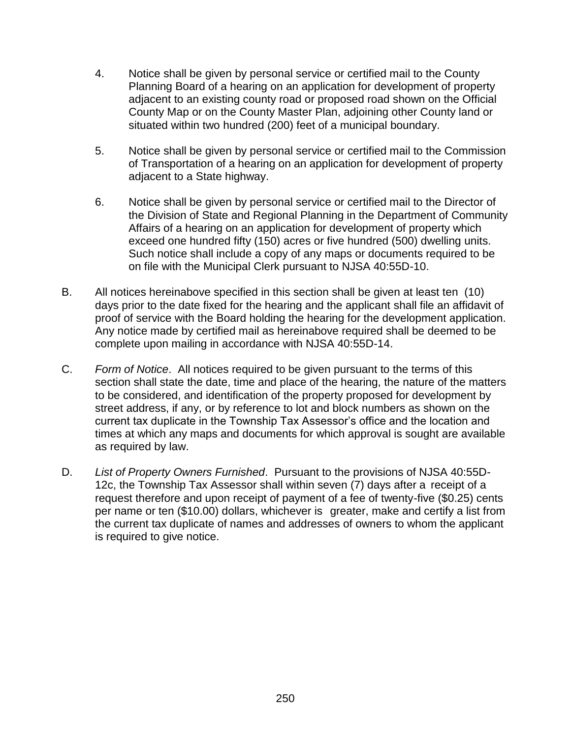4. Notice shall be given by personal service or certified mail to the County Planning Board of a hearing on an application for development of property adjacent to an existing county road or proposed road shown on the Official County Map or on the County Master Plan, adjoining other County land or situated within two hundred (200) feet of a municipal boundary.

5. Notice shall be given by personal service or certified mail to the Commission of Transportation of a hearing on an application for development of property adjacent to a State highway.

6. Notice shall be given by personal service or certified mail to the Director of the Division of State and Regional Planning in the Department of Community Affairs of a hearing on an application for development of property which exceed one hundred fifty (150) acres or five hundred (500) dwelling units. Such notice shall include a copy of any maps or documents required to be on file with the Municipal Clerk pursuant to NJSA 40:55D-10.

B. All notices hereinabove specified in this section shall be given at least ten (10) days prior to the date fixed for the hearing and the applicant shall file an affidavit of proof of service with the Board holding the hearing for the development application. Any notice made by certified mail as hereinabove required shall be deemed to be complete upon mailing in accordance with NJSA 40:55D-14.

C. *Form of Notice*. All notices required to be given pursuant to the terms of this section shall state the date, time and place of the hearing, the nature of the matters to be considered, and identification of the property proposed for development by street address, if any, or by reference to lot and block numbers as shown on the current tax duplicate in the Township Tax Assessor's office and the location and times at which any maps and documents for which approval is sought are available as required by law.

D. *List of Property Owners Furnished*. Pursuant to the provisions of NJSA 40:55D-12c, the Township Tax Assessor shall within seven (7) days after a receipt of a request therefore and upon receipt of payment of a fee of twenty-five ($0.25) cents per name or ten ($10.00) dollars, whichever is greater, make and certify a list from the current tax duplicate of names and addresses of owners to whom the applicant is required to give notice.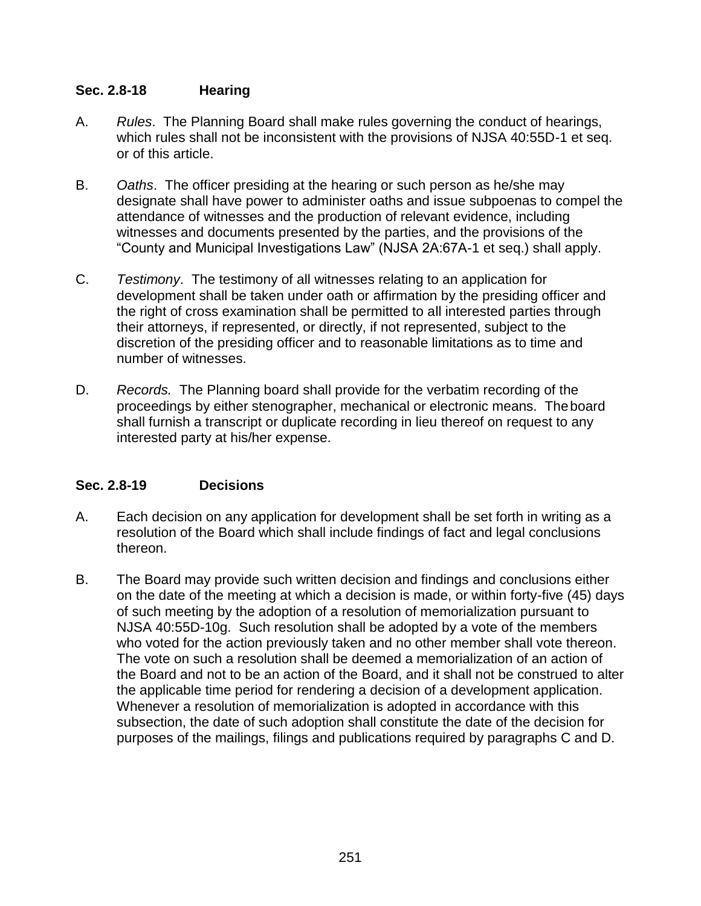### Sec. 2.8-18 Hearing

A. *Rules*. The Planning Board shall make rules governing the conduct of hearings, which rules shall not be inconsistent with the provisions of NJSA 40:55D-1 et seq. or of this article.

B. *Oaths*. The officer presiding at the hearing or such person as he/she may designate shall have power to administer oaths and issue subpoenas to compel the attendance of witnesses and the production of relevant evidence, including witnesses and documents presented by the parties, and the provisions of the "County and Municipal Investigations Law" (NJSA 2A:67A-1 et seq.) shall apply.

C. *Testimony*. The testimony of all witnesses relating to an application for development shall be taken under oath or affirmation by the presiding officer and the right of cross examination shall be permitted to all interested parties through their attorneys, if represented, or directly, if not represented, subject to the discretion of the presiding officer and to reasonable limitations as to time and number of witnesses.

D. *Records.* The Planning board shall provide for the verbatim recording of the proceedings by either stenographer, mechanical or electronic means. The board shall furnish a transcript or duplicate recording in lieu thereof on request to any interested party at his/her expense.

### Sec. 2.8-19 Decisions

A. Each decision on any application for development shall be set forth in writing as a resolution of the Board which shall include findings of fact and legal conclusions thereon.

B. The Board may provide such written decision and findings and conclusions either on the date of the meeting at which a decision is made, or within forty-five (45) days of such meeting by the adoption of a resolution of memorialization pursuant to NJSA 40:55D-10g. Such resolution shall be adopted by a vote of the members who voted for the action previously taken and no other member shall vote thereon. The vote on such a resolution shall be deemed a memorialization of an action of the Board and not to be an action of the Board, and it shall not be construed to alter the applicable time period for rendering a decision of a development application. Whenever a resolution of memorialization is adopted in accordance with this subsection, the date of such adoption shall constitute the date of the decision for purposes of the mailings, filings and publications required by paragraphs C and D.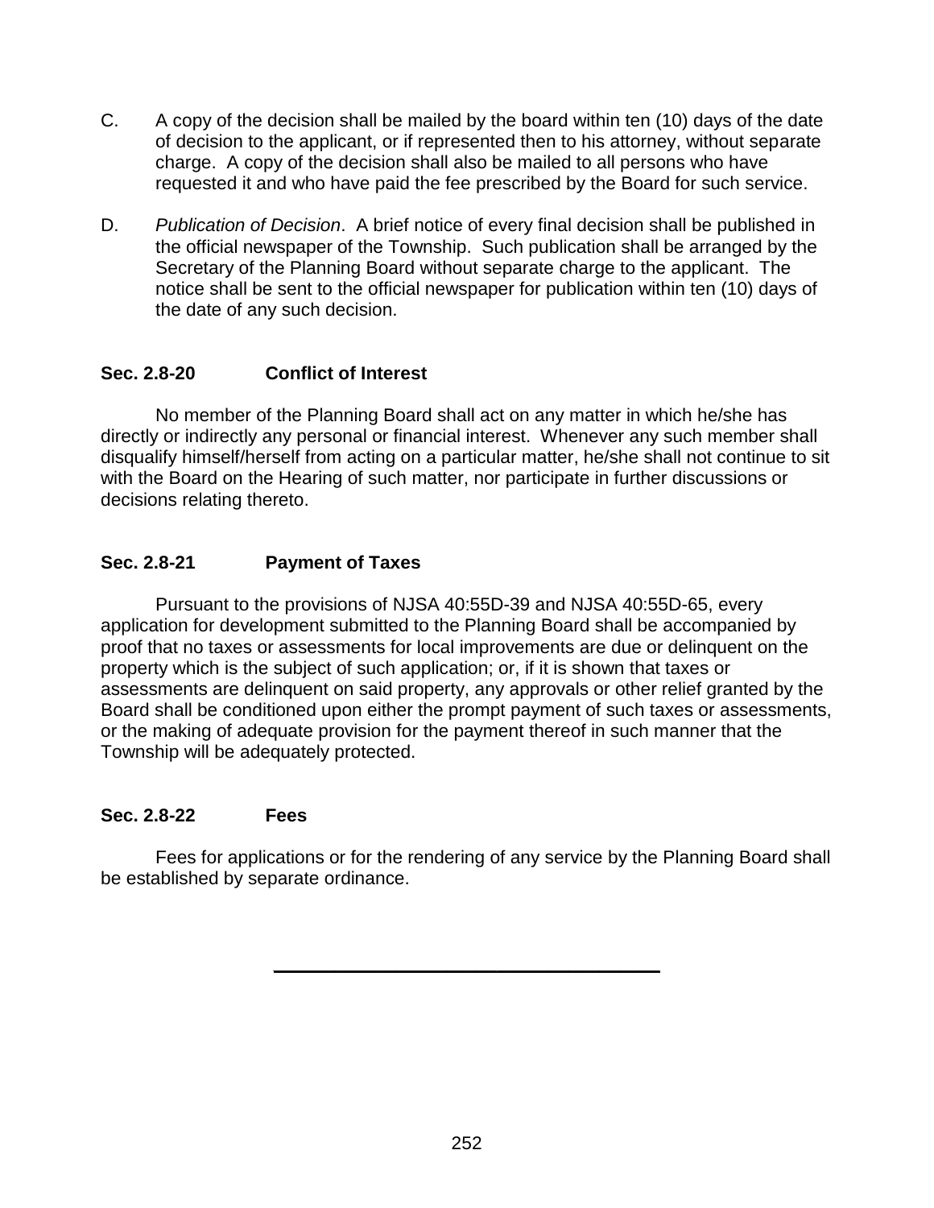C. A copy of the decision shall be mailed by the board within ten (10) days of the date of decision to the applicant, or if represented then to his attorney, without separate charge. A copy of the decision shall also be mailed to all persons who have requested it and who have paid the fee prescribed by the Board for such service.

D. *Publication of Decision*. A brief notice of every final decision shall be published in the official newspaper of the Township. Such publication shall be arranged by the Secretary of the Planning Board without separate charge to the applicant. The notice shall be sent to the official newspaper for publication within ten (10) days of the date of any such decision.

### Sec. 2.8-20 Conflict of Interest

No member of the Planning Board shall act on any matter in which he/she has directly or indirectly any personal or financial interest. Whenever any such member shall disqualify himself/herself from acting on a particular matter, he/she shall not continue to sit with the Board on the Hearing of such matter, nor participate in further discussions or decisions relating thereto.

### Sec. 2.8-21 Payment of Taxes

Pursuant to the provisions of NJSA 40:55D-39 and NJSA 40:55D-65, every application for development submitted to the Planning Board shall be accompanied by proof that no taxes or assessments for local improvements are due or delinquent on the property which is the subject of such application; or, if it is shown that taxes or assessments are delinquent on said property, any approvals or other relief granted by the Board shall be conditioned upon either the prompt payment of such taxes or assessments, or the making of adequate provision for the payment thereof in such manner that the Township will be adequately protected.

### Sec. 2.8-22 Fees

Fees for applications or for the rendering of any service by the Planning Board shall be established by separate ordinance.

---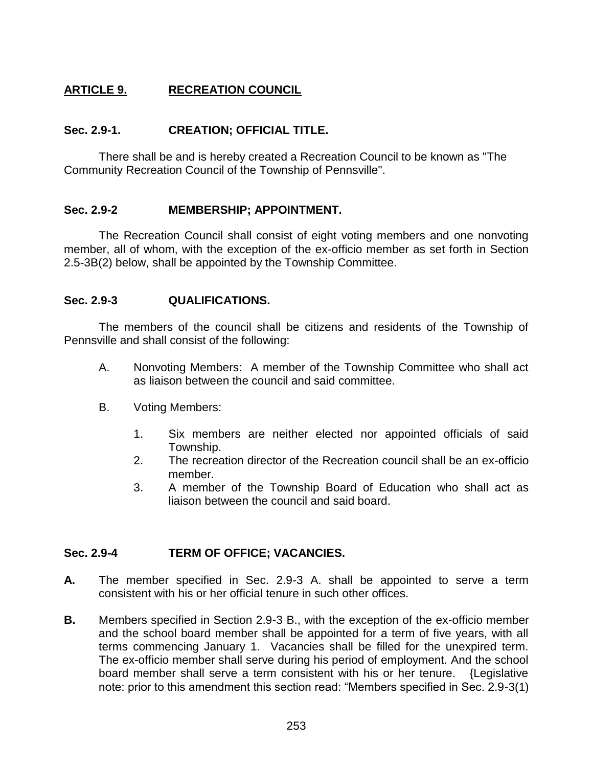## ARTICLE 9. RECREATION COUNCIL

### Sec. 2.9-1. CREATION; OFFICIAL TITLE.

There shall be and is hereby created a Recreation Council to be known as "The Community Recreation Council of the Township of Pennsville".

### Sec. 2.9-2 MEMBERSHIP; APPOINTMENT.

The Recreation Council shall consist of eight voting members and one nonvoting member, all of whom, with the exception of the ex-officio member as set forth in Section 2.5-3B(2) below, shall be appointed by the Township Committee.

### Sec. 2.9-3 QUALIFICATIONS.

The members of the council shall be citizens and residents of the Township of Pennsville and shall consist of the following:

A. Nonvoting Members: A member of the Township Committee who shall act as liaison between the council and said committee.

B. Voting Members:

1. Six members are neither elected nor appointed officials of said Township.
2. The recreation director of the Recreation council shall be an ex-officio member.
3. A member of the Township Board of Education who shall act as liaison between the council and said board.

### Sec. 2.9-4 TERM OF OFFICE; VACANCIES.

**A.** The member specified in Sec. 2.9-3 A. shall be appointed to serve a term consistent with his or her official tenure in such other offices.

**B.** Members specified in Section 2.9-3 B., with the exception of the ex-officio member and the school board member shall be appointed for a term of five years, with all terms commencing January 1. Vacancies shall be filled for the unexpired term. The ex-officio member shall serve during his period of employment. And the school board member shall serve a term consistent with his or her tenure. {Legislative note: prior to this amendment this section read: "Members specified in Sec. 2.9-3(1)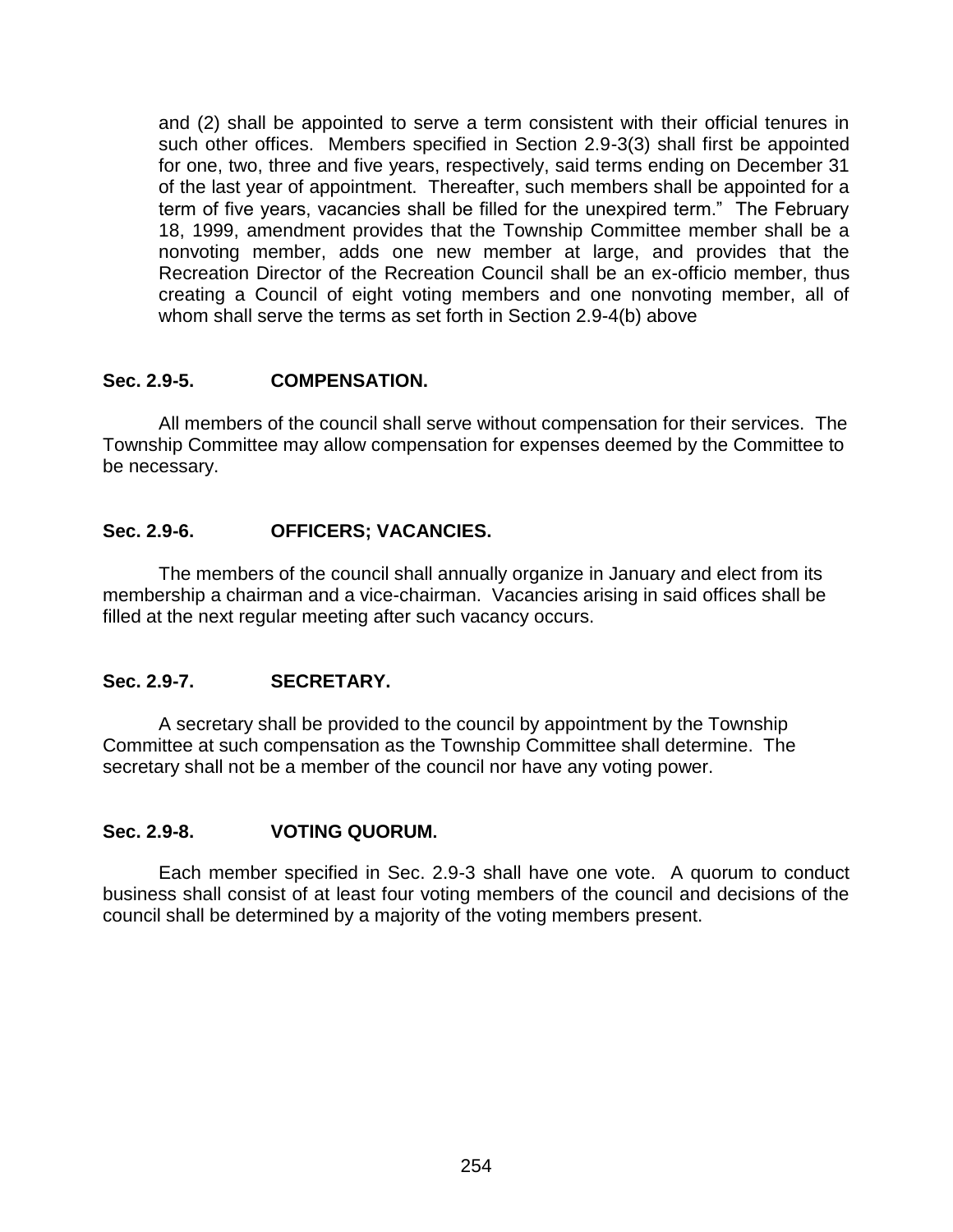and (2) shall be appointed to serve a term consistent with their official tenures in such other offices. Members specified in Section 2.9-3(3) shall first be appointed for one, two, three and five years, respectively, said terms ending on December 31 of the last year of appointment. Thereafter, such members shall be appointed for a term of five years, vacancies shall be filled for the unexpired term." The February 18, 1999, amendment provides that the Township Committee member shall be a nonvoting member, adds one new member at large, and provides that the Recreation Director of the Recreation Council shall be an ex-officio member, thus creating a Council of eight voting members and one nonvoting member, all of whom shall serve the terms as set forth in Section 2.9-4(b) above

**Sec. 2.9-5. COMPENSATION.**

All members of the council shall serve without compensation for their services. The Township Committee may allow compensation for expenses deemed by the Committee to be necessary.

**Sec. 2.9-6. OFFICERS; VACANCIES.**

The members of the council shall annually organize in January and elect from its membership a chairman and a vice-chairman. Vacancies arising in said offices shall be filled at the next regular meeting after such vacancy occurs.

**Sec. 2.9-7. SECRETARY.**

A secretary shall be provided to the council by appointment by the Township Committee at such compensation as the Township Committee shall determine. The secretary shall not be a member of the council nor have any voting power.

**Sec. 2.9-8. VOTING QUORUM.**

Each member specified in Sec. 2.9-3 shall have one vote. A quorum to conduct business shall consist of at least four voting members of the council and decisions of the council shall be determined by a majority of the voting members present.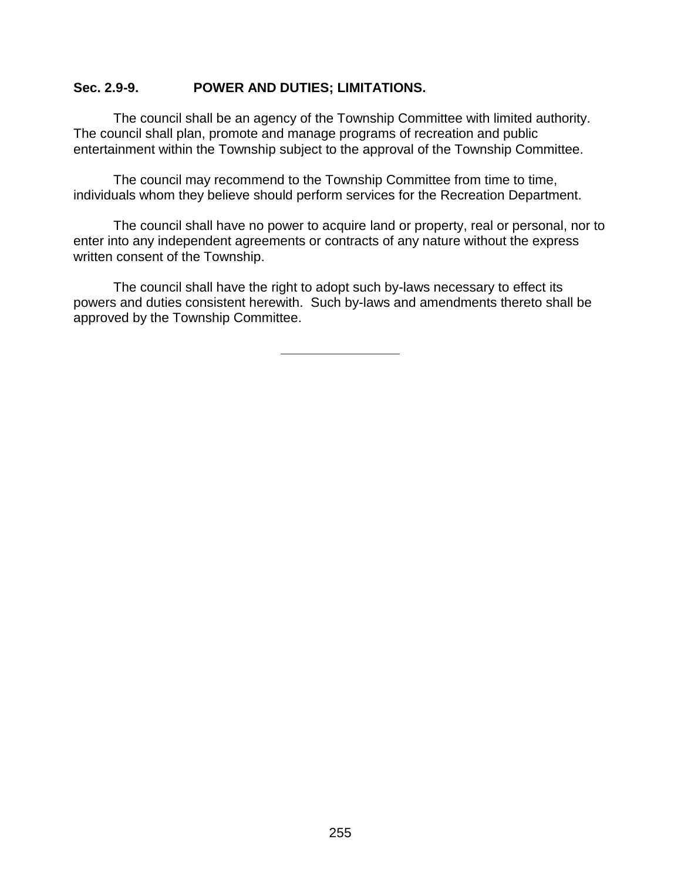### Sec. 2.9-9. POWER AND DUTIES; LIMITATIONS.

The council shall be an agency of the Township Committee with limited authority. The council shall plan, promote and manage programs of recreation and public entertainment within the Township subject to the approval of the Township Committee.

The council may recommend to the Township Committee from time to time, individuals whom they believe should perform services for the Recreation Department.

The council shall have no power to acquire land or property, real or personal, nor to enter into any independent agreements or contracts of any nature without the express written consent of the Township.

The council shall have the right to adopt such by-laws necessary to effect its powers and duties consistent herewith. Such by-laws and amendments thereto shall be approved by the Township Committee.

---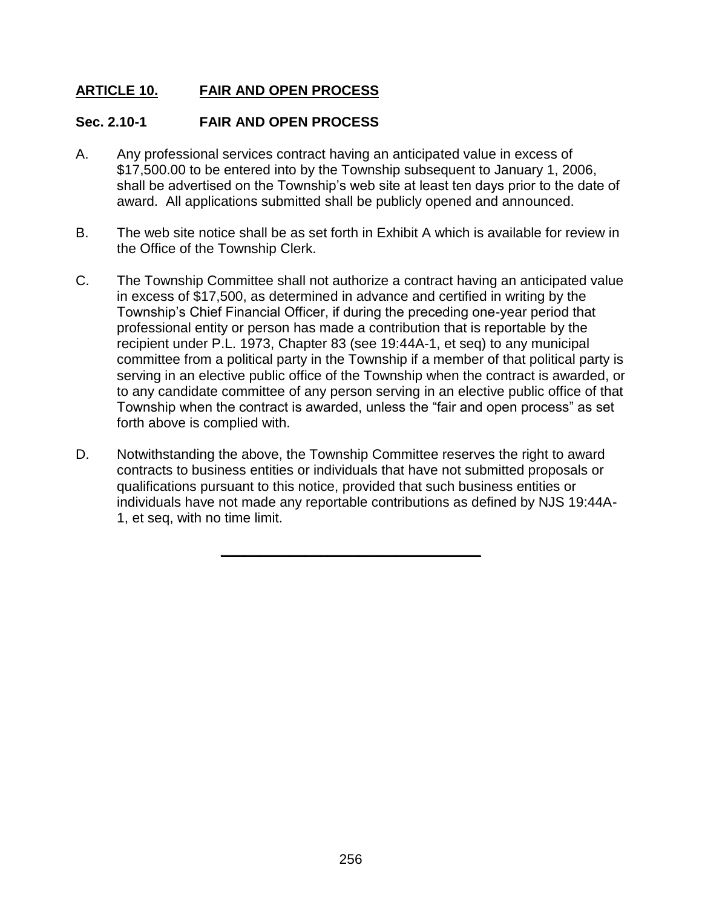## <u>ARTICLE 10. FAIR AND OPEN PROCESS</u>

### Sec. 2.10-1 FAIR AND OPEN PROCESS

A. Any professional services contract having an anticipated value in excess of $17,500.00 to be entered into by the Township subsequent to January 1, 2006, shall be advertised on the Township's web site at least ten days prior to the date of award. All applications submitted shall be publicly opened and announced.

B. The web site notice shall be as set forth in Exhibit A which is available for review in the Office of the Township Clerk.

C. The Township Committee shall not authorize a contract having an anticipated value in excess of $17,500, as determined in advance and certified in writing by the Township's Chief Financial Officer, if during the preceding one-year period that professional entity or person has made a contribution that is reportable by the recipient under P.L. 1973, Chapter 83 (see 19:44A-1, et seq) to any municipal committee from a political party in the Township if a member of that political party is serving in an elective public office of the Township when the contract is awarded, or to any candidate committee of any person serving in an elective public office of that Township when the contract is awarded, unless the "fair and open process" as set forth above is complied with.

D. Notwithstanding the above, the Township Committee reserves the right to award contracts to business entities or individuals that have not submitted proposals or qualifications pursuant to this notice, provided that such business entities or individuals have not made any reportable contributions as defined by NJS 19:44A-1, et seq, with no time limit.

---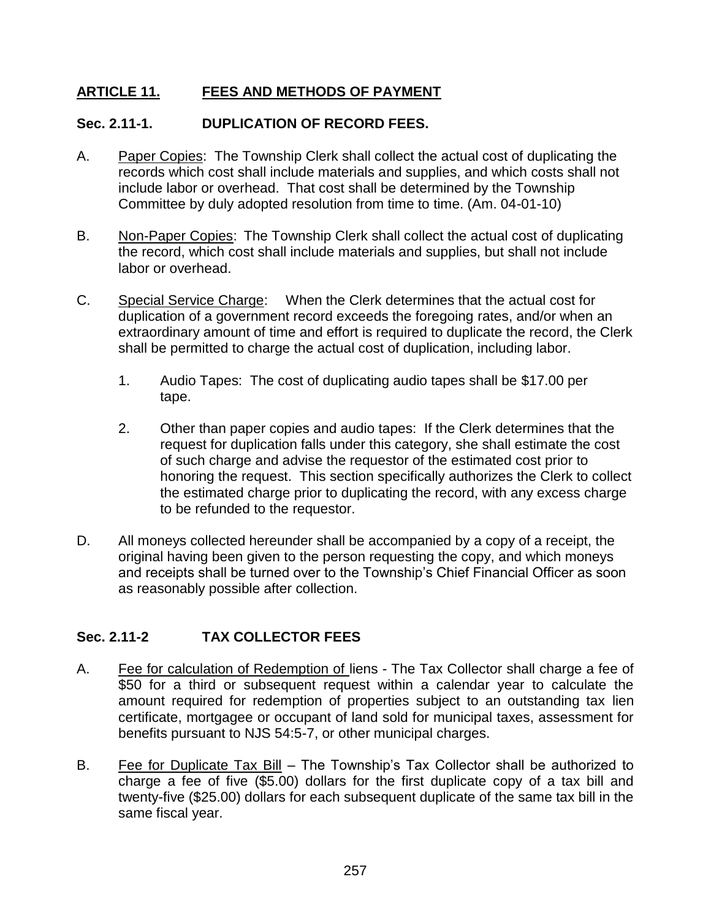## ARTICLE 11. FEES AND METHODS OF PAYMENT

### Sec. 2.11-1. DUPLICATION OF RECORD FEES.

A. Paper Copies: The Township Clerk shall collect the actual cost of duplicating the records which cost shall include materials and supplies, and which costs shall not include labor or overhead. That cost shall be determined by the Township Committee by duly adopted resolution from time to time. (Am. 04-01-10)

B. Non-Paper Copies: The Township Clerk shall collect the actual cost of duplicating the record, which cost shall include materials and supplies, but shall not include labor or overhead.

C. Special Service Charge: When the Clerk determines that the actual cost for duplication of a government record exceeds the foregoing rates, and/or when an extraordinary amount of time and effort is required to duplicate the record, the Clerk shall be permitted to charge the actual cost of duplication, including labor.

   1. Audio Tapes: The cost of duplicating audio tapes shall be $17.00 per tape.

   2. Other than paper copies and audio tapes: If the Clerk determines that the request for duplication falls under this category, she shall estimate the cost of such charge and advise the requestor of the estimated cost prior to honoring the request. This section specifically authorizes the Clerk to collect the estimated charge prior to duplicating the record, with any excess charge to be refunded to the requestor.

D. All moneys collected hereunder shall be accompanied by a copy of a receipt, the original having been given to the person requesting the copy, and which moneys and receipts shall be turned over to the Township's Chief Financial Officer as soon as reasonably possible after collection.

### Sec. 2.11-2 TAX COLLECTOR FEES

A. Fee for calculation of Redemption of liens - The Tax Collector shall charge a fee of $50 for a third or subsequent request within a calendar year to calculate the amount required for redemption of properties subject to an outstanding tax lien certificate, mortgagee or occupant of land sold for municipal taxes, assessment for benefits pursuant to NJS 54:5-7, or other municipal charges.

B. Fee for Duplicate Tax Bill – The Township's Tax Collector shall be authorized to charge a fee of five ($5.00) dollars for the first duplicate copy of a tax bill and twenty-five ($25.00) dollars for each subsequent duplicate of the same tax bill in the same fiscal year.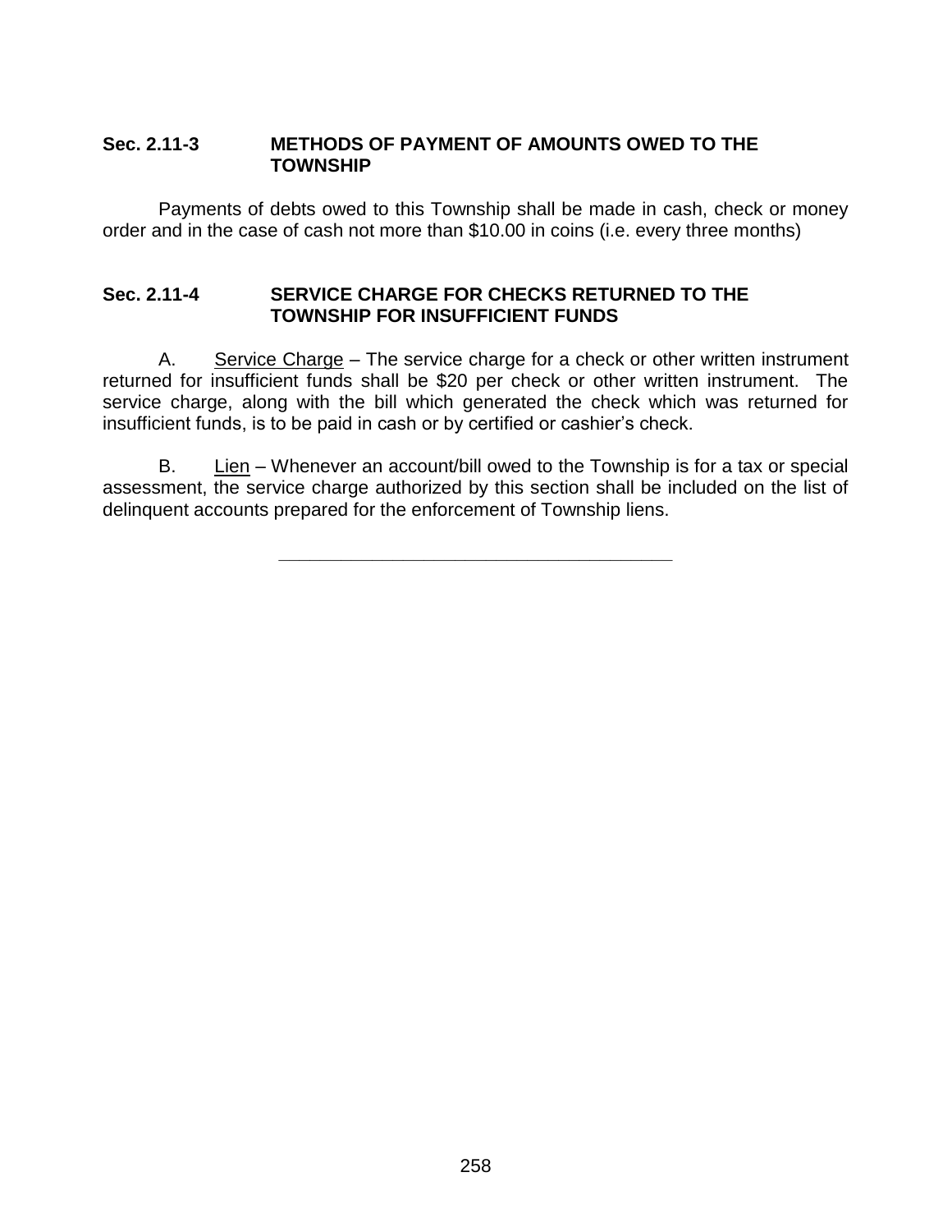### Sec. 2.11-3 METHODS OF PAYMENT OF AMOUNTS OWED TO THE TOWNSHIP

Payments of debts owed to this Township shall be made in cash, check or money order and in the case of cash not more than $10.00 in coins (i.e. every three months)

### Sec. 2.11-4 SERVICE CHARGE FOR CHECKS RETURNED TO THE TOWNSHIP FOR INSUFFICIENT FUNDS

A. Service Charge – The service charge for a check or other written instrument returned for insufficient funds shall be $20 per check or other written instrument. The service charge, along with the bill which generated the check which was returned for insufficient funds, is to be paid in cash or by certified or cashier's check.

B. Lien – Whenever an account/bill owed to the Township is for a tax or special assessment, the service charge authorized by this section shall be included on the list of delinquent accounts prepared for the enforcement of Township liens.

---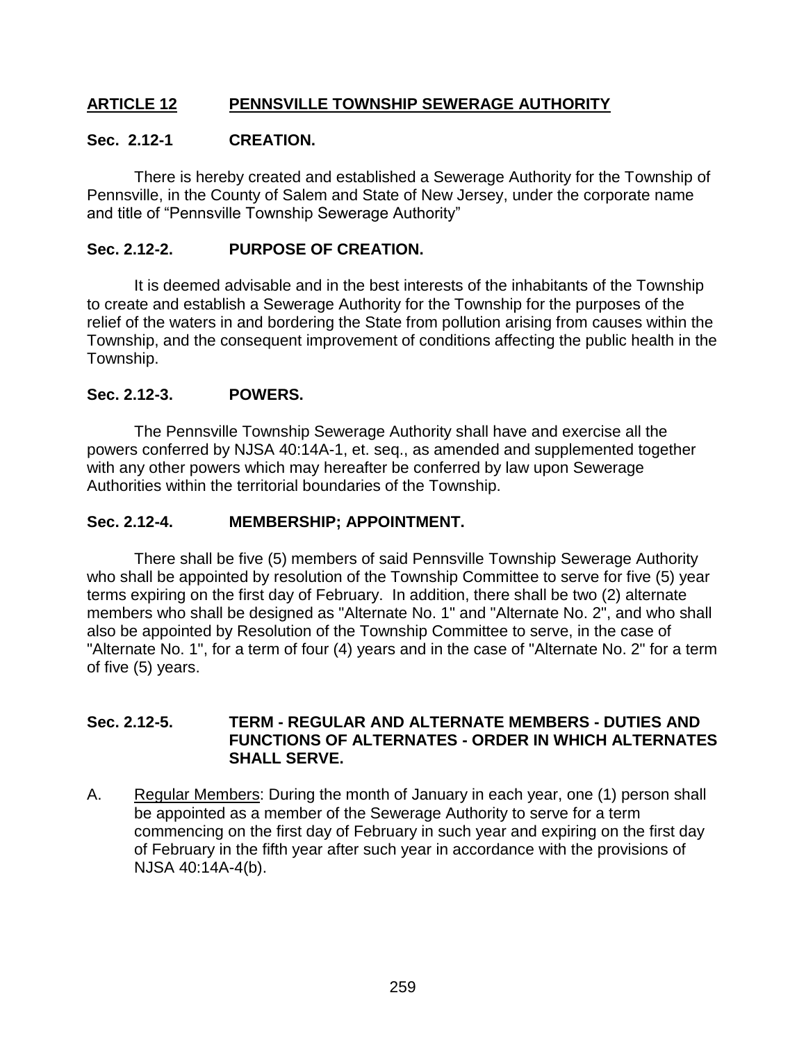## ARTICLE 12 PENNSVILLE TOWNSHIP SEWERAGE AUTHORITY

### Sec. 2.12-1 CREATION.

There is hereby created and established a Sewerage Authority for the Township of Pennsville, in the County of Salem and State of New Jersey, under the corporate name and title of "Pennsville Township Sewerage Authority"

### Sec. 2.12-2. PURPOSE OF CREATION.

It is deemed advisable and in the best interests of the inhabitants of the Township to create and establish a Sewerage Authority for the Township for the purposes of the relief of the waters in and bordering the State from pollution arising from causes within the Township, and the consequent improvement of conditions affecting the public health in the Township.

### Sec. 2.12-3. POWERS.

The Pennsville Township Sewerage Authority shall have and exercise all the powers conferred by NJSA 40:14A-1, et. seq., as amended and supplemented together with any other powers which may hereafter be conferred by law upon Sewerage Authorities within the territorial boundaries of the Township.

### Sec. 2.12-4. MEMBERSHIP; APPOINTMENT.

There shall be five (5) members of said Pennsville Township Sewerage Authority who shall be appointed by resolution of the Township Committee to serve for five (5) year terms expiring on the first day of February. In addition, there shall be two (2) alternate members who shall be designed as "Alternate No. 1" and "Alternate No. 2", and who shall also be appointed by Resolution of the Township Committee to serve, in the case of "Alternate No. 1", for a term of four (4) years and in the case of "Alternate No. 2" for a term of five (5) years.

### Sec. 2.12-5. TERM - REGULAR AND ALTERNATE MEMBERS - DUTIES AND FUNCTIONS OF ALTERNATES - ORDER IN WHICH ALTERNATES SHALL SERVE.

A. Regular Members: During the month of January in each year, one (1) person shall be appointed as a member of the Sewerage Authority to serve for a term commencing on the first day of February in such year and expiring on the first day of February in the fifth year after such year in accordance with the provisions of NJSA 40:14A-4(b).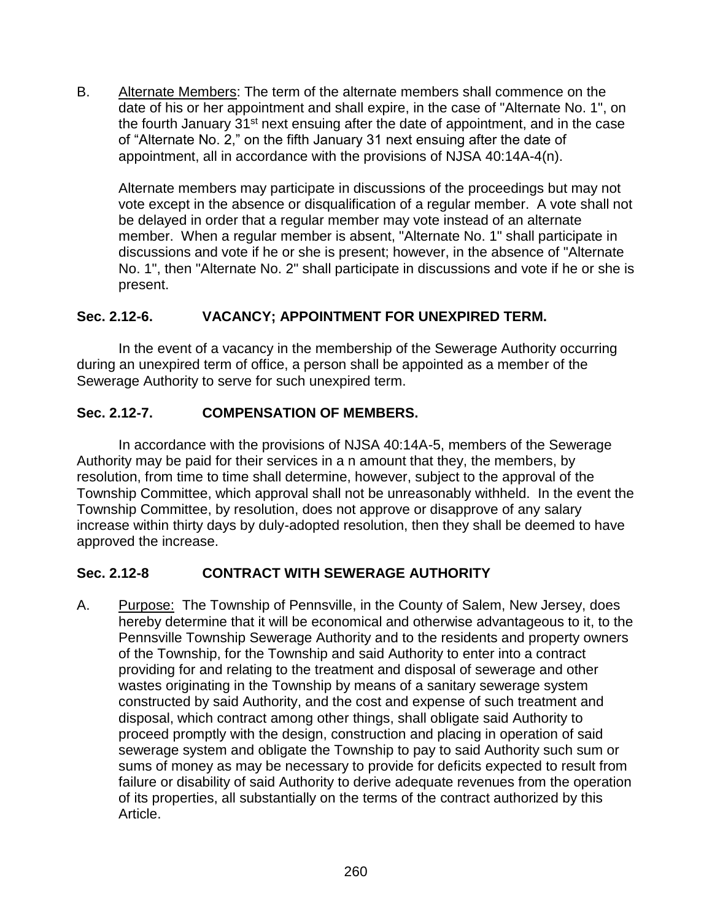B. Alternate Members: The term of the alternate members shall commence on the date of his or her appointment and shall expire, in the case of "Alternate No. 1", on the fourth January 31st next ensuing after the date of appointment, and in the case of "Alternate No. 2," on the fifth January 31 next ensuing after the date of appointment, all in accordance with the provisions of NJSA 40:14A-4(n).

   Alternate members may participate in discussions of the proceedings but may not vote except in the absence or disqualification of a regular member. A vote shall not be delayed in order that a regular member may vote instead of an alternate member. When a regular member is absent, "Alternate No. 1" shall participate in discussions and vote if he or she is present; however, in the absence of "Alternate No. 1", then "Alternate No. 2" shall participate in discussions and vote if he or she is present.

### Sec. 2.12-6. VACANCY; APPOINTMENT FOR UNEXPIRED TERM.

In the event of a vacancy in the membership of the Sewerage Authority occurring during an unexpired term of office, a person shall be appointed as a member of the Sewerage Authority to serve for such unexpired term.

### Sec. 2.12-7. COMPENSATION OF MEMBERS.

In accordance with the provisions of NJSA 40:14A-5, members of the Sewerage Authority may be paid for their services in a n amount that they, the members, by resolution, from time to time shall determine, however, subject to the approval of the Township Committee, which approval shall not be unreasonably withheld. In the event the Township Committee, by resolution, does not approve or disapprove of any salary increase within thirty days by duly-adopted resolution, then they shall be deemed to have approved the increase.

### Sec. 2.12-8 CONTRACT WITH SEWERAGE AUTHORITY

A. Purpose: The Township of Pennsville, in the County of Salem, New Jersey, does hereby determine that it will be economical and otherwise advantageous to it, to the Pennsville Township Sewerage Authority and to the residents and property owners of the Township, for the Township and said Authority to enter into a contract providing for and relating to the treatment and disposal of sewerage and other wastes originating in the Township by means of a sanitary sewerage system constructed by said Authority, and the cost and expense of such treatment and disposal, which contract among other things, shall obligate said Authority to proceed promptly with the design, construction and placing in operation of said sewerage system and obligate the Township to pay to said Authority such sum or sums of money as may be necessary to provide for deficits expected to result from failure or disability of said Authority to derive adequate revenues from the operation of its properties, all substantially on the terms of the contract authorized by this Article.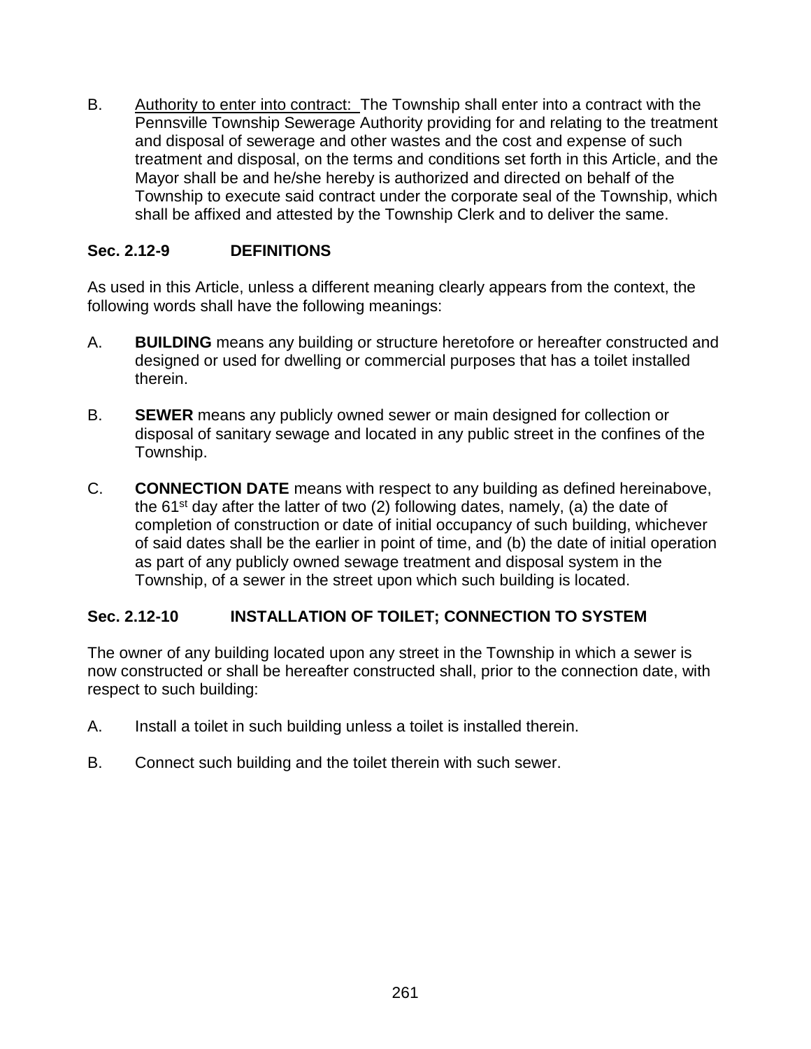B. Authority to enter into contract: The Township shall enter into a contract with the Pennsville Township Sewerage Authority providing for and relating to the treatment and disposal of sewerage and other wastes and the cost and expense of such treatment and disposal, on the terms and conditions set forth in this Article, and the Mayor shall be and he/she hereby is authorized and directed on behalf of the Township to execute said contract under the corporate seal of the Township, which shall be affixed and attested by the Township Clerk and to deliver the same.

### Sec. 2.12-9 DEFINITIONS

As used in this Article, unless a different meaning clearly appears from the context, the following words shall have the following meanings:

A. **BUILDING** means any building or structure heretofore or hereafter constructed and designed or used for dwelling or commercial purposes that has a toilet installed therein.

B. **SEWER** means any publicly owned sewer or main designed for collection or disposal of sanitary sewage and located in any public street in the confines of the Township.

C. **CONNECTION DATE** means with respect to any building as defined hereinabove, the 61st day after the latter of two (2) following dates, namely, (a) the date of completion of construction or date of initial occupancy of such building, whichever of said dates shall be the earlier in point of time, and (b) the date of initial operation as part of any publicly owned sewage treatment and disposal system in the Township, of a sewer in the street upon which such building is located.

### Sec. 2.12-10 INSTALLATION OF TOILET; CONNECTION TO SYSTEM

The owner of any building located upon any street in the Township in which a sewer is now constructed or shall be hereafter constructed shall, prior to the connection date, with respect to such building:

A. Install a toilet in such building unless a toilet is installed therein.

B. Connect such building and the toilet therein with such sewer.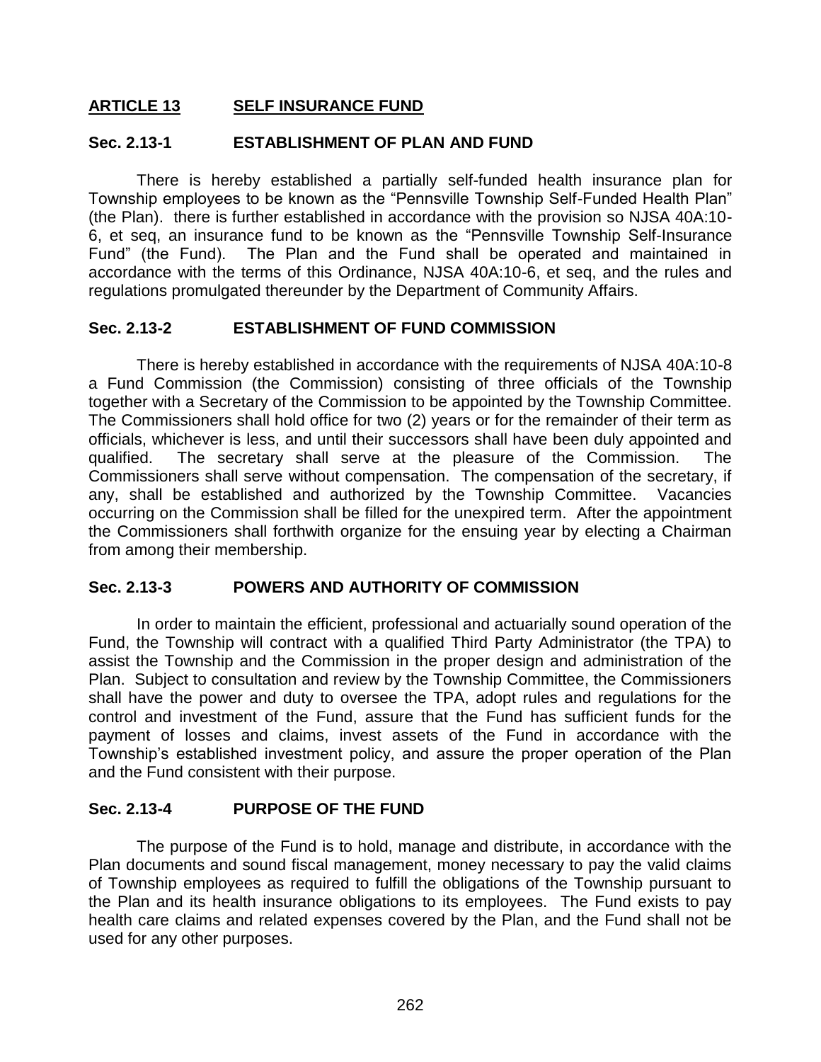## ARTICLE 13 SELF INSURANCE FUND

### Sec. 2.13-1 ESTABLISHMENT OF PLAN AND FUND

There is hereby established a partially self-funded health insurance plan for Township employees to be known as the "Pennsville Township Self-Funded Health Plan" (the Plan). there is further established in accordance with the provision so NJSA 40A:10-6, et seq, an insurance fund to be known as the "Pennsville Township Self-Insurance Fund" (the Fund). The Plan and the Fund shall be operated and maintained in accordance with the terms of this Ordinance, NJSA 40A:10-6, et seq, and the rules and regulations promulgated thereunder by the Department of Community Affairs.

### Sec. 2.13-2 ESTABLISHMENT OF FUND COMMISSION

There is hereby established in accordance with the requirements of NJSA 40A:10-8 a Fund Commission (the Commission) consisting of three officials of the Township together with a Secretary of the Commission to be appointed by the Township Committee. The Commissioners shall hold office for two (2) years or for the remainder of their term as officials, whichever is less, and until their successors shall have been duly appointed and qualified. The secretary shall serve at the pleasure of the Commission. The Commissioners shall serve without compensation. The compensation of the secretary, if any, shall be established and authorized by the Township Committee. Vacancies occurring on the Commission shall be filled for the unexpired term. After the appointment the Commissioners shall forthwith organize for the ensuing year by electing a Chairman from among their membership.

### Sec. 2.13-3 POWERS AND AUTHORITY OF COMMISSION

In order to maintain the efficient, professional and actuarially sound operation of the Fund, the Township will contract with a qualified Third Party Administrator (the TPA) to assist the Township and the Commission in the proper design and administration of the Plan. Subject to consultation and review by the Township Committee, the Commissioners shall have the power and duty to oversee the TPA, adopt rules and regulations for the control and investment of the Fund, assure that the Fund has sufficient funds for the payment of losses and claims, invest assets of the Fund in accordance with the Township's established investment policy, and assure the proper operation of the Plan and the Fund consistent with their purpose.

### Sec. 2.13-4 PURPOSE OF THE FUND

The purpose of the Fund is to hold, manage and distribute, in accordance with the Plan documents and sound fiscal management, money necessary to pay the valid claims of Township employees as required to fulfill the obligations of the Township pursuant to the Plan and its health insurance obligations to its employees. The Fund exists to pay health care claims and related expenses covered by the Plan, and the Fund shall not be used for any other purposes.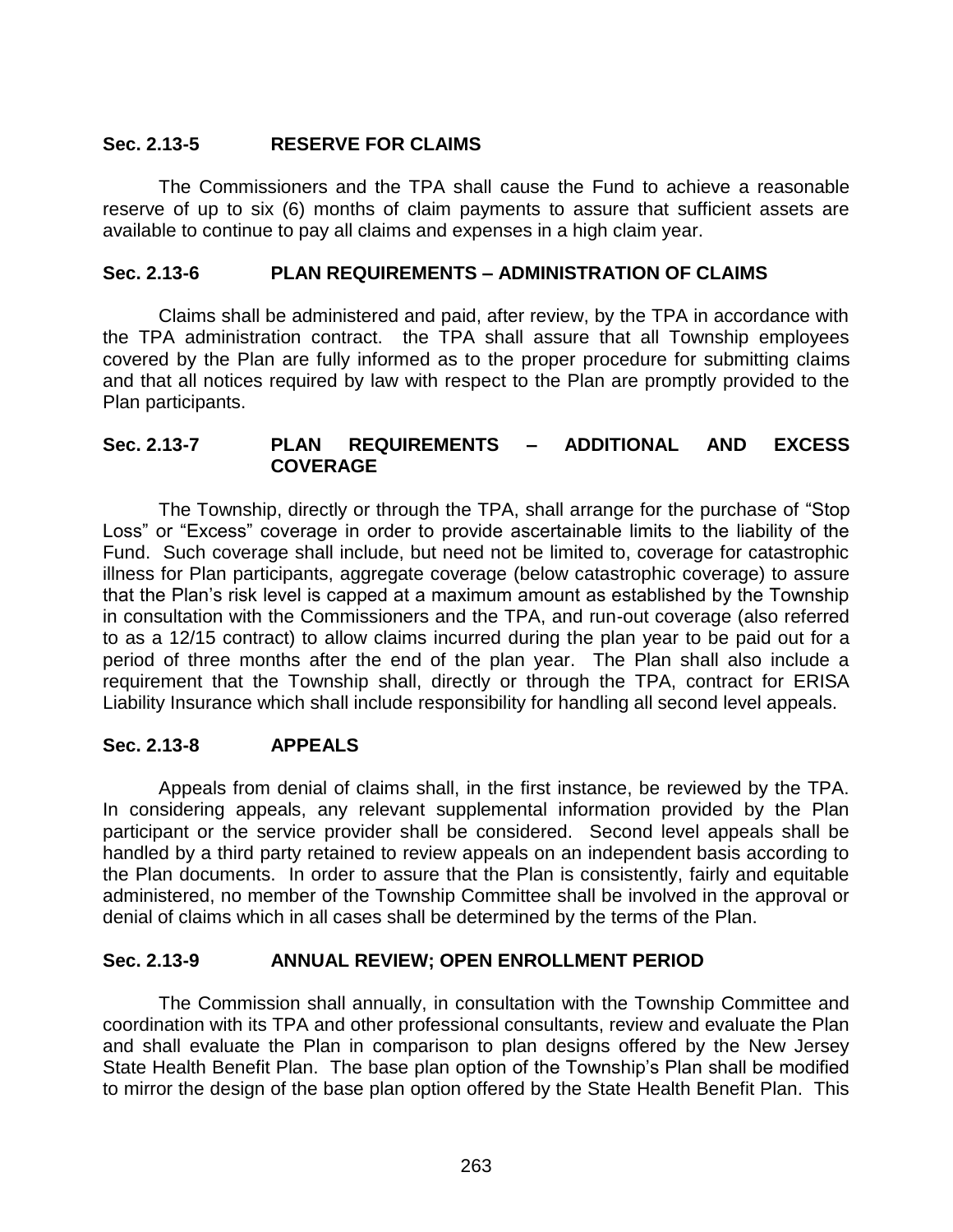### Sec. 2.13-5 RESERVE FOR CLAIMS

The Commissioners and the TPA shall cause the Fund to achieve a reasonable reserve of up to six (6) months of claim payments to assure that sufficient assets are available to continue to pay all claims and expenses in a high claim year.

### Sec. 2.13-6 PLAN REQUIREMENTS – ADMINISTRATION OF CLAIMS

Claims shall be administered and paid, after review, by the TPA in accordance with the TPA administration contract. the TPA shall assure that all Township employees covered by the Plan are fully informed as to the proper procedure for submitting claims and that all notices required by law with respect to the Plan are promptly provided to the Plan participants.

### Sec. 2.13-7 PLAN REQUIREMENTS – ADDITIONAL AND EXCESS COVERAGE

The Township, directly or through the TPA, shall arrange for the purchase of "Stop Loss" or "Excess" coverage in order to provide ascertainable limits to the liability of the Fund. Such coverage shall include, but need not be limited to, coverage for catastrophic illness for Plan participants, aggregate coverage (below catastrophic coverage) to assure that the Plan's risk level is capped at a maximum amount as established by the Township in consultation with the Commissioners and the TPA, and run-out coverage (also referred to as a 12/15 contract) to allow claims incurred during the plan year to be paid out for a period of three months after the end of the plan year. The Plan shall also include a requirement that the Township shall, directly or through the TPA, contract for ERISA Liability Insurance which shall include responsibility for handling all second level appeals.

### Sec. 2.13-8 APPEALS

Appeals from denial of claims shall, in the first instance, be reviewed by the TPA. In considering appeals, any relevant supplemental information provided by the Plan participant or the service provider shall be considered. Second level appeals shall be handled by a third party retained to review appeals on an independent basis according to the Plan documents. In order to assure that the Plan is consistently, fairly and equitable administered, no member of the Township Committee shall be involved in the approval or denial of claims which in all cases shall be determined by the terms of the Plan.

### Sec. 2.13-9 ANNUAL REVIEW; OPEN ENROLLMENT PERIOD

The Commission shall annually, in consultation with the Township Committee and coordination with its TPA and other professional consultants, review and evaluate the Plan and shall evaluate the Plan in comparison to plan designs offered by the New Jersey State Health Benefit Plan. The base plan option of the Township's Plan shall be modified to mirror the design of the base plan option offered by the State Health Benefit Plan. This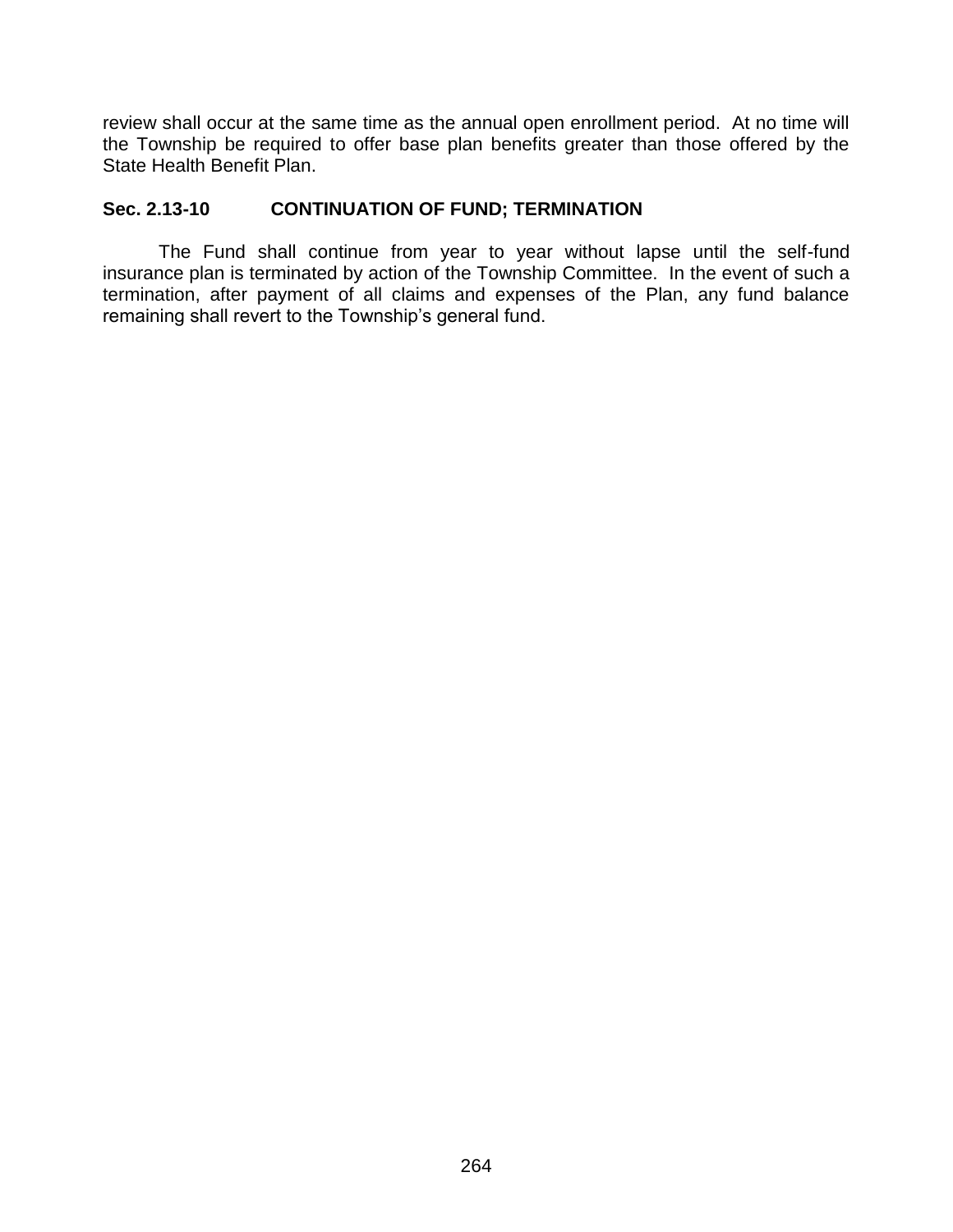review shall occur at the same time as the annual open enrollment period. At no time will the Township be required to offer base plan benefits greater than those offered by the State Health Benefit Plan.

### Sec. 2.13-10 CONTINUATION OF FUND; TERMINATION

The Fund shall continue from year to year without lapse until the self-fund insurance plan is terminated by action of the Township Committee. In the event of such a termination, after payment of all claims and expenses of the Plan, any fund balance remaining shall revert to the Township's general fund.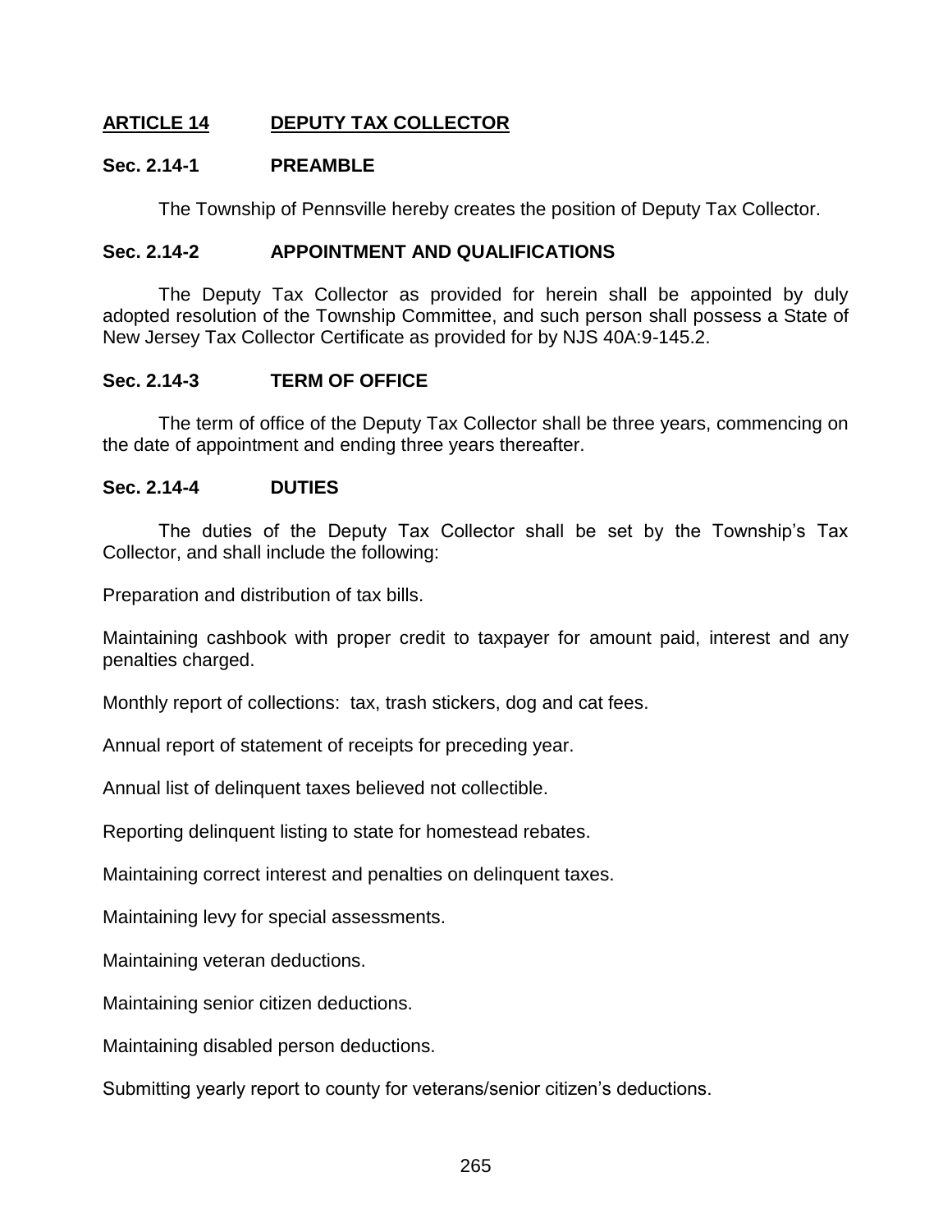## ARTICLE 14 DEPUTY TAX COLLECTOR

### Sec. 2.14-1 PREAMBLE

The Township of Pennsville hereby creates the position of Deputy Tax Collector.

### Sec. 2.14-2 APPOINTMENT AND QUALIFICATIONS

The Deputy Tax Collector as provided for herein shall be appointed by duly adopted resolution of the Township Committee, and such person shall possess a State of New Jersey Tax Collector Certificate as provided for by NJS 40A:9-145.2.

### Sec. 2.14-3 TERM OF OFFICE

The term of office of the Deputy Tax Collector shall be three years, commencing on the date of appointment and ending three years thereafter.

### Sec. 2.14-4 DUTIES

The duties of the Deputy Tax Collector shall be set by the Township's Tax Collector, and shall include the following:

Preparation and distribution of tax bills.

Maintaining cashbook with proper credit to taxpayer for amount paid, interest and any penalties charged.

Monthly report of collections: tax, trash stickers, dog and cat fees.

Annual report of statement of receipts for preceding year.

Annual list of delinquent taxes believed not collectible.

Reporting delinquent listing to state for homestead rebates.

Maintaining correct interest and penalties on delinquent taxes.

Maintaining levy for special assessments.

Maintaining veteran deductions.

Maintaining senior citizen deductions.

Maintaining disabled person deductions.

Submitting yearly report to county for veterans/senior citizen's deductions.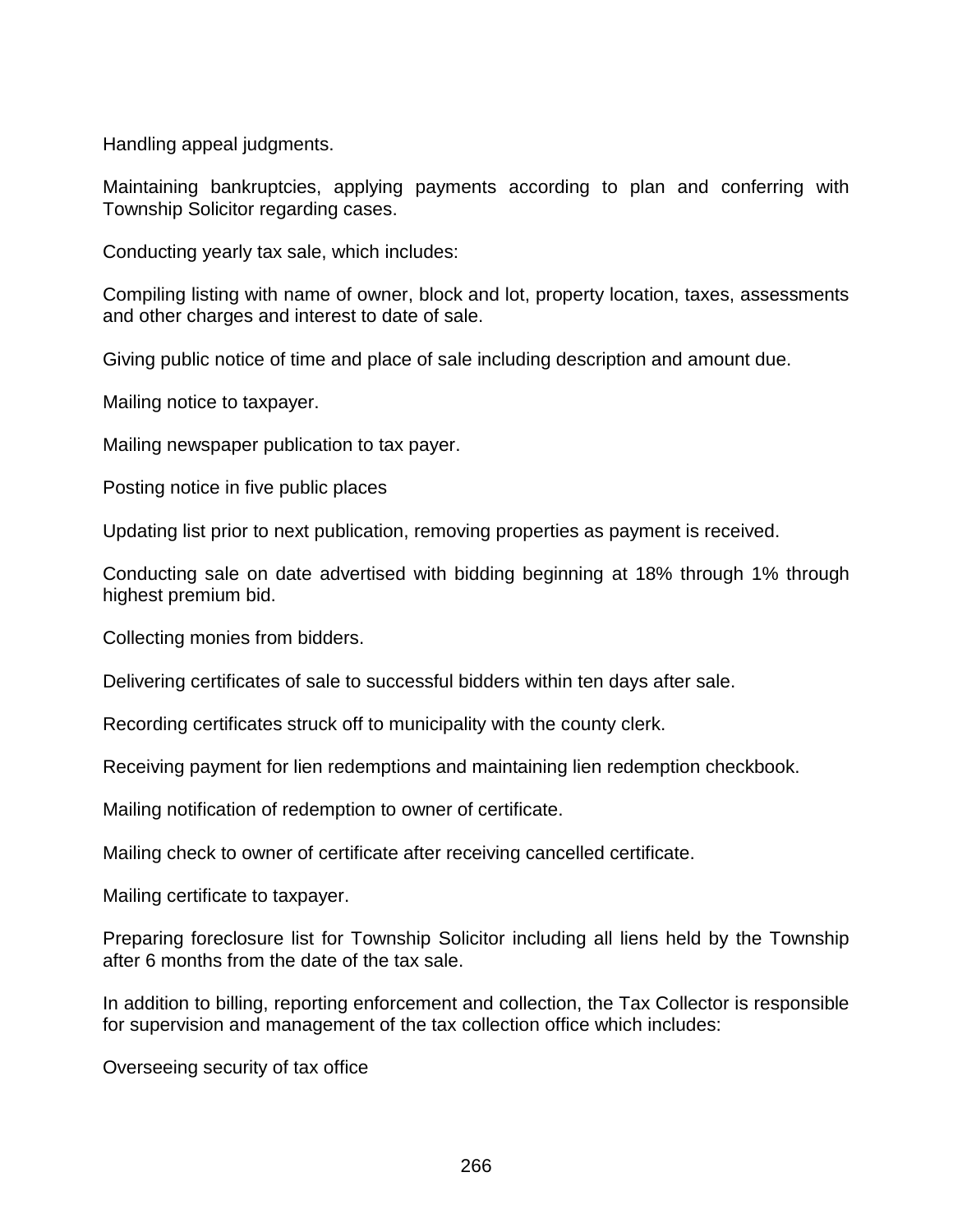Handling appeal judgments.

Maintaining bankruptcies, applying payments according to plan and conferring with Township Solicitor regarding cases.

Conducting yearly tax sale, which includes:

Compiling listing with name of owner, block and lot, property location, taxes, assessments and other charges and interest to date of sale.

Giving public notice of time and place of sale including description and amount due.

Mailing notice to taxpayer.

Mailing newspaper publication to tax payer.

Posting notice in five public places

Updating list prior to next publication, removing properties as payment is received.

Conducting sale on date advertised with bidding beginning at 18% through 1% through highest premium bid.

Collecting monies from bidders.

Delivering certificates of sale to successful bidders within ten days after sale.

Recording certificates struck off to municipality with the county clerk.

Receiving payment for lien redemptions and maintaining lien redemption checkbook.

Mailing notification of redemption to owner of certificate.

Mailing check to owner of certificate after receiving cancelled certificate.

Mailing certificate to taxpayer.

Preparing foreclosure list for Township Solicitor including all liens held by the Township after 6 months from the date of the tax sale.

In addition to billing, reporting enforcement and collection, the Tax Collector is responsible for supervision and management of the tax collection office which includes:

Overseeing security of tax office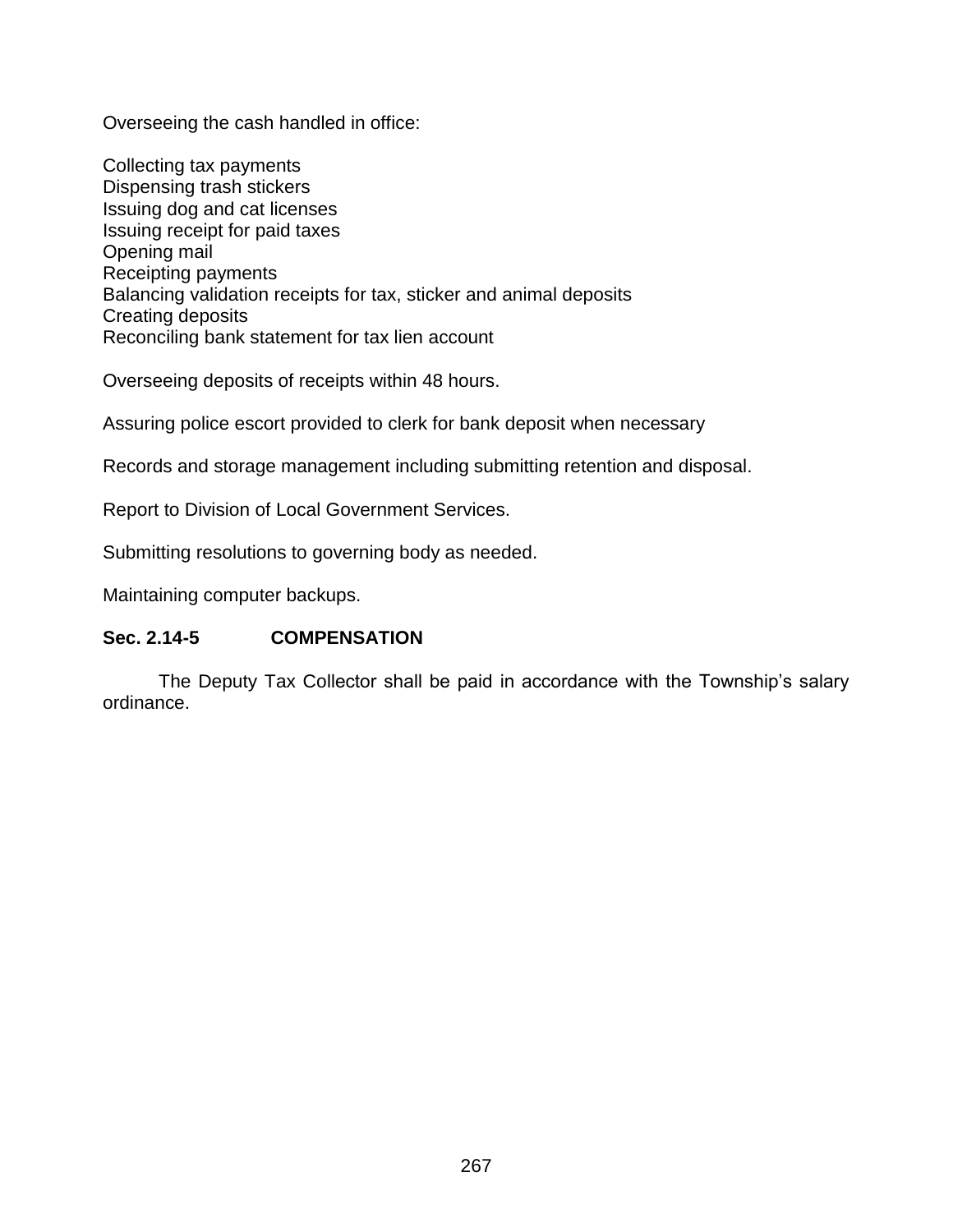Overseeing the cash handled in office:

Collecting tax payments
Dispensing trash stickers
Issuing dog and cat licenses
Issuing receipt for paid taxes
Opening mail
Receipting payments
Balancing validation receipts for tax, sticker and animal deposits
Creating deposits
Reconciling bank statement for tax lien account

Overseeing deposits of receipts within 48 hours.

Assuring police escort provided to clerk for bank deposit when necessary

Records and storage management including submitting retention and disposal.

Report to Division of Local Government Services.

Submitting resolutions to governing body as needed.

Maintaining computer backups.

**Sec. 2.14-5 COMPENSATION**

The Deputy Tax Collector shall be paid in accordance with the Township's salary ordinance.